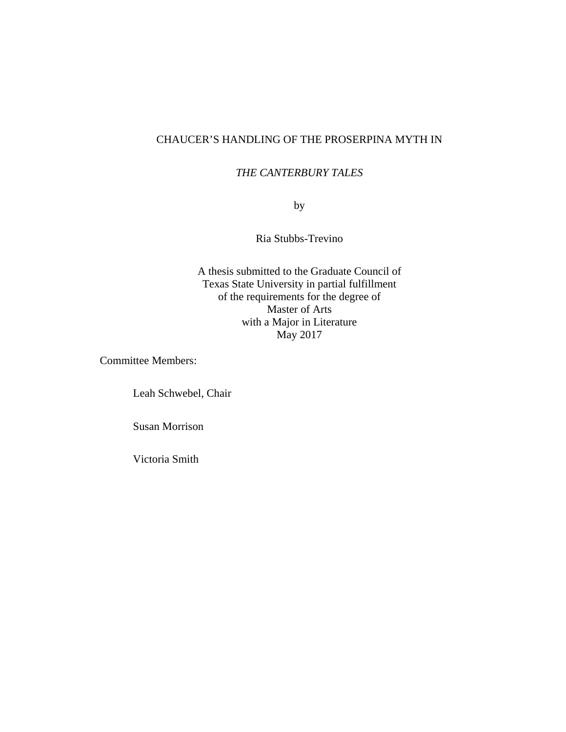# CHAUCER'S HANDLING OF THE PROSERPINA MYTH IN

# *THE CANTERBURY TALES*

by

Ria Stubbs-Trevino

A thesis submitted to the Graduate Council of
Texas State University in partial fulfillment
of the requirements for the degree of
Master of Arts
with a Major in Literature
May 2017

Committee Members:

Leah Schwebel, Chair

Susan Morrison

Victoria Smith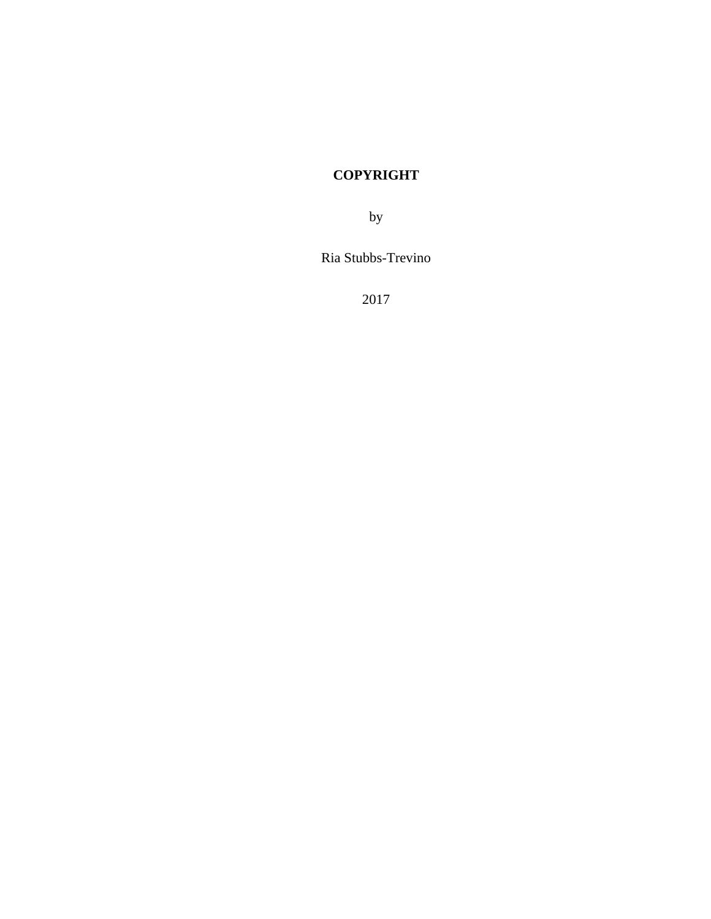**COPYRIGHT**

by

Ria Stubbs-Trevino

2017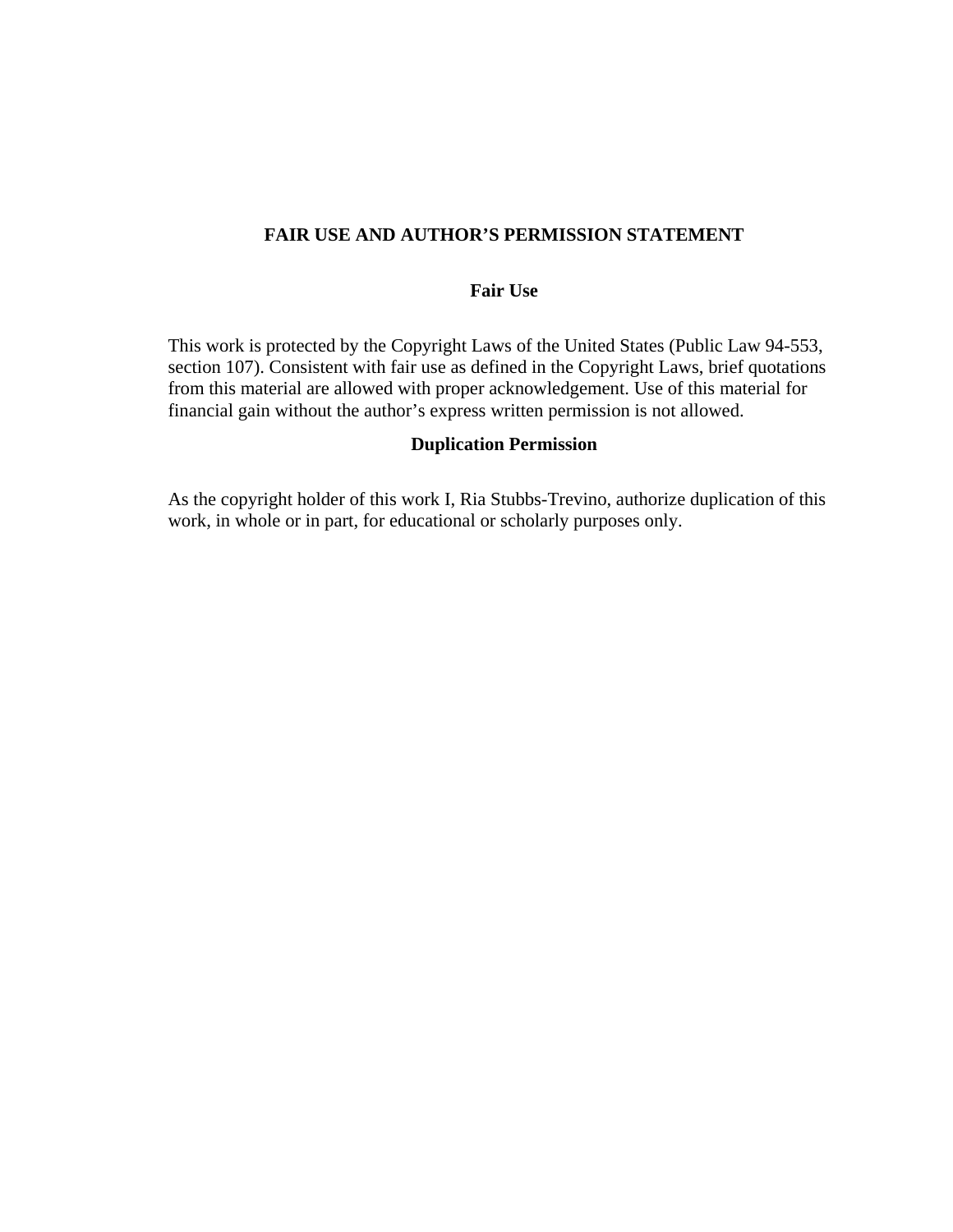# FAIR USE AND AUTHOR'S PERMISSION STATEMENT

## Fair Use

This work is protected by the Copyright Laws of the United States (Public Law 94-553, section 107). Consistent with fair use as defined in the Copyright Laws, brief quotations from this material are allowed with proper acknowledgement. Use of this material for financial gain without the author's express written permission is not allowed.

## Duplication Permission

As the copyright holder of this work I, Ria Stubbs-Trevino, authorize duplication of this work, in whole or in part, for educational or scholarly purposes only.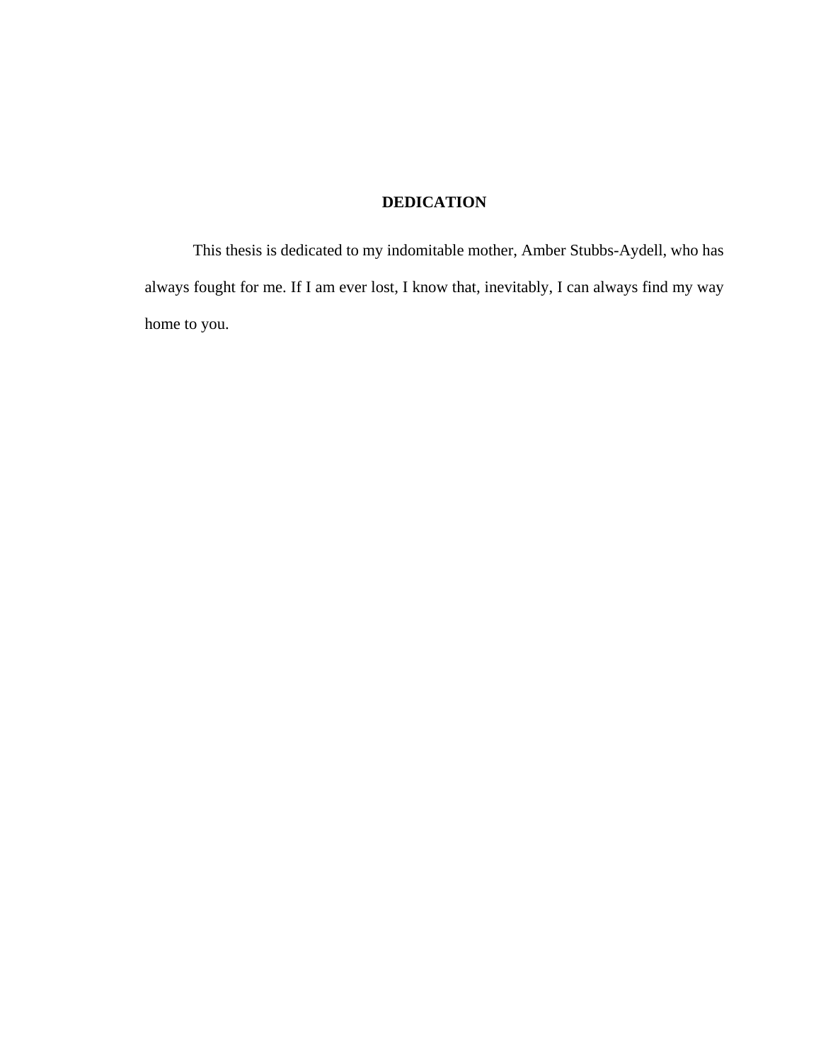# DEDICATION

This thesis is dedicated to my indomitable mother, Amber Stubbs-Aydell, who has always fought for me. If I am ever lost, I know that, inevitably, I can always find my way home to you.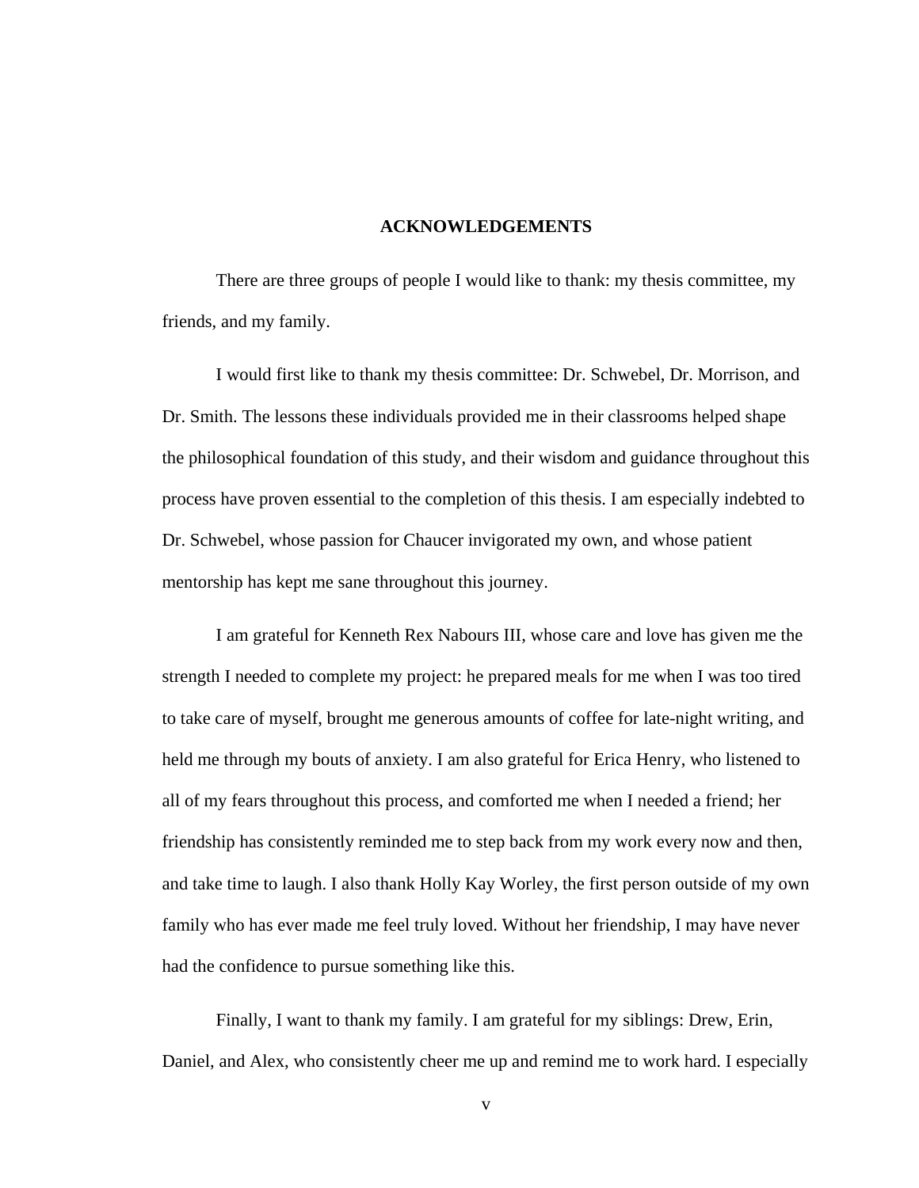## ACKNOWLEDGEMENTS

There are three groups of people I would like to thank: my thesis committee, my friends, and my family.

I would first like to thank my thesis committee: Dr. Schwebel, Dr. Morrison, and Dr. Smith. The lessons these individuals provided me in their classrooms helped shape the philosophical foundation of this study, and their wisdom and guidance throughout this process have proven essential to the completion of this thesis. I am especially indebted to Dr. Schwebel, whose passion for Chaucer invigorated my own, and whose patient mentorship has kept me sane throughout this journey.

I am grateful for Kenneth Rex Nabours III, whose care and love has given me the strength I needed to complete my project: he prepared meals for me when I was too tired to take care of myself, brought me generous amounts of coffee for late-night writing, and held me through my bouts of anxiety. I am also grateful for Erica Henry, who listened to all of my fears throughout this process, and comforted me when I needed a friend; her friendship has consistently reminded me to step back from my work every now and then, and take time to laugh. I also thank Holly Kay Worley, the first person outside of my own family who has ever made me feel truly loved. Without her friendship, I may have never had the confidence to pursue something like this.

Finally, I want to thank my family. I am grateful for my siblings: Drew, Erin, Daniel, and Alex, who consistently cheer me up and remind me to work hard. I especially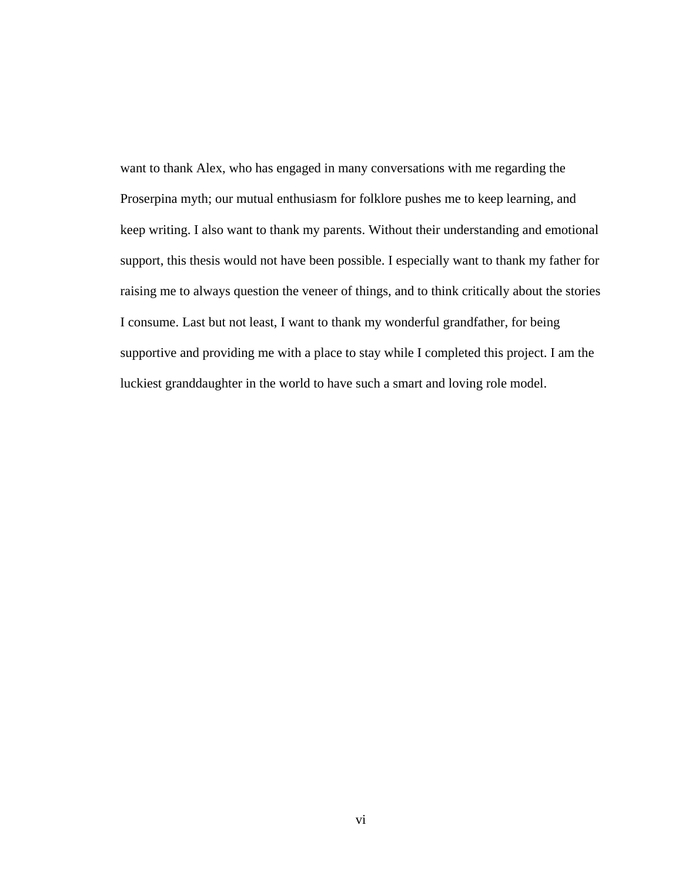want to thank Alex, who has engaged in many conversations with me regarding the Proserpina myth; our mutual enthusiasm for folklore pushes me to keep learning, and keep writing. I also want to thank my parents. Without their understanding and emotional support, this thesis would not have been possible. I especially want to thank my father for raising me to always question the veneer of things, and to think critically about the stories I consume. Last but not least, I want to thank my wonderful grandfather, for being supportive and providing me with a place to stay while I completed this project. I am the luckiest granddaughter in the world to have such a smart and loving role model.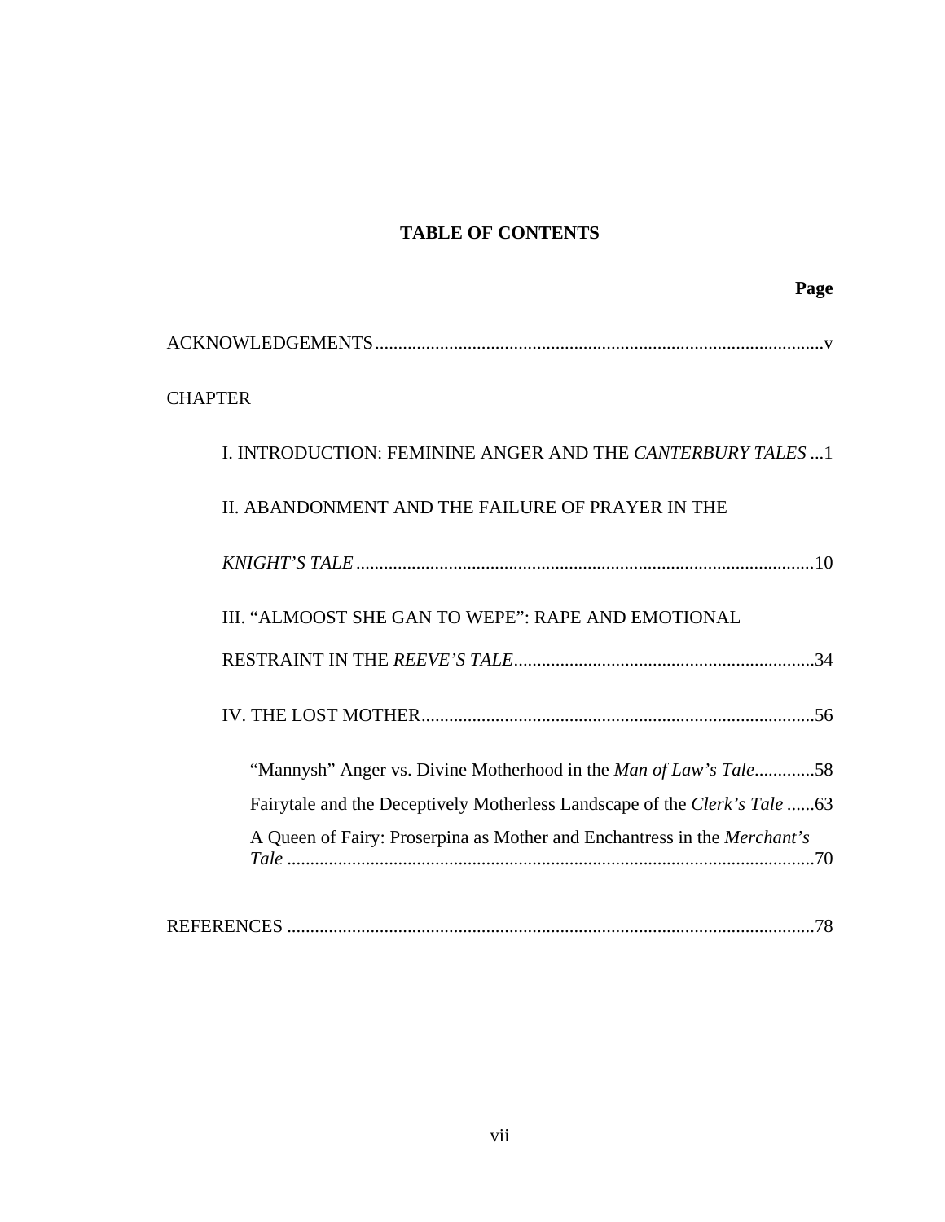# TABLE OF CONTENTS

**Page**

ACKNOWLEDGEMENTS................................................................................................v

CHAPTER

I. INTRODUCTION: FEMININE ANGER AND THE *CANTERBURY TALES* ...1

II. ABANDONMENT AND THE FAILURE OF PRAYER IN THE *KNIGHT'S TALE*..................................................................................................10

III. "ALMOOST SHE GAN TO WEPE": RAPE AND EMOTIONAL RESTRAINT IN THE *REEVE'S TALE*.................................................................34

IV. THE LOST MOTHER.....................................................................................56

"Mannysh" Anger vs. Divine Motherhood in the *Man of Law's Tale*.............58

Fairytale and the Deceptively Motherless Landscape of the *Clerk's Tale* ......63

A Queen of Fairy: Proserpina as Mother and Enchantress in the *Merchant's Tale* ..................................................................................................................70

REFERENCES ..................................................................................................................78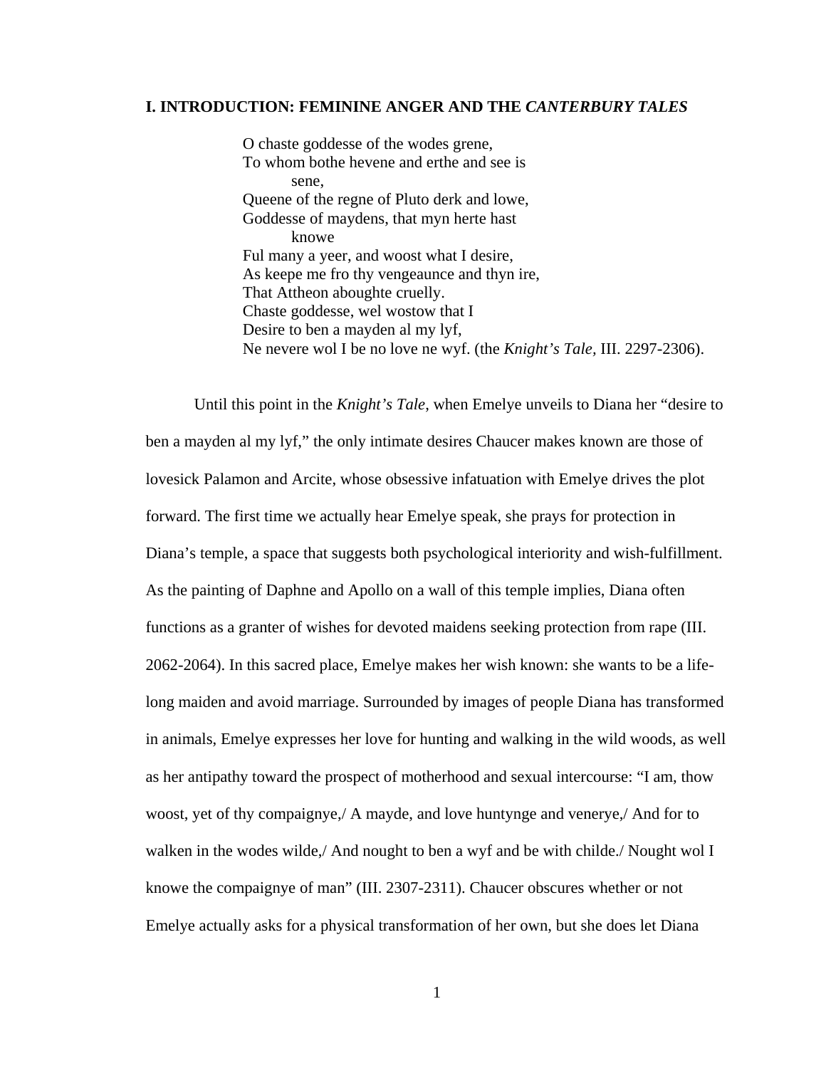## I. INTRODUCTION: FEMININE ANGER AND THE *CANTERBURY TALES*

> O chaste goddesse of the wodes grene,
> To whom bothe hevene and erthe and see is
> sene,
> Queene of the regne of Pluto derk and lowe,
> Goddesse of maydens, that myn herte hast
> knowe
> Ful many a yeer, and woost what I desire,
> As keepe me fro thy vengeaunce and thyn ire,
> That Attheon aboughte cruelly.
> Chaste goddesse, wel wostow that I
> Desire to ben a mayden al my lyf,
> Ne nevere wol I be no love ne wyf. (the *Knight's Tale*, III. 2297-2306).

Until this point in the *Knight's Tale*, when Emelye unveils to Diana her "desire to ben a mayden al my lyf," the only intimate desires Chaucer makes known are those of lovesick Palamon and Arcite, whose obsessive infatuation with Emelye drives the plot forward. The first time we actually hear Emelye speak, she prays for protection in Diana's temple, a space that suggests both psychological interiority and wish-fulfillment. As the painting of Daphne and Apollo on a wall of this temple implies, Diana often functions as a granter of wishes for devoted maidens seeking protection from rape (III. 2062-2064). In this sacred place, Emelye makes her wish known: she wants to be a life-long maiden and avoid marriage. Surrounded by images of people Diana has transformed in animals, Emelye expresses her love for hunting and walking in the wild woods, as well as her antipathy toward the prospect of motherhood and sexual intercourse: "I am, thow woost, yet of thy compaignye,/ A mayde, and love huntynge and venerye,/ And for to walken in the wodes wilde,/ And nought to ben a wyf and be with childe./ Nought wol I knowe the compaignye of man" (III. 2307-2311). Chaucer obscures whether or not Emelye actually asks for a physical transformation of her own, but she does let Diana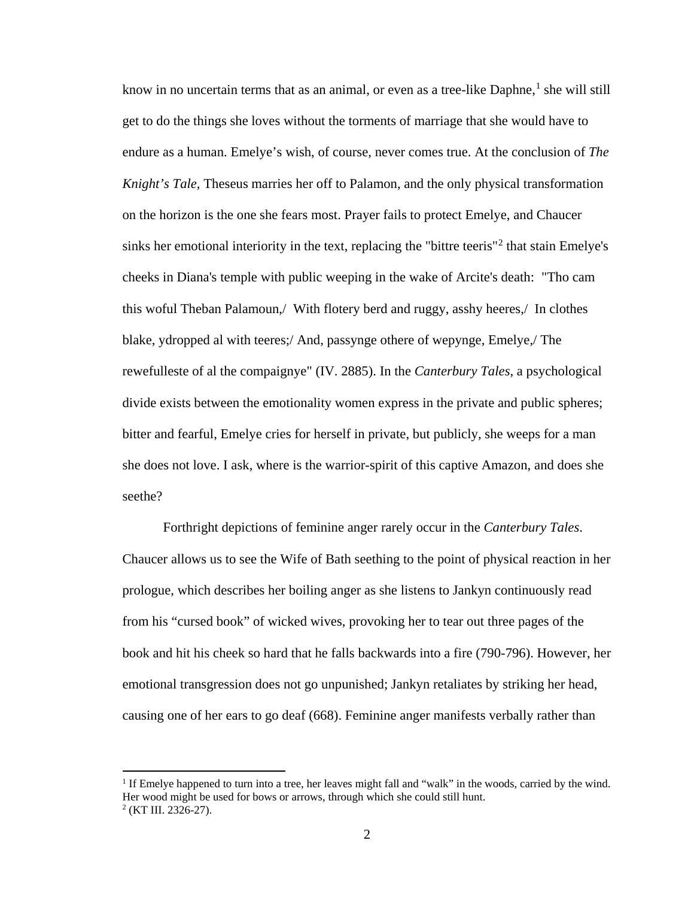know in no uncertain terms that as an animal, or even as a tree-like Daphne,[1] she will still get to do the things she loves without the torments of marriage that she would have to endure as a human. Emelye's wish, of course, never comes true. At the conclusion of *The Knight's Tale,* Theseus marries her off to Palamon, and the only physical transformation on the horizon is the one she fears most. Prayer fails to protect Emelye, and Chaucer sinks her emotional interiority in the text, replacing the "bittre teeris"[2] that stain Emelye's cheeks in Diana's temple with public weeping in the wake of Arcite's death: "Tho cam this woful Theban Palamoun,/ With flotery berd and ruggy, asshy heeres,/ In clothes blake, ydropped al with teeres;/ And, passynge othere of wepynge, Emelye,/ The rewefulleste of al the compaignye" (IV. 2885). In the *Canterbury Tales*, a psychological divide exists between the emotionality women express in the private and public spheres; bitter and fearful, Emelye cries for herself in private, but publicly, she weeps for a man she does not love. I ask, where is the warrior-spirit of this captive Amazon, and does she seethe?

Forthright depictions of feminine anger rarely occur in the *Canterbury Tales*. Chaucer allows us to see the Wife of Bath seething to the point of physical reaction in her prologue, which describes her boiling anger as she listens to Jankyn continuously read from his "cursed book" of wicked wives, provoking her to tear out three pages of the book and hit his cheek so hard that he falls backwards into a fire (790-796). However, her emotional transgression does not go unpunished; Jankyn retaliates by striking her head, causing one of her ears to go deaf (668). Feminine anger manifests verbally rather than

---

[1] If Emelye happened to turn into a tree, her leaves might fall and "walk" in the woods, carried by the wind. Her wood might be used for bows or arrows, through which she could still hunt.

[2] (KT III. 2326-27).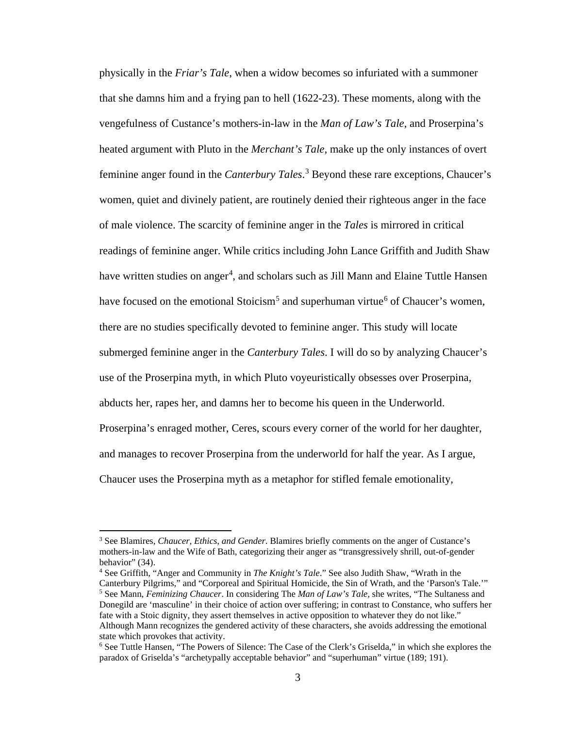physically in the *Friar's Tale*, when a widow becomes so infuriated with a summoner that she damns him and a frying pan to hell (1622-23). These moments, along with the vengefulness of Custance's mothers-in-law in the *Man of Law's Tale*, and Proserpina's heated argument with Pluto in the *Merchant's Tale*, make up the only instances of overt feminine anger found in the *Canterbury Tales*.[3] Beyond these rare exceptions, Chaucer's women, quiet and divinely patient, are routinely denied their righteous anger in the face of male violence. The scarcity of feminine anger in the *Tales* is mirrored in critical readings of feminine anger. While critics including John Lance Griffith and Judith Shaw have written studies on anger[4], and scholars such as Jill Mann and Elaine Tuttle Hansen have focused on the emotional Stoicism[5] and superhuman virtue[6] of Chaucer's women, there are no studies specifically devoted to feminine anger. This study will locate submerged feminine anger in the *Canterbury Tales*. I will do so by analyzing Chaucer's use of the Proserpina myth, in which Pluto voyeuristically obsesses over Proserpina, abducts her, rapes her, and damns her to become his queen in the Underworld. Proserpina's enraged mother, Ceres, scours every corner of the world for her daughter, and manages to recover Proserpina from the underworld for half the year. As I argue, Chaucer uses the Proserpina myth as a metaphor for stifled female emotionality,

---

[3] See Blamires, *Chaucer, Ethics, and Gender*. Blamires briefly comments on the anger of Custance's mothers-in-law and the Wife of Bath, categorizing their anger as "transgressively shrill, out-of-gender behavior" (34).

[4] See Griffith, "Anger and Community in *The Knight's Tale*." See also Judith Shaw, "Wrath in the Canterbury Pilgrims," and "Corporeal and Spiritual Homicide, the Sin of Wrath, and the 'Parson's Tale.'"

[5] See Mann, *Feminizing Chaucer*. In considering The *Man of Law's Tale*, she writes, "The Sultaness and Donegild are 'masculine' in their choice of action over suffering; in contrast to Constance, who suffers her fate with a Stoic dignity, they assert themselves in active opposition to whatever they do not like." Although Mann recognizes the gendered activity of these characters, she avoids addressing the emotional state which provokes that activity.

[6] See Tuttle Hansen, "The Powers of Silence: The Case of the Clerk's Griselda," in which she explores the paradox of Griselda's "archetypally acceptable behavior" and "superhuman" virtue (189; 191).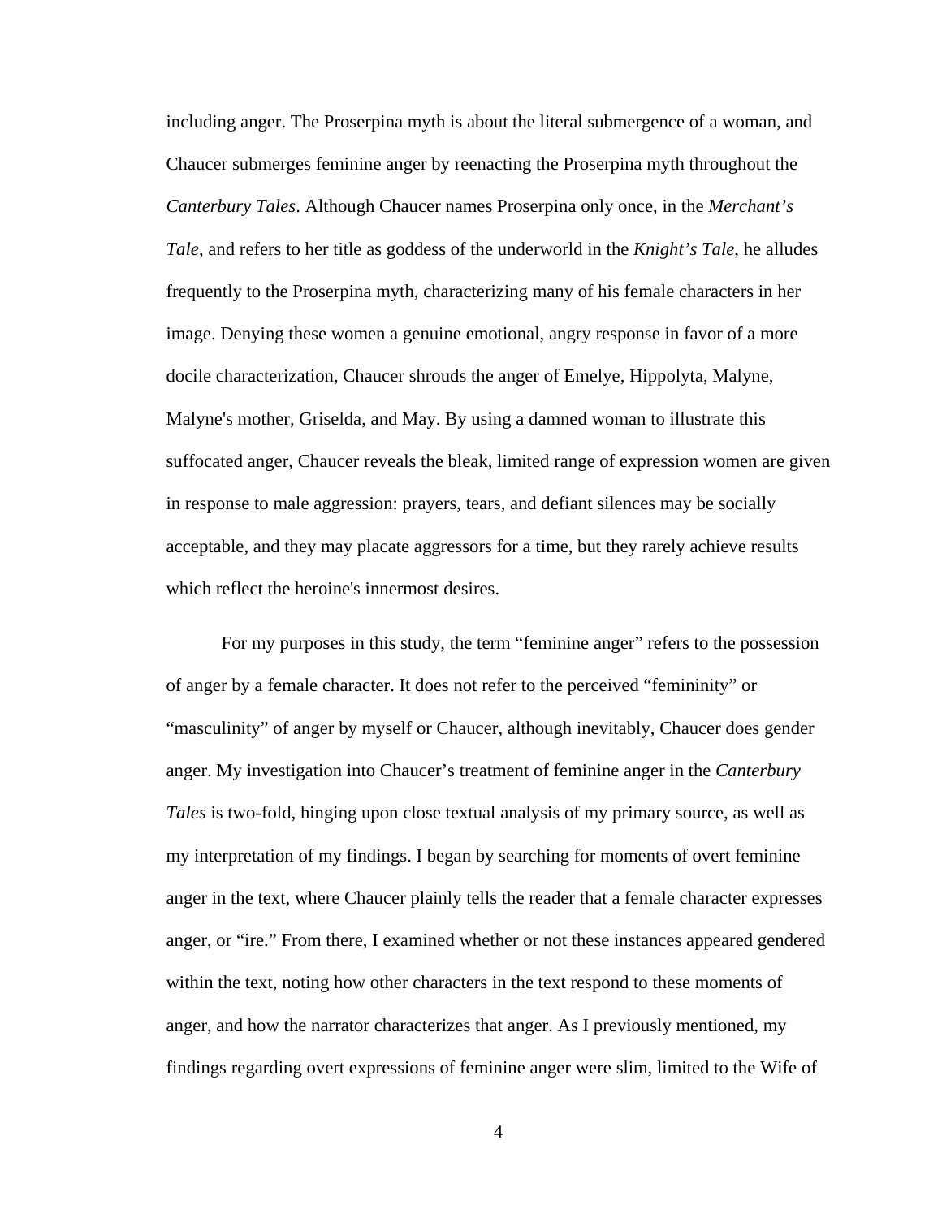including anger. The Proserpina myth is about the literal submergence of a woman, and Chaucer submerges feminine anger by reenacting the Proserpina myth throughout the *Canterbury Tales*. Although Chaucer names Proserpina only once, in the *Merchant's Tale*, and refers to her title as goddess of the underworld in the *Knight's Tale*, he alludes frequently to the Proserpina myth, characterizing many of his female characters in her image. Denying these women a genuine emotional, angry response in favor of a more docile characterization, Chaucer shrouds the anger of Emelye, Hippolyta, Malyne, Malyne's mother, Griselda, and May. By using a damned woman to illustrate this suffocated anger, Chaucer reveals the bleak, limited range of expression women are given in response to male aggression: prayers, tears, and defiant silences may be socially acceptable, and they may placate aggressors for a time, but they rarely achieve results which reflect the heroine's innermost desires.

For my purposes in this study, the term "feminine anger" refers to the possession of anger by a female character. It does not refer to the perceived "femininity" or "masculinity" of anger by myself or Chaucer, although inevitably, Chaucer does gender anger. My investigation into Chaucer's treatment of feminine anger in the *Canterbury Tales* is two-fold, hinging upon close textual analysis of my primary source, as well as my interpretation of my findings. I began by searching for moments of overt feminine anger in the text, where Chaucer plainly tells the reader that a female character expresses anger, or "ire." From there, I examined whether or not these instances appeared gendered within the text, noting how other characters in the text respond to these moments of anger, and how the narrator characterizes that anger. As I previously mentioned, my findings regarding overt expressions of feminine anger were slim, limited to the Wife of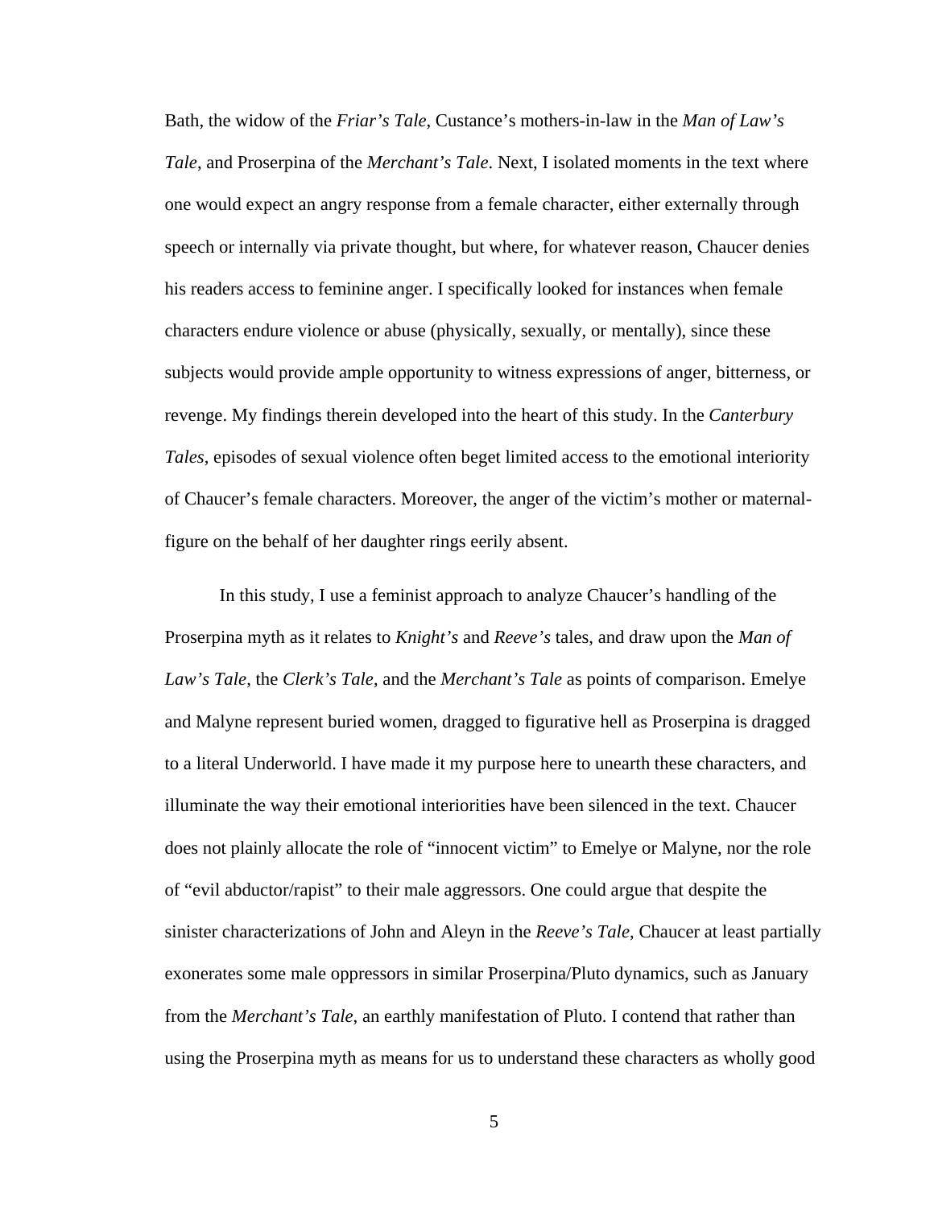Bath, the widow of the *Friar's Tale*, Custance's mothers-in-law in the *Man of Law's Tale*, and Proserpina of the *Merchant's Tale*. Next, I isolated moments in the text where one would expect an angry response from a female character, either externally through speech or internally via private thought, but where, for whatever reason, Chaucer denies his readers access to feminine anger. I specifically looked for instances when female characters endure violence or abuse (physically, sexually, or mentally), since these subjects would provide ample opportunity to witness expressions of anger, bitterness, or revenge. My findings therein developed into the heart of this study. In the *Canterbury Tales*, episodes of sexual violence often beget limited access to the emotional interiority of Chaucer's female characters. Moreover, the anger of the victim's mother or maternal-figure on the behalf of her daughter rings eerily absent.

In this study, I use a feminist approach to analyze Chaucer's handling of the Proserpina myth as it relates to *Knight's* and *Reeve's* tales, and draw upon the *Man of Law's Tale*, the *Clerk's Tale*, and the *Merchant's Tale* as points of comparison. Emelye and Malyne represent buried women, dragged to figurative hell as Proserpina is dragged to a literal Underworld. I have made it my purpose here to unearth these characters, and illuminate the way their emotional interiorities have been silenced in the text. Chaucer does not plainly allocate the role of "innocent victim" to Emelye or Malyne, nor the role of "evil abductor/rapist" to their male aggressors. One could argue that despite the sinister characterizations of John and Aleyn in the *Reeve's Tale*, Chaucer at least partially exonerates some male oppressors in similar Proserpina/Pluto dynamics, such as January from the *Merchant's Tale*, an earthly manifestation of Pluto. I contend that rather than using the Proserpina myth as means for us to understand these characters as wholly good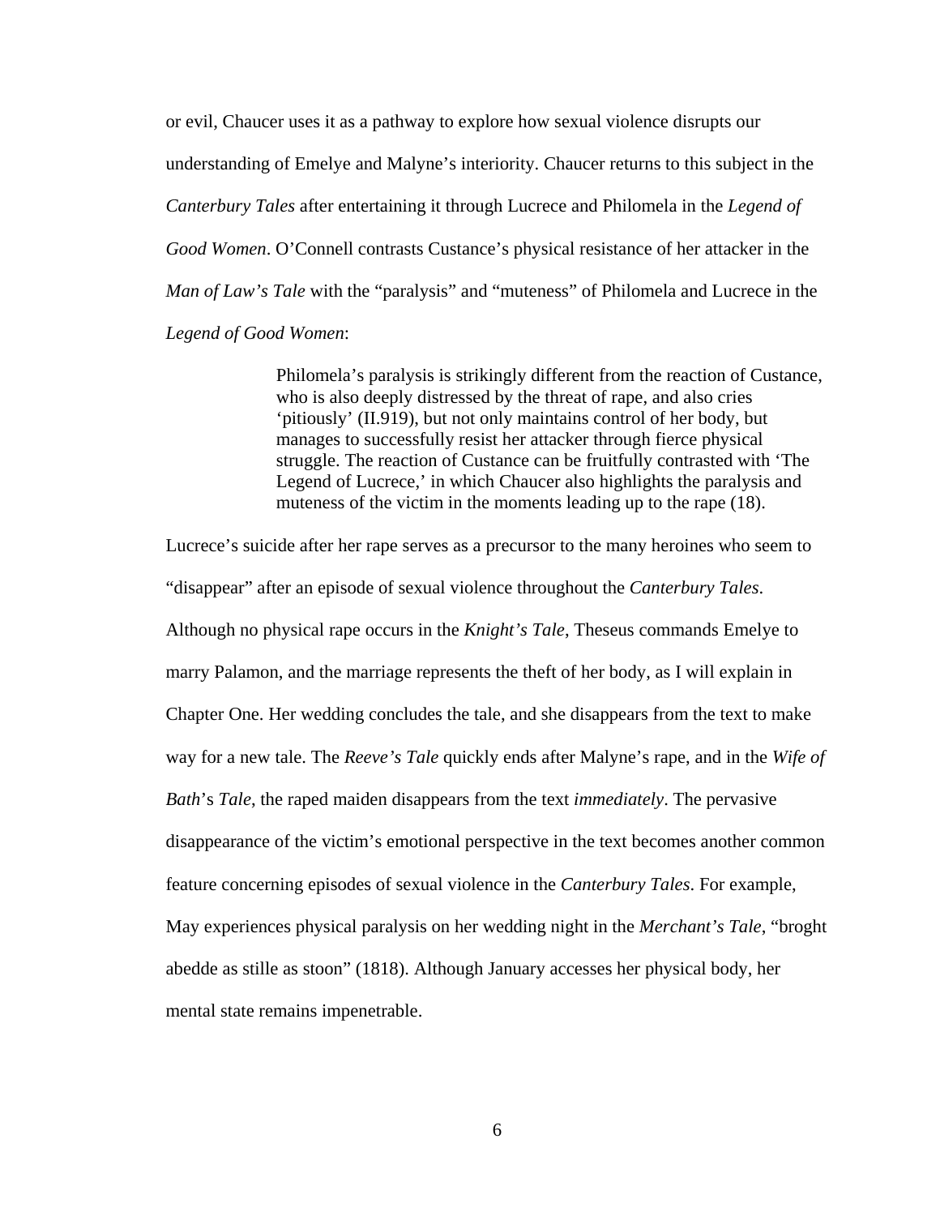or evil, Chaucer uses it as a pathway to explore how sexual violence disrupts our understanding of Emelye and Malyne's interiority. Chaucer returns to this subject in the *Canterbury Tales* after entertaining it through Lucrece and Philomela in the *Legend of Good Women*. O'Connell contrasts Custance's physical resistance of her attacker in the *Man of Law's Tale* with the "paralysis" and "muteness" of Philomela and Lucrece in the *Legend of Good Women*:

> Philomela's paralysis is strikingly different from the reaction of Custance, who is also deeply distressed by the threat of rape, and also cries 'pitiously' (II.919), but not only maintains control of her body, but manages to successfully resist her attacker through fierce physical struggle. The reaction of Custance can be fruitfully contrasted with 'The Legend of Lucrece,' in which Chaucer also highlights the paralysis and muteness of the victim in the moments leading up to the rape (18).

Lucrece's suicide after her rape serves as a precursor to the many heroines who seem to "disappear" after an episode of sexual violence throughout the *Canterbury Tales*. Although no physical rape occurs in the *Knight's Tale*, Theseus commands Emelye to marry Palamon, and the marriage represents the theft of her body, as I will explain in Chapter One. Her wedding concludes the tale, and she disappears from the text to make way for a new tale. The *Reeve's Tale* quickly ends after Malyne's rape, and in the *Wife of Bath*'s *Tale*, the raped maiden disappears from the text *immediately*. The pervasive disappearance of the victim's emotional perspective in the text becomes another common feature concerning episodes of sexual violence in the *Canterbury Tales*. For example, May experiences physical paralysis on her wedding night in the *Merchant's Tale*, "broght abedde as stille as stoon" (1818). Although January accesses her physical body, her mental state remains impenetrable.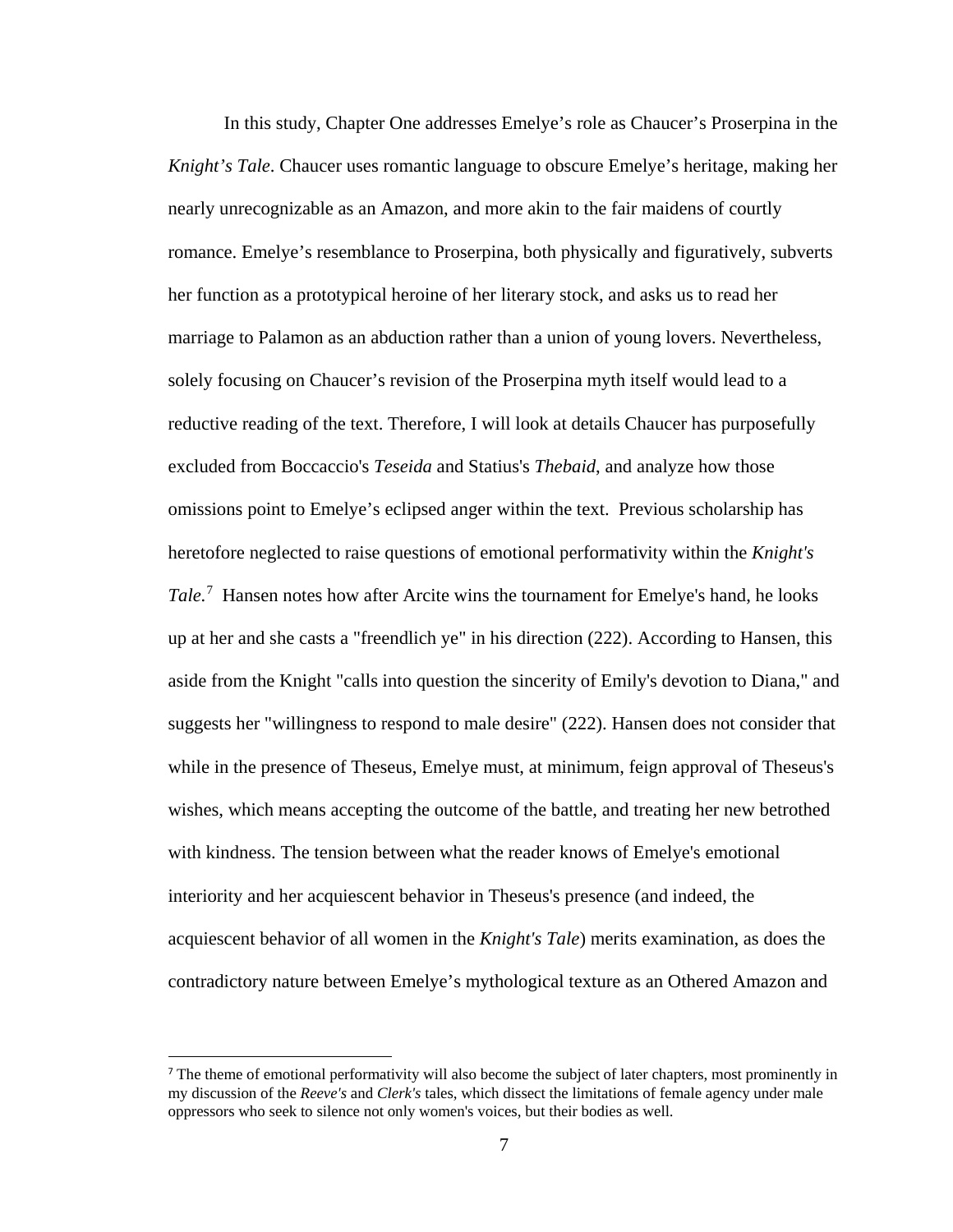In this study, Chapter One addresses Emelye's role as Chaucer's Proserpina in the *Knight's Tale*. Chaucer uses romantic language to obscure Emelye's heritage, making her nearly unrecognizable as an Amazon, and more akin to the fair maidens of courtly romance. Emelye's resemblance to Proserpina, both physically and figuratively, subverts her function as a prototypical heroine of her literary stock, and asks us to read her marriage to Palamon as an abduction rather than a union of young lovers. Nevertheless, solely focusing on Chaucer's revision of the Proserpina myth itself would lead to a reductive reading of the text. Therefore, I will look at details Chaucer has purposefully excluded from Boccaccio's *Teseida* and Statius's *Thebaid*, and analyze how those omissions point to Emelye's eclipsed anger within the text. Previous scholarship has heretofore neglected to raise questions of emotional performativity within the *Knight's Tale.*[7] Hansen notes how after Arcite wins the tournament for Emelye's hand, he looks up at her and she casts a "freendlich ye" in his direction (222). According to Hansen, this aside from the Knight "calls into question the sincerity of Emily's devotion to Diana," and suggests her "willingness to respond to male desire" (222). Hansen does not consider that while in the presence of Theseus, Emelye must, at minimum, feign approval of Theseus's wishes, which means accepting the outcome of the battle, and treating her new betrothed with kindness. The tension between what the reader knows of Emelye's emotional interiority and her acquiescent behavior in Theseus's presence (and indeed, the acquiescent behavior of all women in the *Knight's Tale*) merits examination, as does the contradictory nature between Emelye's mythological texture as an Othered Amazon and

---

[7] The theme of emotional performativity will also become the subject of later chapters, most prominently in my discussion of the *Reeve's* and *Clerk's* tales, which dissect the limitations of female agency under male oppressors who seek to silence not only women's voices, but their bodies as well.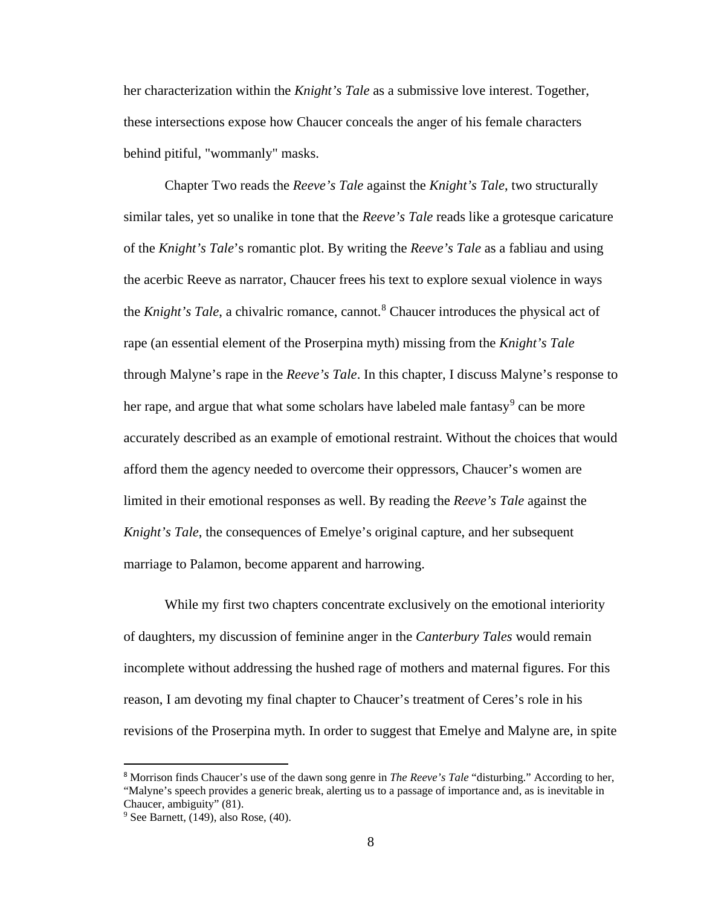her characterization within the *Knight's Tale* as a submissive love interest. Together, these intersections expose how Chaucer conceals the anger of his female characters behind pitiful, "wommanly" masks.

Chapter Two reads the *Reeve's Tale* against the *Knight's Tale*, two structurally similar tales, yet so unalike in tone that the *Reeve's Tale* reads like a grotesque caricature of the *Knight's Tale*'s romantic plot. By writing the *Reeve's Tale* as a fabliau and using the acerbic Reeve as narrator, Chaucer frees his text to explore sexual violence in ways the *Knight's Tale*, a chivalric romance, cannot.[8] Chaucer introduces the physical act of rape (an essential element of the Proserpina myth) missing from the *Knight's Tale* through Malyne's rape in the *Reeve's Tale*. In this chapter, I discuss Malyne's response to her rape, and argue that what some scholars have labeled male fantasy[9] can be more accurately described as an example of emotional restraint. Without the choices that would afford them the agency needed to overcome their oppressors, Chaucer's women are limited in their emotional responses as well. By reading the *Reeve's Tale* against the *Knight's Tale*, the consequences of Emelye's original capture, and her subsequent marriage to Palamon, become apparent and harrowing.

While my first two chapters concentrate exclusively on the emotional interiority of daughters, my discussion of feminine anger in the *Canterbury Tales* would remain incomplete without addressing the hushed rage of mothers and maternal figures. For this reason, I am devoting my final chapter to Chaucer's treatment of Ceres's role in his revisions of the Proserpina myth. In order to suggest that Emelye and Malyne are, in spite

---

[8] Morrison finds Chaucer's use of the dawn song genre in *The Reeve's Tale* "disturbing." According to her, "Malyne's speech provides a generic break, alerting us to a passage of importance and, as is inevitable in Chaucer, ambiguity" (81).

[9] See Barnett, (149), also Rose, (40).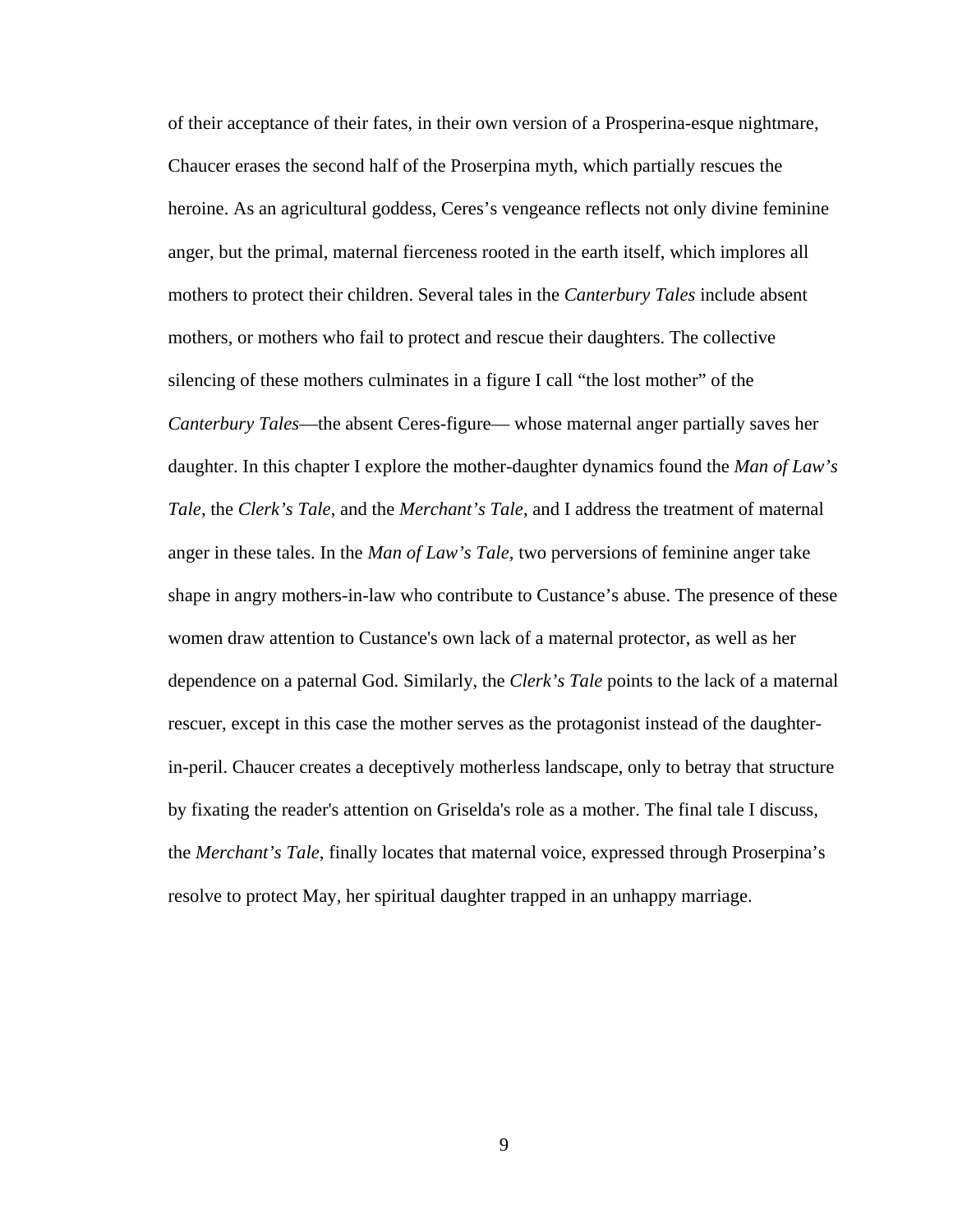of their acceptance of their fates, in their own version of a Prosperina-esque nightmare, Chaucer erases the second half of the Proserpina myth, which partially rescues the heroine. As an agricultural goddess, Ceres's vengeance reflects not only divine feminine anger, but the primal, maternal fierceness rooted in the earth itself, which implores all mothers to protect their children. Several tales in the *Canterbury Tales* include absent mothers, or mothers who fail to protect and rescue their daughters. The collective silencing of these mothers culminates in a figure I call "the lost mother" of the *Canterbury Tales*—the absent Ceres-figure— whose maternal anger partially saves her daughter. In this chapter I explore the mother-daughter dynamics found the *Man of Law's Tale*, the *Clerk's Tale*, and the *Merchant's Tale*, and I address the treatment of maternal anger in these tales. In the *Man of Law's Tale*, two perversions of feminine anger take shape in angry mothers-in-law who contribute to Custance's abuse. The presence of these women draw attention to Custance's own lack of a maternal protector, as well as her dependence on a paternal God. Similarly, the *Clerk's Tale* points to the lack of a maternal rescuer, except in this case the mother serves as the protagonist instead of the daughter-in-peril. Chaucer creates a deceptively motherless landscape, only to betray that structure by fixating the reader's attention on Griselda's role as a mother. The final tale I discuss, the *Merchant's Tale*, finally locates that maternal voice, expressed through Proserpina's resolve to protect May, her spiritual daughter trapped in an unhappy marriage.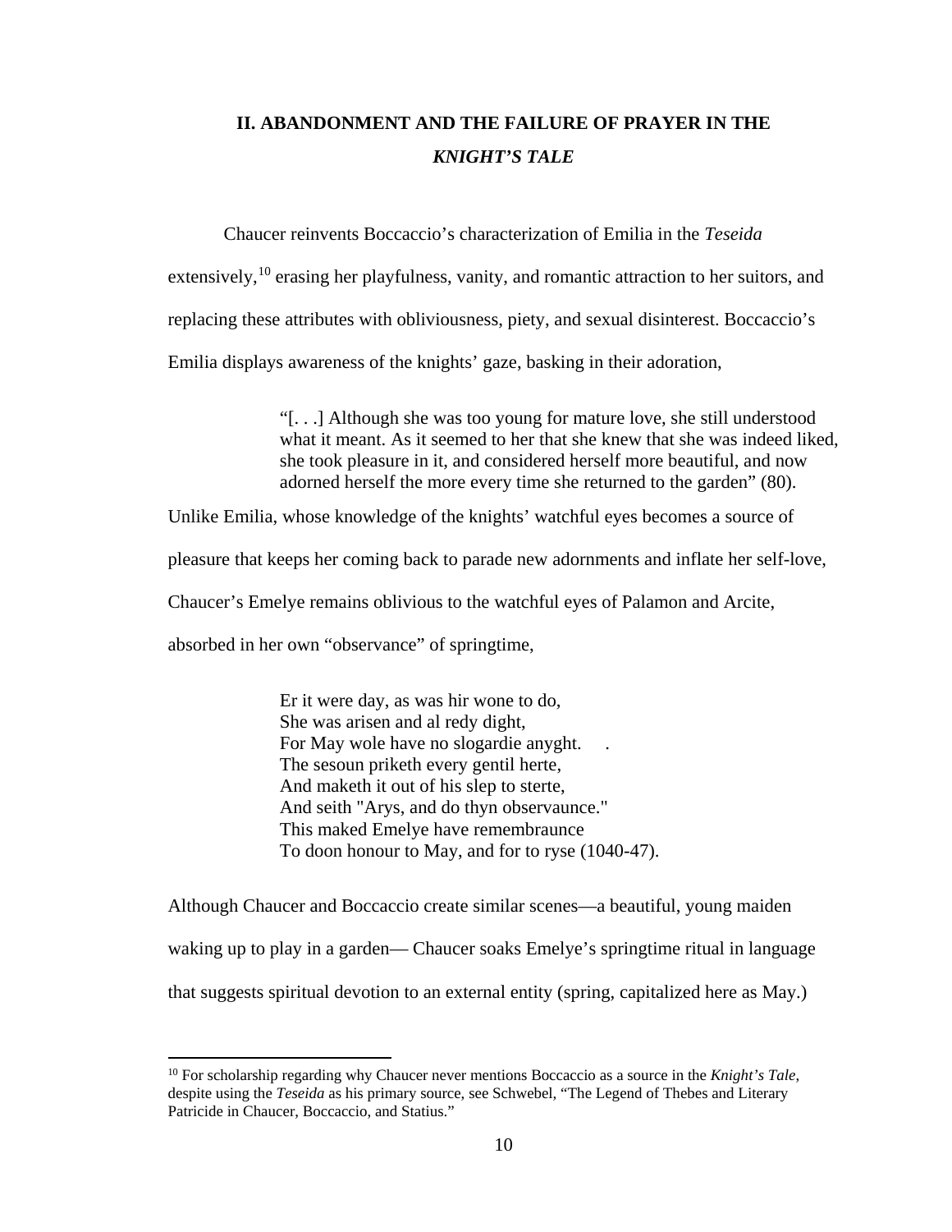## II. ABANDONMENT AND THE FAILURE OF PRAYER IN THE *KNIGHT'S TALE*

Chaucer reinvents Boccaccio's characterization of Emilia in the *Teseida* extensively,[10] erasing her playfulness, vanity, and romantic attraction to her suitors, and replacing these attributes with obliviousness, piety, and sexual disinterest. Boccaccio's Emilia displays awareness of the knights' gaze, basking in their adoration,

> "[. . .] Although she was too young for mature love, she still understood what it meant. As it seemed to her that she knew that she was indeed liked, she took pleasure in it, and considered herself more beautiful, and now adorned herself the more every time she returned to the garden" (80).

Unlike Emilia, whose knowledge of the knights' watchful eyes becomes a source of pleasure that keeps her coming back to parade new adornments and inflate her self-love, Chaucer's Emelye remains oblivious to the watchful eyes of Palamon and Arcite, absorbed in her own "observance" of springtime,

> Er it were day, as was hir wone to do,
> She was arisen and al redy dight,
> For May wole have no slogardie anyght. .
> The sesoun priketh every gentil herte,
> And maketh it out of his slep to sterte,
> And seith "Arys, and do thyn observaunce."
> This maked Emelye have remembraunce
> To doon honour to May, and for to ryse (1040-47).

Although Chaucer and Boccaccio create similar scenes—a beautiful, young maiden waking up to play in a garden— Chaucer soaks Emelye's springtime ritual in language that suggests spiritual devotion to an external entity (spring, capitalized here as May.)

---

[10] For scholarship regarding why Chaucer never mentions Boccaccio as a source in the *Knight's Tale*, despite using the *Teseida* as his primary source, see Schwebel, "The Legend of Thebes and Literary Patricide in Chaucer, Boccaccio, and Statius."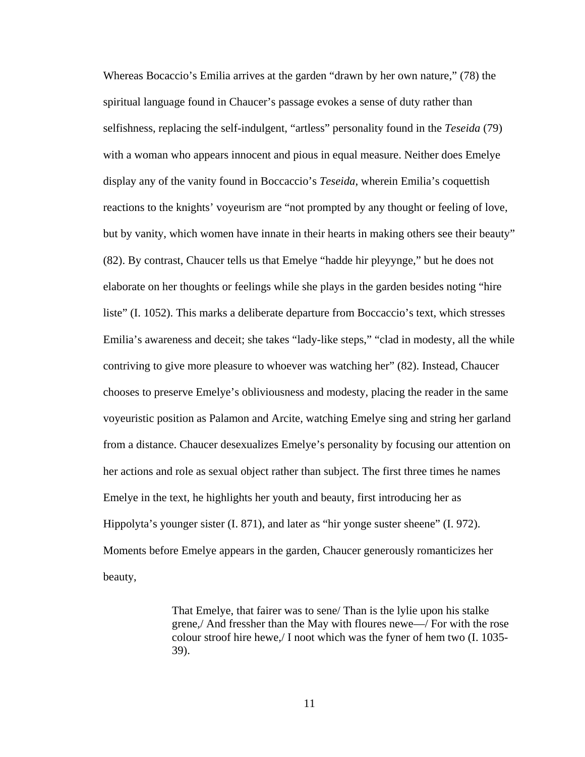Whereas Bocaccio's Emilia arrives at the garden "drawn by her own nature," (78) the spiritual language found in Chaucer's passage evokes a sense of duty rather than selfishness, replacing the self-indulgent, "artless" personality found in the *Teseida* (79) with a woman who appears innocent and pious in equal measure. Neither does Emelye display any of the vanity found in Boccaccio's *Teseida*, wherein Emilia's coquettish reactions to the knights' voyeurism are "not prompted by any thought or feeling of love, but by vanity, which women have innate in their hearts in making others see their beauty" (82). By contrast, Chaucer tells us that Emelye "hadde hir pleyynge," but he does not elaborate on her thoughts or feelings while she plays in the garden besides noting "hire liste" (I. 1052). This marks a deliberate departure from Boccaccio's text, which stresses Emilia's awareness and deceit; she takes "lady-like steps," "clad in modesty, all the while contriving to give more pleasure to whoever was watching her" (82). Instead, Chaucer chooses to preserve Emelye's obliviousness and modesty, placing the reader in the same voyeuristic position as Palamon and Arcite, watching Emelye sing and string her garland from a distance. Chaucer desexualizes Emelye's personality by focusing our attention on her actions and role as sexual object rather than subject. The first three times he names Emelye in the text, he highlights her youth and beauty, first introducing her as Hippolyta's younger sister (I. 871), and later as "hir yonge suster sheene" (I. 972). Moments before Emelye appears in the garden, Chaucer generously romanticizes her beauty,

> That Emelye, that fairer was to sene/ Than is the lylie upon his stalke grene,/ And fressher than the May with floures newe—/ For with the rose colour stroof hire hewe,/ I noot which was the fyner of hem two (I. 1035-39).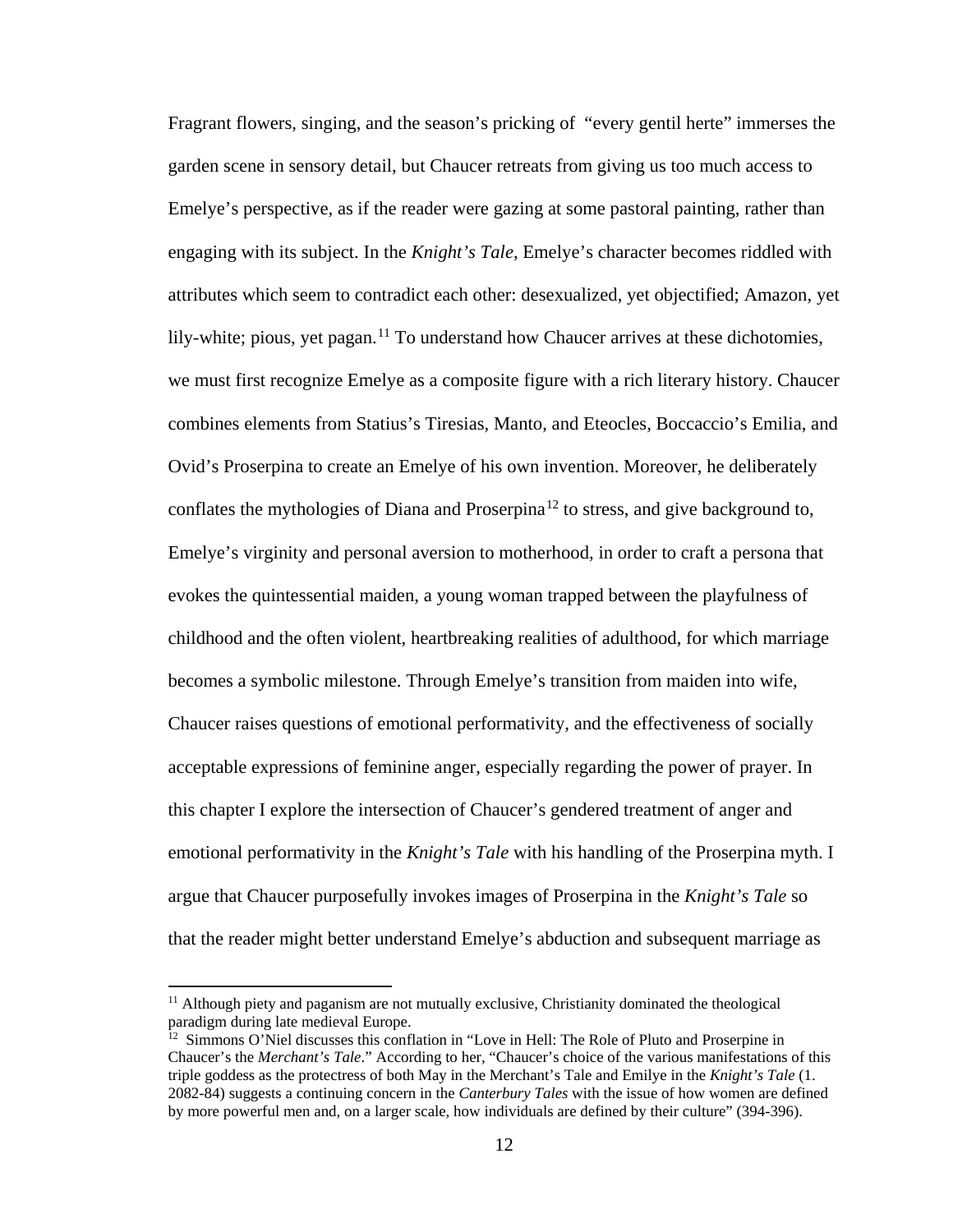Fragrant flowers, singing, and the season's pricking of "every gentil herte" immerses the garden scene in sensory detail, but Chaucer retreats from giving us too much access to Emelye's perspective, as if the reader were gazing at some pastoral painting, rather than engaging with its subject. In the *Knight's Tale*, Emelye's character becomes riddled with attributes which seem to contradict each other: desexualized, yet objectified; Amazon, yet lily-white; pious, yet pagan.[11] To understand how Chaucer arrives at these dichotomies, we must first recognize Emelye as a composite figure with a rich literary history. Chaucer combines elements from Statius's Tiresias, Manto, and Eteocles, Boccaccio's Emilia, and Ovid's Proserpina to create an Emelye of his own invention. Moreover, he deliberately conflates the mythologies of Diana and Proserpina[12] to stress, and give background to, Emelye's virginity and personal aversion to motherhood, in order to craft a persona that evokes the quintessential maiden, a young woman trapped between the playfulness of childhood and the often violent, heartbreaking realities of adulthood, for which marriage becomes a symbolic milestone. Through Emelye's transition from maiden into wife, Chaucer raises questions of emotional performativity, and the effectiveness of socially acceptable expressions of feminine anger, especially regarding the power of prayer. In this chapter I explore the intersection of Chaucer's gendered treatment of anger and emotional performativity in the *Knight's Tale* with his handling of the Proserpina myth. I argue that Chaucer purposefully invokes images of Proserpina in the *Knight's Tale* so that the reader might better understand Emelye's abduction and subsequent marriage as

---

[11] Although piety and paganism are not mutually exclusive, Christianity dominated the theological paradigm during late medieval Europe.

[12] Simmons O'Niel discusses this conflation in "Love in Hell: The Role of Pluto and Proserpine in Chaucer's the *Merchant's Tale*." According to her, "Chaucer's choice of the various manifestations of this triple goddess as the protectress of both May in the Merchant's Tale and Emilye in the *Knight's Tale* (1. 2082-84) suggests a continuing concern in the *Canterbury Tales* with the issue of how women are defined by more powerful men and, on a larger scale, how individuals are defined by their culture" (394-396).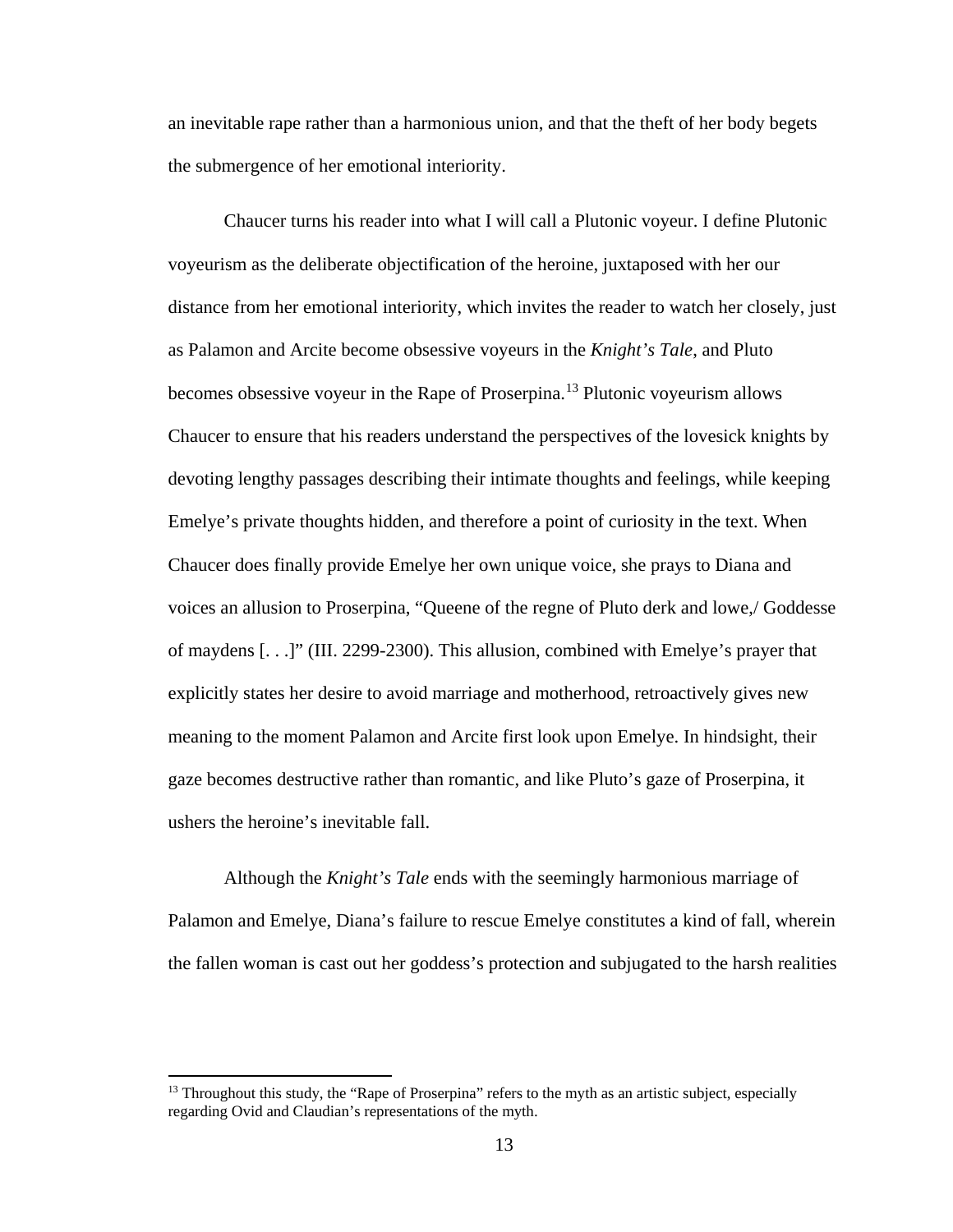an inevitable rape rather than a harmonious union, and that the theft of her body begets the submergence of her emotional interiority.

Chaucer turns his reader into what I will call a Plutonic voyeur. I define Plutonic voyeurism as the deliberate objectification of the heroine, juxtaposed with her our distance from her emotional interiority, which invites the reader to watch her closely, just as Palamon and Arcite become obsessive voyeurs in the *Knight's Tale*, and Pluto becomes obsessive voyeur in the Rape of Proserpina.[13] Plutonic voyeurism allows Chaucer to ensure that his readers understand the perspectives of the lovesick knights by devoting lengthy passages describing their intimate thoughts and feelings, while keeping Emelye's private thoughts hidden, and therefore a point of curiosity in the text. When Chaucer does finally provide Emelye her own unique voice, she prays to Diana and voices an allusion to Proserpina, "Queene of the regne of Pluto derk and lowe,/ Goddesse of maydens [. . .]" (III. 2299-2300). This allusion, combined with Emelye's prayer that explicitly states her desire to avoid marriage and motherhood, retroactively gives new meaning to the moment Palamon and Arcite first look upon Emelye. In hindsight, their gaze becomes destructive rather than romantic, and like Pluto's gaze of Proserpina, it ushers the heroine's inevitable fall.

Although the *Knight's Tale* ends with the seemingly harmonious marriage of Palamon and Emelye, Diana's failure to rescue Emelye constitutes a kind of fall, wherein the fallen woman is cast out her goddess's protection and subjugated to the harsh realities

[13] Throughout this study, the "Rape of Proserpina" refers to the myth as an artistic subject, especially regarding Ovid and Claudian's representations of the myth.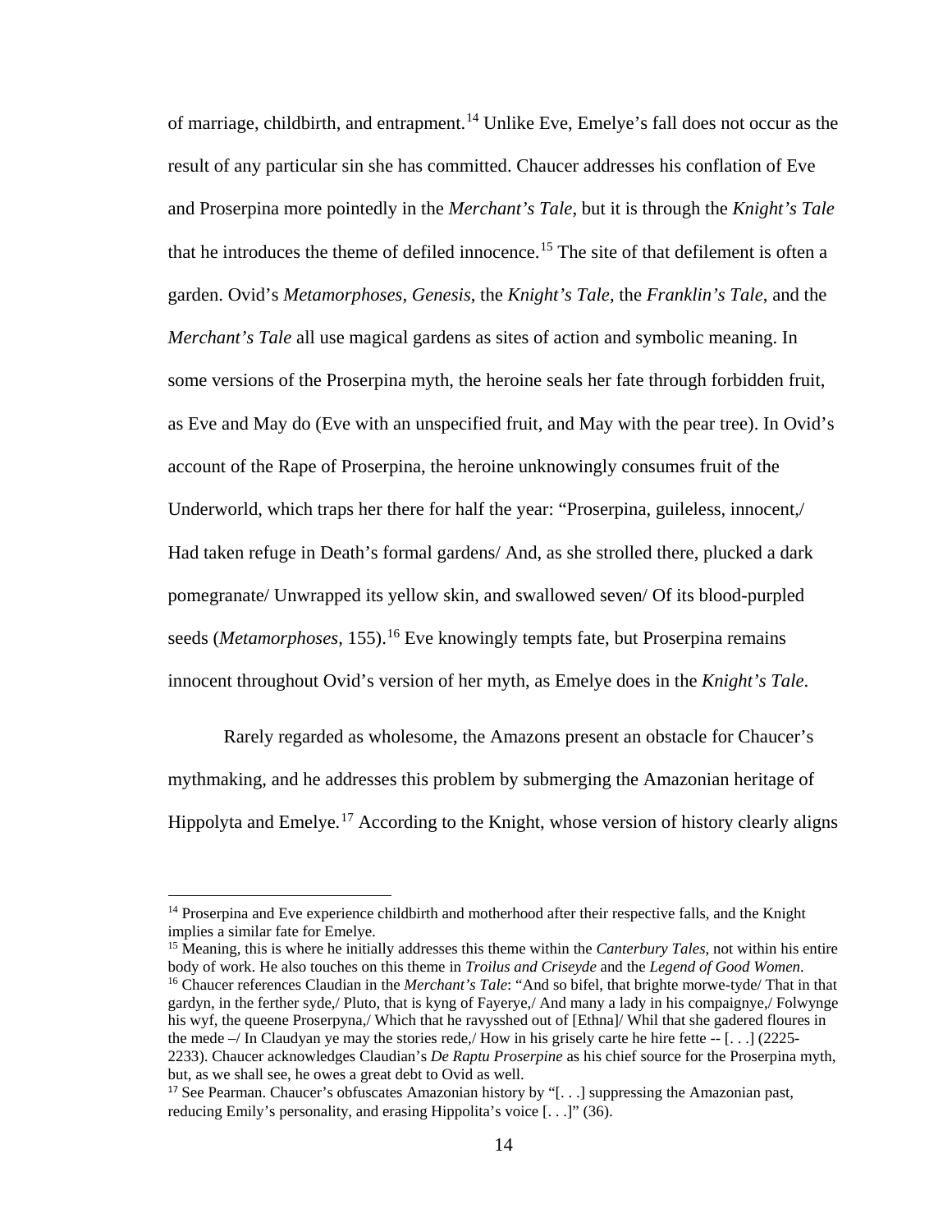of marriage, childbirth, and entrapment.[14] Unlike Eve, Emelye's fall does not occur as the result of any particular sin she has committed. Chaucer addresses his conflation of Eve and Proserpina more pointedly in the *Merchant's Tale*, but it is through the *Knight's Tale* that he introduces the theme of defiled innocence.[15] The site of that defilement is often a garden. Ovid's *Metamorphoses*, *Genesis*, the *Knight's Tale*, the *Franklin's Tale*, and the *Merchant's Tale* all use magical gardens as sites of action and symbolic meaning. In some versions of the Proserpina myth, the heroine seals her fate through forbidden fruit, as Eve and May do (Eve with an unspecified fruit, and May with the pear tree). In Ovid's account of the Rape of Proserpina, the heroine unknowingly consumes fruit of the Underworld, which traps her there for half the year: "Proserpina, guileless, innocent,/ Had taken refuge in Death's formal gardens/ And, as she strolled there, plucked a dark pomegranate/ Unwrapped its yellow skin, and swallowed seven/ Of its blood-purpled seeds (*Metamorphoses*, 155).[16] Eve knowingly tempts fate, but Proserpina remains innocent throughout Ovid's version of her myth, as Emelye does in the *Knight's Tale*.

Rarely regarded as wholesome, the Amazons present an obstacle for Chaucer's mythmaking, and he addresses this problem by submerging the Amazonian heritage of Hippolyta and Emelye.[17] According to the Knight, whose version of history clearly aligns

---

[14] Proserpina and Eve experience childbirth and motherhood after their respective falls, and the Knight implies a similar fate for Emelye.

[15] Meaning, this is where he initially addresses this theme within the *Canterbury Tales*, not within his entire body of work. He also touches on this theme in *Troilus and Criseyde* and the *Legend of Good Women*.

[16] Chaucer references Claudian in the *Merchant's Tale*: "And so bifel, that brighte morwe-tyde/ That in that gardyn, in the ferther syde,/ Pluto, that is kyng of Fayerye,/ And many a lady in his compaignye,/ Folwynge his wyf, the queene Proserpyna,/ Which that he ravysshed out of [Ethna]/ Whil that she gadered floures in the mede –/ In Claudyan ye may the stories rede,/ How in his grisely carte he hire fette -- [. . .] (2225-2233). Chaucer acknowledges Claudian's *De Raptu Proserpine* as his chief source for the Proserpina myth, but, as we shall see, he owes a great debt to Ovid as well.

[17] See Pearman. Chaucer's obfuscates Amazonian history by "[. . .] suppressing the Amazonian past, reducing Emily's personality, and erasing Hippolita's voice [. . .]" (36).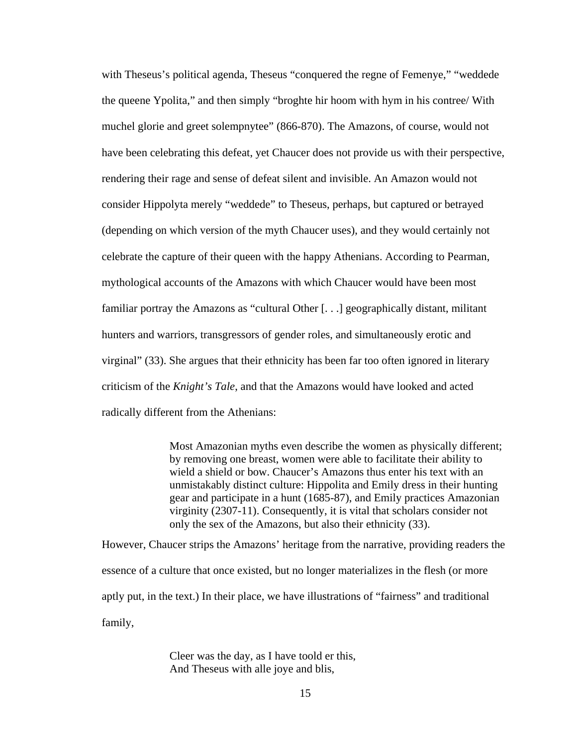with Theseus's political agenda, Theseus "conquered the regne of Femenye," "weddede the queene Ypolita," and then simply "broghte hir hoom with hym in his contree/ With muchel glorie and greet solempnytee" (866-870). The Amazons, of course, would not have been celebrating this defeat, yet Chaucer does not provide us with their perspective, rendering their rage and sense of defeat silent and invisible. An Amazon would not consider Hippolyta merely "weddede" to Theseus, perhaps, but captured or betrayed (depending on which version of the myth Chaucer uses), and they would certainly not celebrate the capture of their queen with the happy Athenians. According to Pearman, mythological accounts of the Amazons with which Chaucer would have been most familiar portray the Amazons as "cultural Other [. . .] geographically distant, militant hunters and warriors, transgressors of gender roles, and simultaneously erotic and virginal" (33). She argues that their ethnicity has been far too often ignored in literary criticism of the *Knight's Tale*, and that the Amazons would have looked and acted radically different from the Athenians:

> Most Amazonian myths even describe the women as physically different; by removing one breast, women were able to facilitate their ability to wield a shield or bow. Chaucer's Amazons thus enter his text with an unmistakably distinct culture: Hippolita and Emily dress in their hunting gear and participate in a hunt (1685-87), and Emily practices Amazonian virginity (2307-11). Consequently, it is vital that scholars consider not only the sex of the Amazons, but also their ethnicity (33).

However, Chaucer strips the Amazons' heritage from the narrative, providing readers the essence of a culture that once existed, but no longer materializes in the flesh (or more aptly put, in the text.) In their place, we have illustrations of "fairness" and traditional family,

> Cleer was the day, as I have toold er this,
> And Theseus with alle joye and blis,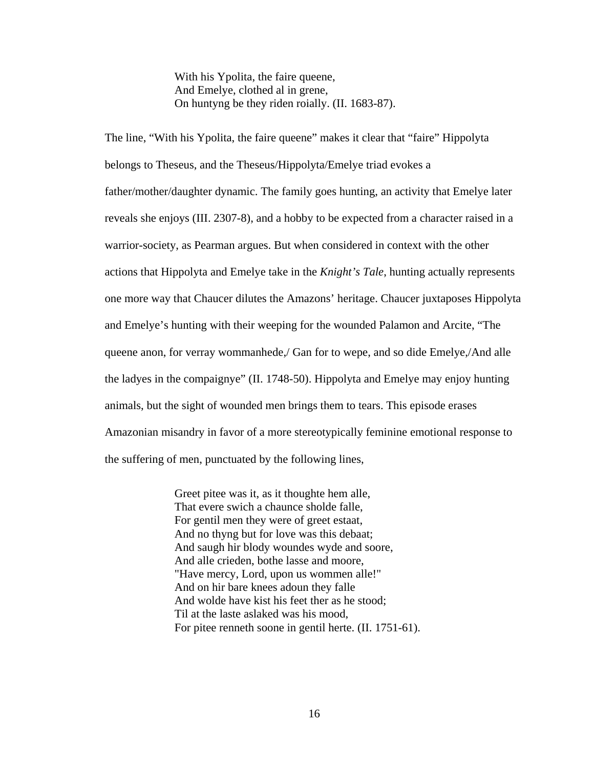> With his Ypolita, the faire queene,
> And Emelye, clothed al in grene,
> On huntyng be they riden roially. (II. 1683-87).

The line, "With his Ypolita, the faire queene" makes it clear that "faire" Hippolyta belongs to Theseus, and the Theseus/Hippolyta/Emelye triad evokes a father/mother/daughter dynamic. The family goes hunting, an activity that Emelye later reveals she enjoys (III. 2307-8), and a hobby to be expected from a character raised in a warrior-society, as Pearman argues. But when considered in context with the other actions that Hippolyta and Emelye take in the *Knight's Tale*, hunting actually represents one more way that Chaucer dilutes the Amazons' heritage. Chaucer juxtaposes Hippolyta and Emelye's hunting with their weeping for the wounded Palamon and Arcite, "The queene anon, for verray wommanhede,/ Gan for to wepe, and so dide Emelye,/And alle the ladyes in the compaignye" (II. 1748-50). Hippolyta and Emelye may enjoy hunting animals, but the sight of wounded men brings them to tears. This episode erases Amazonian misandry in favor of a more stereotypically feminine emotional response to the suffering of men, punctuated by the following lines,

> Greet pitee was it, as it thoughte hem alle,
> That evere swich a chaunce sholde falle,
> For gentil men they were of greet estaat,
> And no thyng but for love was this debaat;
> And saugh hir blody woundes wyde and soore,
> And alle crieden, bothe lasse and moore,
> "Have mercy, Lord, upon us wommen alle!"
> And on hir bare knees adoun they falle
> And wolde have kist his feet ther as he stood;
> Til at the laste aslaked was his mood,
> For pitee renneth soone in gentil herte. (II. 1751-61).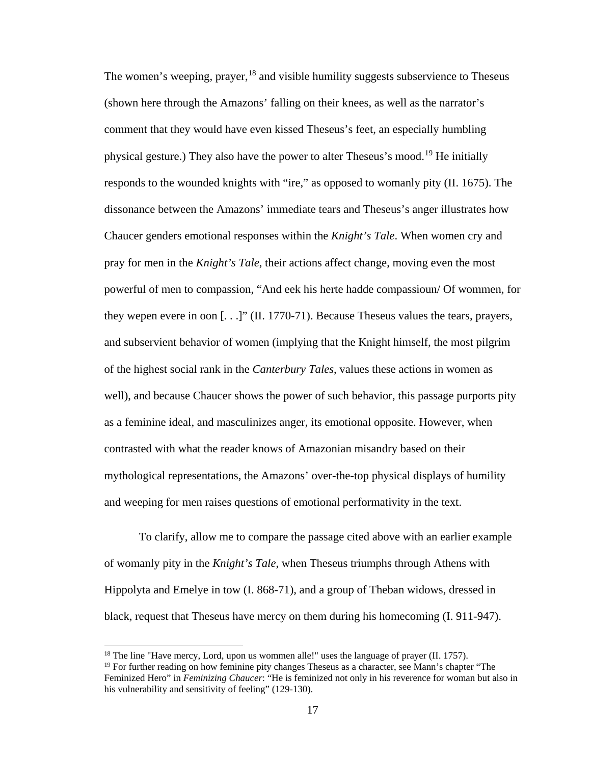The women's weeping, prayer,[18] and visible humility suggests subservience to Theseus (shown here through the Amazons' falling on their knees, as well as the narrator's comment that they would have even kissed Theseus's feet, an especially humbling physical gesture.) They also have the power to alter Theseus's mood.[19] He initially responds to the wounded knights with "ire," as opposed to womanly pity (II. 1675). The dissonance between the Amazons' immediate tears and Theseus's anger illustrates how Chaucer genders emotional responses within the *Knight's Tale*. When women cry and pray for men in the *Knight's Tale*, their actions affect change, moving even the most powerful of men to compassion, "And eek his herte hadde compassioun/ Of wommen, for they wepen evere in oon [. . .]" (II. 1770-71). Because Theseus values the tears, prayers, and subservient behavior of women (implying that the Knight himself, the most pilgrim of the highest social rank in the *Canterbury Tales*, values these actions in women as well), and because Chaucer shows the power of such behavior, this passage purports pity as a feminine ideal, and masculinizes anger, its emotional opposite. However, when contrasted with what the reader knows of Amazonian misandry based on their mythological representations, the Amazons' over-the-top physical displays of humility and weeping for men raises questions of emotional performativity in the text.

To clarify, allow me to compare the passage cited above with an earlier example of womanly pity in the *Knight's Tale*, when Theseus triumphs through Athens with Hippolyta and Emelye in tow (I. 868-71), and a group of Theban widows, dressed in black, request that Theseus have mercy on them during his homecoming (I. 911-947).

[18] The line "Have mercy, Lord, upon us wommen alle!" uses the language of prayer (II. 1757).

[19] For further reading on how feminine pity changes Theseus as a character, see Mann's chapter "The Feminized Hero" in *Feminizing Chaucer*: "He is feminized not only in his reverence for woman but also in his vulnerability and sensitivity of feeling" (129-130).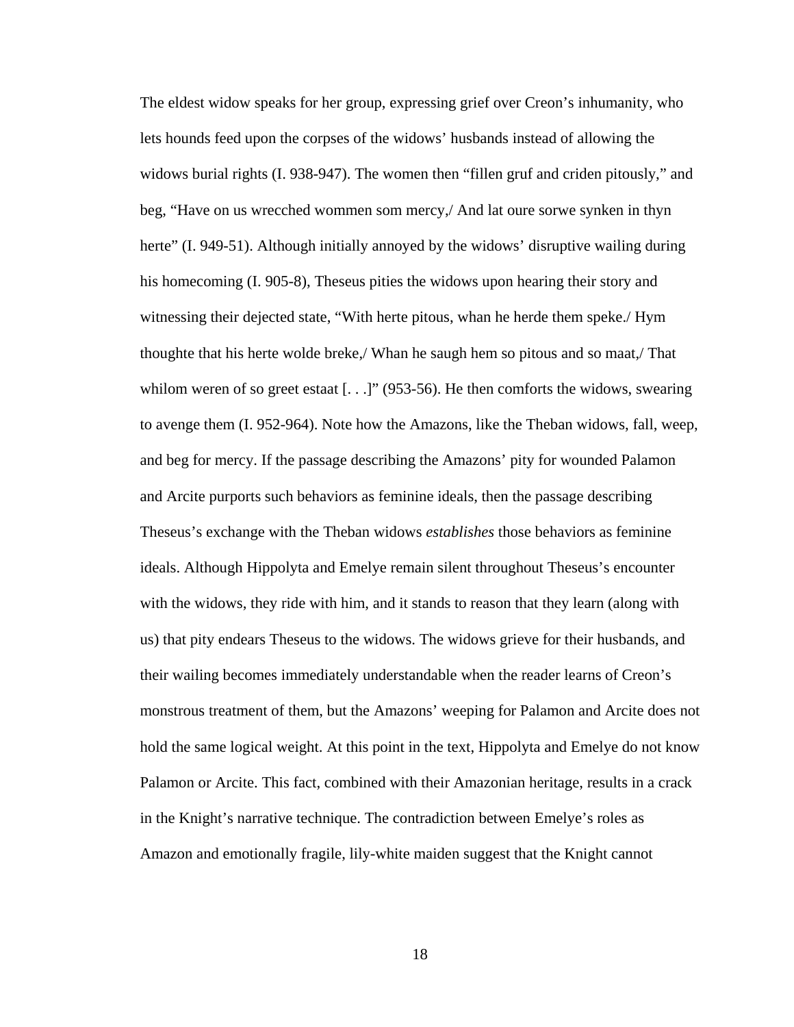The eldest widow speaks for her group, expressing grief over Creon's inhumanity, who lets hounds feed upon the corpses of the widows' husbands instead of allowing the widows burial rights (I. 938-947). The women then "fillen gruf and criden pitously," and beg, "Have on us wrecched wommen som mercy,/ And lat oure sorwe synken in thyn herte" (I. 949-51). Although initially annoyed by the widows' disruptive wailing during his homecoming (I. 905-8), Theseus pities the widows upon hearing their story and witnessing their dejected state, "With herte pitous, whan he herde them speke./ Hym thoughte that his herte wolde breke,/ Whan he saugh hem so pitous and so maat,/ That whilom weren of so greet estaat [. . .]" (953-56). He then comforts the widows, swearing to avenge them (I. 952-964). Note how the Amazons, like the Theban widows, fall, weep, and beg for mercy. If the passage describing the Amazons' pity for wounded Palamon and Arcite purports such behaviors as feminine ideals, then the passage describing Theseus's exchange with the Theban widows *establishes* those behaviors as feminine ideals. Although Hippolyta and Emelye remain silent throughout Theseus's encounter with the widows, they ride with him, and it stands to reason that they learn (along with us) that pity endears Theseus to the widows. The widows grieve for their husbands, and their wailing becomes immediately understandable when the reader learns of Creon's monstrous treatment of them, but the Amazons' weeping for Palamon and Arcite does not hold the same logical weight. At this point in the text, Hippolyta and Emelye do not know Palamon or Arcite. This fact, combined with their Amazonian heritage, results in a crack in the Knight's narrative technique. The contradiction between Emelye's roles as Amazon and emotionally fragile, lily-white maiden suggest that the Knight cannot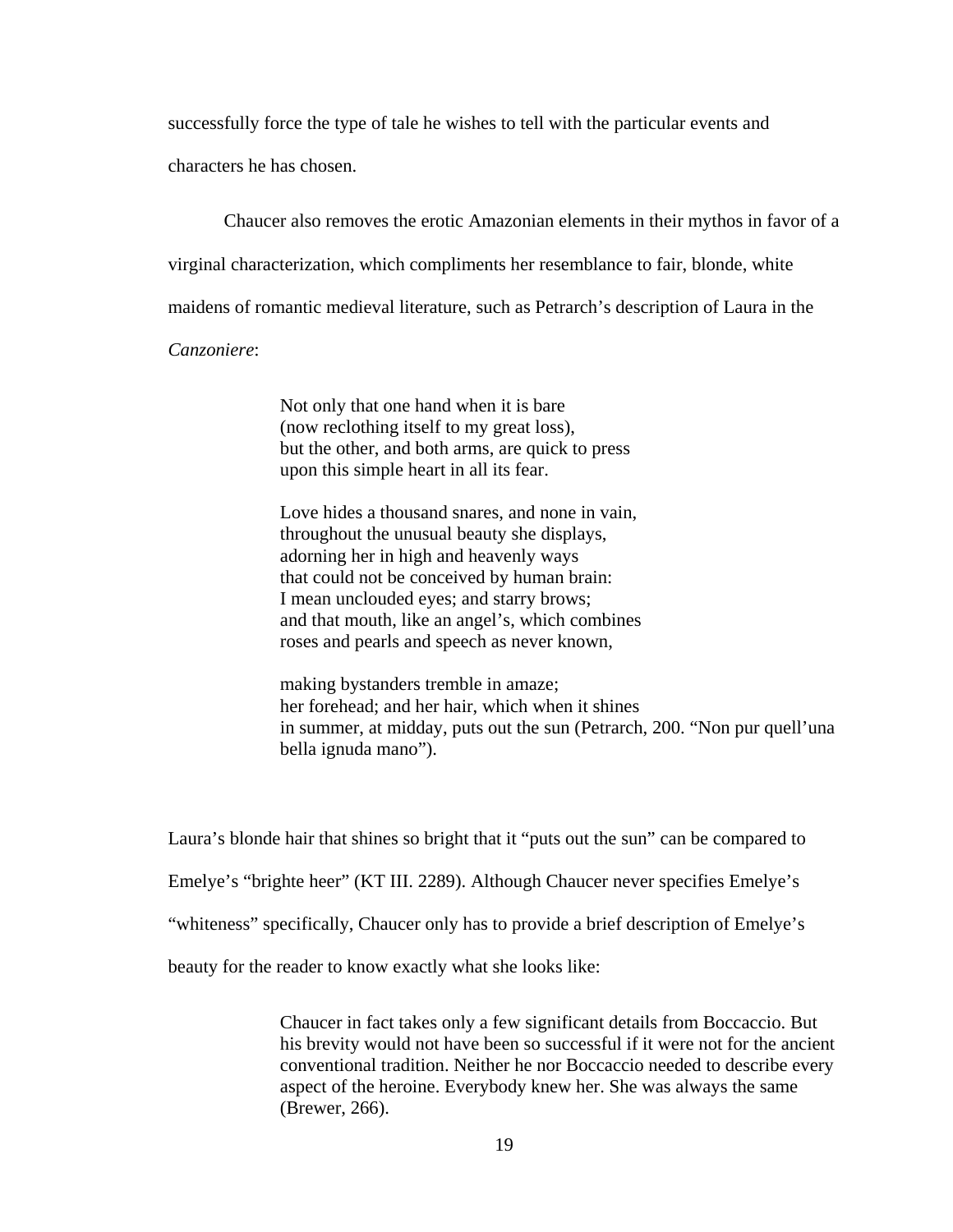successfully force the type of tale he wishes to tell with the particular events and characters he has chosen.

Chaucer also removes the erotic Amazonian elements in their mythos in favor of a virginal characterization, which compliments her resemblance to fair, blonde, white maidens of romantic medieval literature, such as Petrarch's description of Laura in the *Canzoniere*:

> Not only that one hand when it is bare
> (now reclothing itself to my great loss),
> but the other, and both arms, are quick to press
> upon this simple heart in all its fear.
>
> Love hides a thousand snares, and none in vain,
> throughout the unusual beauty she displays,
> adorning her in high and heavenly ways
> that could not be conceived by human brain:
> I mean unclouded eyes; and starry brows;
> and that mouth, like an angel's, which combines
> roses and pearls and speech as never known,
>
> making bystanders tremble in amaze;
> her forehead; and her hair, which when it shines
> in summer, at midday, puts out the sun (Petrarch, 200. "Non pur quell'una bella ignuda mano").

Laura's blonde hair that shines so bright that it "puts out the sun" can be compared to Emelye's "brighte heer" (KT III. 2289). Although Chaucer never specifies Emelye's "whiteness" specifically, Chaucer only has to provide a brief description of Emelye's beauty for the reader to know exactly what she looks like:

> Chaucer in fact takes only a few significant details from Boccaccio. But his brevity would not have been so successful if it were not for the ancient conventional tradition. Neither he nor Boccaccio needed to describe every aspect of the heroine. Everybody knew her. She was always the same (Brewer, 266).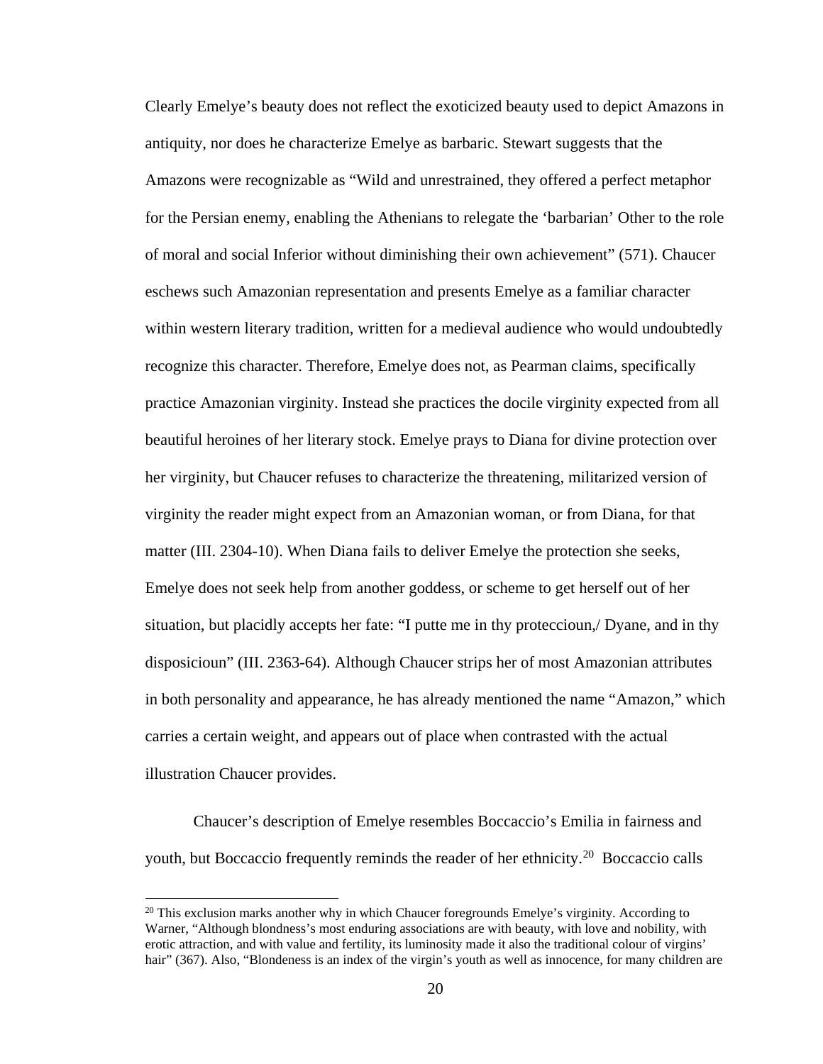Clearly Emelye's beauty does not reflect the exoticized beauty used to depict Amazons in antiquity, nor does he characterize Emelye as barbaric. Stewart suggests that the Amazons were recognizable as "Wild and unrestrained, they offered a perfect metaphor for the Persian enemy, enabling the Athenians to relegate the 'barbarian' Other to the role of moral and social Inferior without diminishing their own achievement" (571). Chaucer eschews such Amazonian representation and presents Emelye as a familiar character within western literary tradition, written for a medieval audience who would undoubtedly recognize this character. Therefore, Emelye does not, as Pearman claims, specifically practice Amazonian virginity. Instead she practices the docile virginity expected from all beautiful heroines of her literary stock. Emelye prays to Diana for divine protection over her virginity, but Chaucer refuses to characterize the threatening, militarized version of virginity the reader might expect from an Amazonian woman, or from Diana, for that matter (III. 2304-10). When Diana fails to deliver Emelye the protection she seeks, Emelye does not seek help from another goddess, or scheme to get herself out of her situation, but placidly accepts her fate: "I putte me in thy proteccioun,/ Dyane, and in thy disposicioun" (III. 2363-64). Although Chaucer strips her of most Amazonian attributes in both personality and appearance, he has already mentioned the name "Amazon," which carries a certain weight, and appears out of place when contrasted with the actual illustration Chaucer provides.

Chaucer's description of Emelye resembles Boccaccio's Emilia in fairness and youth, but Boccaccio frequently reminds the reader of her ethnicity.[20] Boccaccio calls

---

[20] This exclusion marks another why in which Chaucer foregrounds Emelye's virginity. According to Warner, "Although blondness's most enduring associations are with beauty, with love and nobility, with erotic attraction, and with value and fertility, its luminosity made it also the traditional colour of virgins' hair" (367). Also, "Blondeness is an index of the virgin's youth as well as innocence, for many children are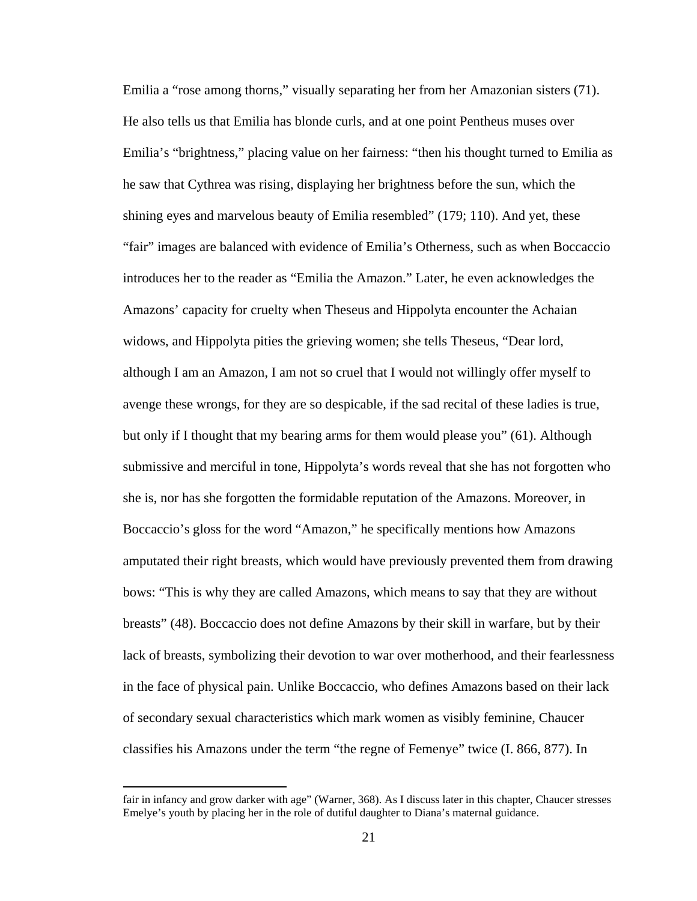Emilia a "rose among thorns," visually separating her from her Amazonian sisters (71). He also tells us that Emilia has blonde curls, and at one point Pentheus muses over Emilia's "brightness," placing value on her fairness: "then his thought turned to Emilia as he saw that Cythrea was rising, displaying her brightness before the sun, which the shining eyes and marvelous beauty of Emilia resembled" (179; 110). And yet, these "fair" images are balanced with evidence of Emilia's Otherness, such as when Boccaccio introduces her to the reader as "Emilia the Amazon." Later, he even acknowledges the Amazons' capacity for cruelty when Theseus and Hippolyta encounter the Achaian widows, and Hippolyta pities the grieving women; she tells Theseus, "Dear lord, although I am an Amazon, I am not so cruel that I would not willingly offer myself to avenge these wrongs, for they are so despicable, if the sad recital of these ladies is true, but only if I thought that my bearing arms for them would please you" (61). Although submissive and merciful in tone, Hippolyta's words reveal that she has not forgotten who she is, nor has she forgotten the formidable reputation of the Amazons. Moreover, in Boccaccio's gloss for the word "Amazon," he specifically mentions how Amazons amputated their right breasts, which would have previously prevented them from drawing bows: "This is why they are called Amazons, which means to say that they are without breasts" (48). Boccaccio does not define Amazons by their skill in warfare, but by their lack of breasts, symbolizing their devotion to war over motherhood, and their fearlessness in the face of physical pain. Unlike Boccaccio, who defines Amazons based on their lack of secondary sexual characteristics which mark women as visibly feminine, Chaucer classifies his Amazons under the term "the regne of Femenye" twice (I. 866, 877). In

---

fair in infancy and grow darker with age" (Warner, 368). As I discuss later in this chapter, Chaucer stresses Emelye's youth by placing her in the role of dutiful daughter to Diana's maternal guidance.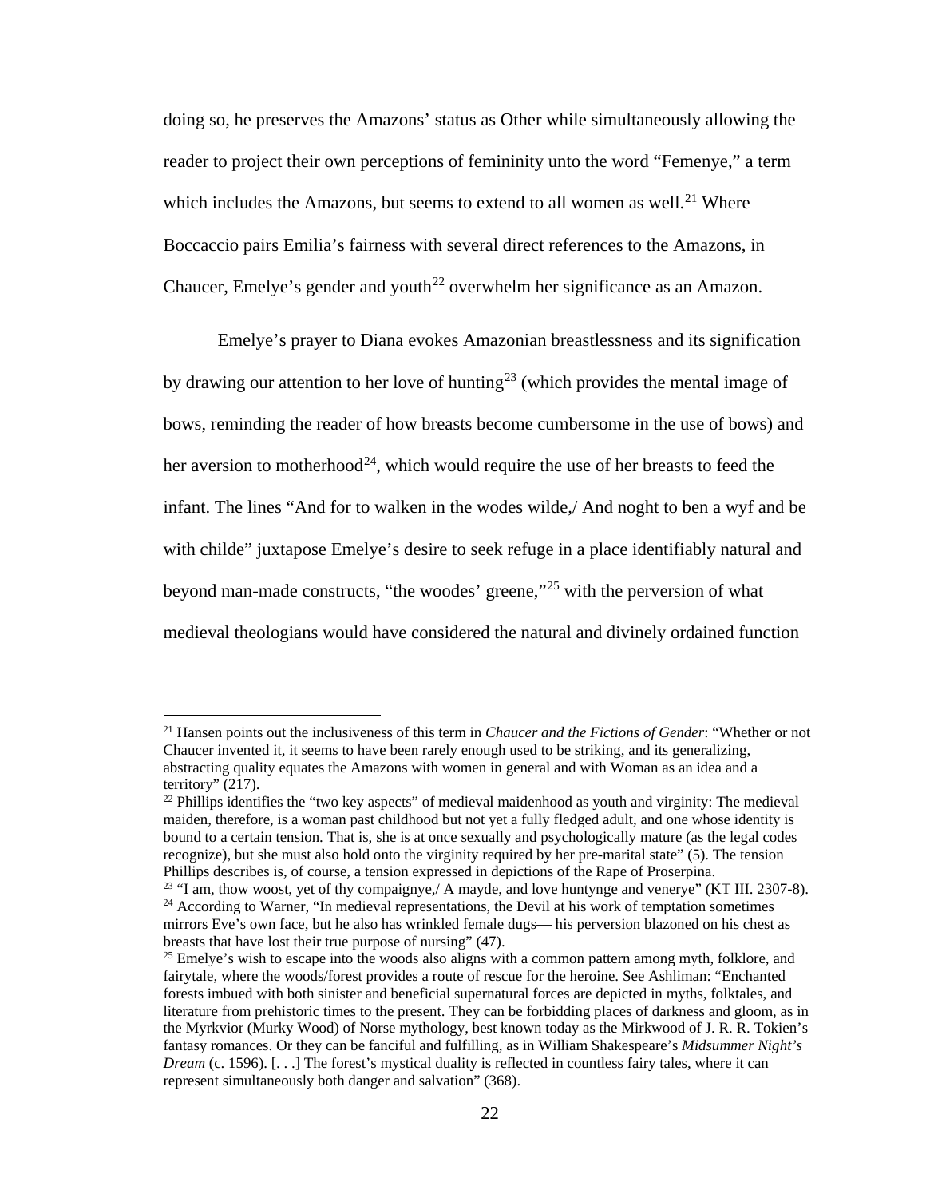doing so, he preserves the Amazons' status as Other while simultaneously allowing the reader to project their own perceptions of femininity unto the word "Femenye," a term which includes the Amazons, but seems to extend to all women as well.[21] Where Boccaccio pairs Emilia's fairness with several direct references to the Amazons, in Chaucer, Emelye's gender and youth[22] overwhelm her significance as an Amazon.

Emelye's prayer to Diana evokes Amazonian breastlessness and its signification by drawing our attention to her love of hunting[23] (which provides the mental image of bows, reminding the reader of how breasts become cumbersome in the use of bows) and her aversion to motherhood[24], which would require the use of her breasts to feed the infant. The lines "And for to walken in the wodes wilde,/ And noght to ben a wyf and be with childe" juxtapose Emelye's desire to seek refuge in a place identifiably natural and beyond man-made constructs, "the woodes' greene,"[25] with the perversion of what medieval theologians would have considered the natural and divinely ordained function

---

[21] Hansen points out the inclusiveness of this term in *Chaucer and the Fictions of Gender*: "Whether or not Chaucer invented it, it seems to have been rarely enough used to be striking, and its generalizing, abstracting quality equates the Amazons with women in general and with Woman as an idea and a territory" (217).

[22] Phillips identifies the "two key aspects" of medieval maidenhood as youth and virginity: The medieval maiden, therefore, is a woman past childhood but not yet a fully fledged adult, and one whose identity is bound to a certain tension. That is, she is at once sexually and psychologically mature (as the legal codes recognize), but she must also hold onto the virginity required by her pre-marital state" (5). The tension Phillips describes is, of course, a tension expressed in depictions of the Rape of Proserpina.

[23] "I am, thow woost, yet of thy compaignye,/ A mayde, and love huntynge and venerye" (KT III. 2307-8).

[24] According to Warner, "In medieval representations, the Devil at his work of temptation sometimes mirrors Eve's own face, but he also has wrinkled female dugs— his perversion blazoned on his chest as breasts that have lost their true purpose of nursing" (47).

[25] Emelye's wish to escape into the woods also aligns with a common pattern among myth, folklore, and fairytale, where the woods/forest provides a route of rescue for the heroine. See Ashliman: "Enchanted forests imbued with both sinister and beneficial supernatural forces are depicted in myths, folktales, and literature from prehistoric times to the present. They can be forbidding places of darkness and gloom, as in the Myrkvior (Murky Wood) of Norse mythology, best known today as the Mirkwood of J. R. R. Tokien's fantasy romances. Or they can be fanciful and fulfilling, as in William Shakespeare's *Midsummer Night's Dream* (c. 1596). [. . .] The forest's mystical duality is reflected in countless fairy tales, where it can represent simultaneously both danger and salvation" (368).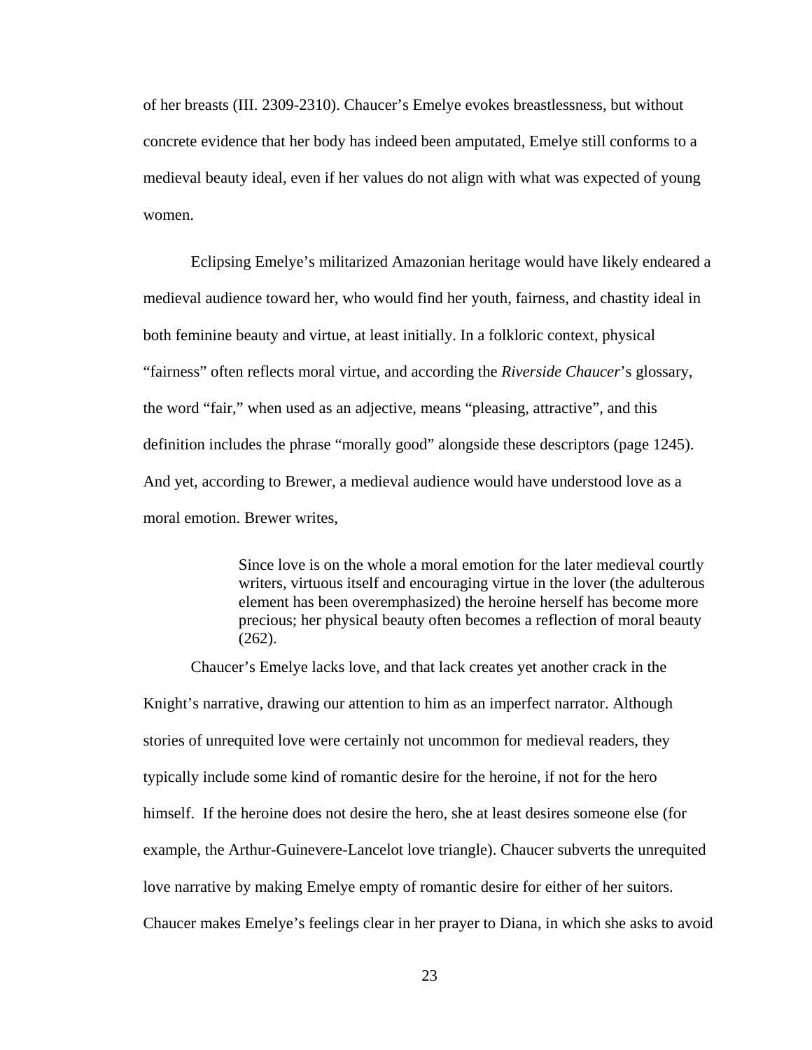of her breasts (III. 2309-2310). Chaucer's Emelye evokes breastlessness, but without concrete evidence that her body has indeed been amputated, Emelye still conforms to a medieval beauty ideal, even if her values do not align with what was expected of young women.

Eclipsing Emelye's militarized Amazonian heritage would have likely endeared a medieval audience toward her, who would find her youth, fairness, and chastity ideal in both feminine beauty and virtue, at least initially. In a folkloric context, physical "fairness" often reflects moral virtue, and according the *Riverside Chaucer*'s glossary, the word "fair," when used as an adjective, means "pleasing, attractive", and this definition includes the phrase "morally good" alongside these descriptors (page 1245). And yet, according to Brewer, a medieval audience would have understood love as a moral emotion. Brewer writes,

> Since love is on the whole a moral emotion for the later medieval courtly writers, virtuous itself and encouraging virtue in the lover (the adulterous element has been overemphasized) the heroine herself has become more precious; her physical beauty often becomes a reflection of moral beauty (262).

Chaucer's Emelye lacks love, and that lack creates yet another crack in the Knight's narrative, drawing our attention to him as an imperfect narrator. Although stories of unrequited love were certainly not uncommon for medieval readers, they typically include some kind of romantic desire for the heroine, if not for the hero himself. If the heroine does not desire the hero, she at least desires someone else (for example, the Arthur-Guinevere-Lancelot love triangle). Chaucer subverts the unrequited love narrative by making Emelye empty of romantic desire for either of her suitors. Chaucer makes Emelye's feelings clear in her prayer to Diana, in which she asks to avoid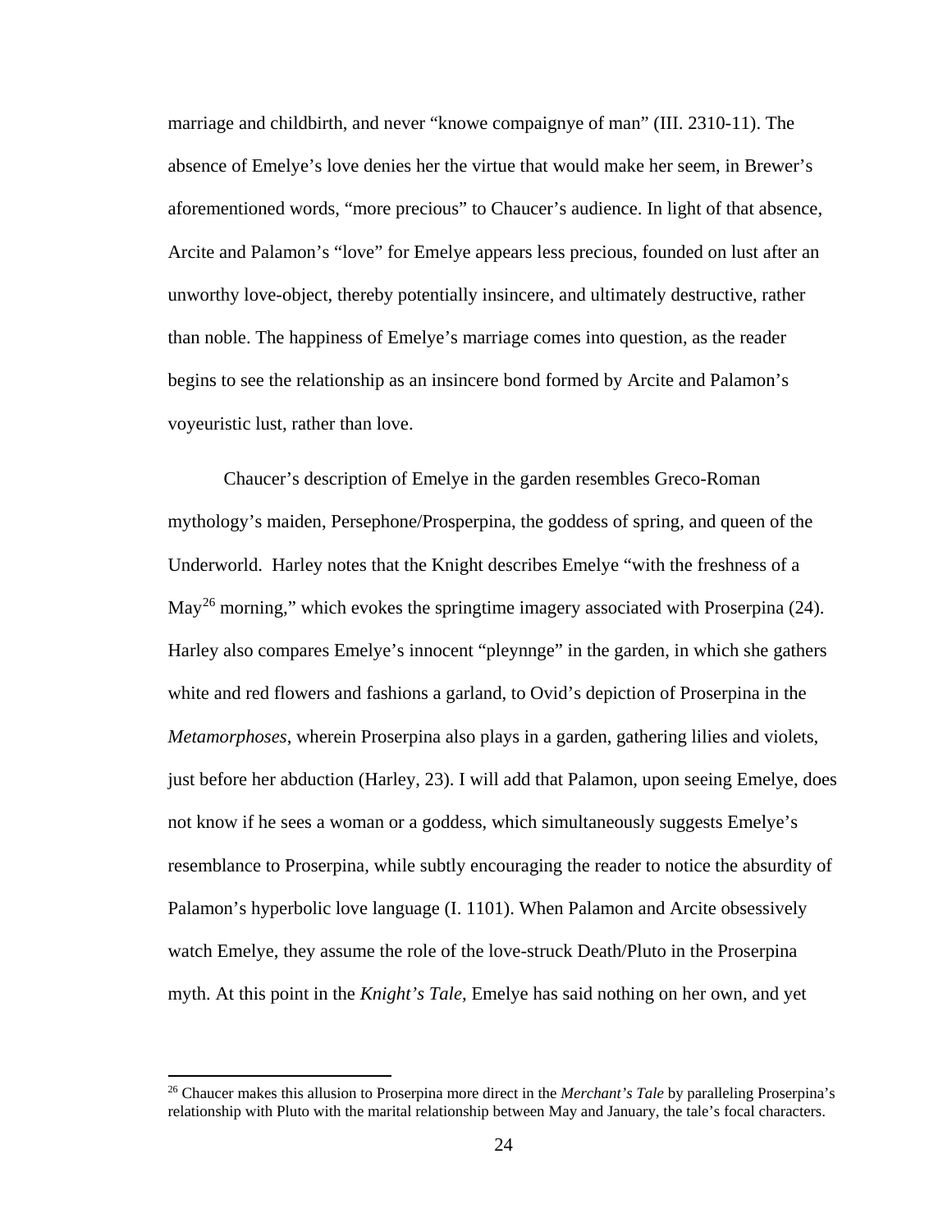marriage and childbirth, and never "knowe compaignye of man" (III. 2310-11). The absence of Emelye's love denies her the virtue that would make her seem, in Brewer's aforementioned words, "more precious" to Chaucer's audience. In light of that absence, Arcite and Palamon's "love" for Emelye appears less precious, founded on lust after an unworthy love-object, thereby potentially insincere, and ultimately destructive, rather than noble. The happiness of Emelye's marriage comes into question, as the reader begins to see the relationship as an insincere bond formed by Arcite and Palamon's voyeuristic lust, rather than love.

Chaucer's description of Emelye in the garden resembles Greco-Roman mythology's maiden, Persephone/Prosperpina, the goddess of spring, and queen of the Underworld. Harley notes that the Knight describes Emelye "with the freshness of a May[26] morning," which evokes the springtime imagery associated with Proserpina (24). Harley also compares Emelye's innocent "pleynnge" in the garden, in which she gathers white and red flowers and fashions a garland, to Ovid's depiction of Proserpina in the *Metamorphoses*, wherein Proserpina also plays in a garden, gathering lilies and violets, just before her abduction (Harley, 23). I will add that Palamon, upon seeing Emelye, does not know if he sees a woman or a goddess, which simultaneously suggests Emelye's resemblance to Proserpina, while subtly encouraging the reader to notice the absurdity of Palamon's hyperbolic love language (I. 1101). When Palamon and Arcite obsessively watch Emelye, they assume the role of the love-struck Death/Pluto in the Proserpina myth. At this point in the *Knight's Tale*, Emelye has said nothing on her own, and yet

[26] Chaucer makes this allusion to Proserpina more direct in the *Merchant's Tale* by paralleling Proserpina's relationship with Pluto with the marital relationship between May and January, the tale's focal characters.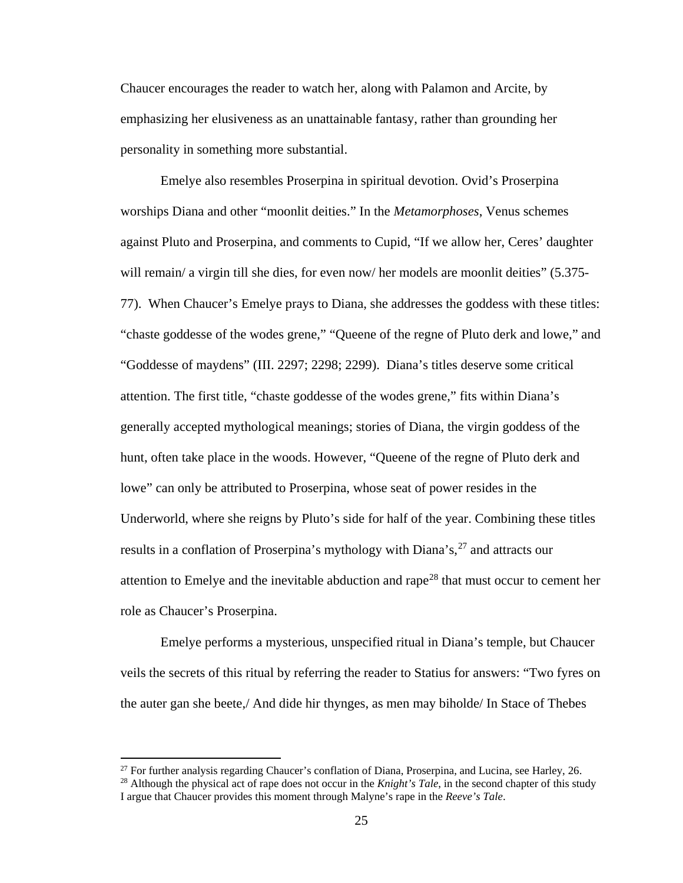Chaucer encourages the reader to watch her, along with Palamon and Arcite, by emphasizing her elusiveness as an unattainable fantasy, rather than grounding her personality in something more substantial.

Emelye also resembles Proserpina in spiritual devotion. Ovid's Proserpina worships Diana and other "moonlit deities." In the *Metamorphoses*, Venus schemes against Pluto and Proserpina, and comments to Cupid, "If we allow her, Ceres' daughter will remain/ a virgin till she dies, for even now/ her models are moonlit deities" (5.375-77). When Chaucer's Emelye prays to Diana, she addresses the goddess with these titles: "chaste goddesse of the wodes grene," "Queene of the regne of Pluto derk and lowe," and "Goddesse of maydens" (III. 2297; 2298; 2299). Diana's titles deserve some critical attention. The first title, "chaste goddesse of the wodes grene," fits within Diana's generally accepted mythological meanings; stories of Diana, the virgin goddess of the hunt, often take place in the woods. However, "Queene of the regne of Pluto derk and lowe" can only be attributed to Proserpina, whose seat of power resides in the Underworld, where she reigns by Pluto's side for half of the year. Combining these titles results in a conflation of Proserpina's mythology with Diana's,[27] and attracts our attention to Emelye and the inevitable abduction and rape[28] that must occur to cement her role as Chaucer's Proserpina.

Emelye performs a mysterious, unspecified ritual in Diana's temple, but Chaucer veils the secrets of this ritual by referring the reader to Statius for answers: "Two fyres on the auter gan she beete,/ And dide hir thynges, as men may biholde/ In Stace of Thebes

---

[27] For further analysis regarding Chaucer's conflation of Diana, Proserpina, and Lucina, see Harley, 26.

[28] Although the physical act of rape does not occur in the *Knight's Tale*, in the second chapter of this study I argue that Chaucer provides this moment through Malyne's rape in the *Reeve's Tale*.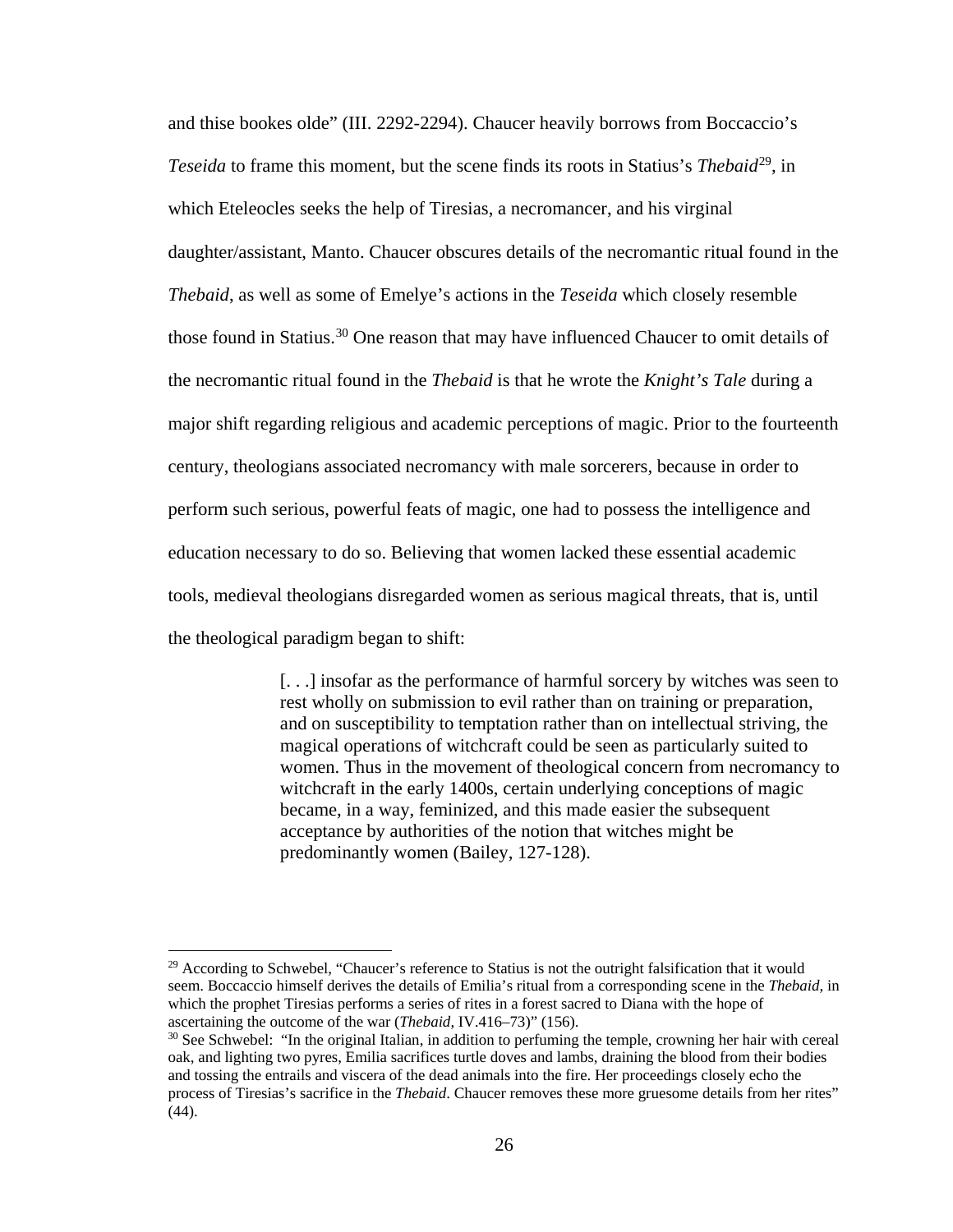and thise bookes olde" (III. 2292-2294). Chaucer heavily borrows from Boccaccio's *Teseida* to frame this moment, but the scene finds its roots in Statius's *Thebaid*[29], in which Eteleocles seeks the help of Tiresias, a necromancer, and his virginal daughter/assistant, Manto. Chaucer obscures details of the necromantic ritual found in the *Thebaid*, as well as some of Emelye's actions in the *Teseida* which closely resemble those found in Statius.[30] One reason that may have influenced Chaucer to omit details of the necromantic ritual found in the *Thebaid* is that he wrote the *Knight's Tale* during a major shift regarding religious and academic perceptions of magic. Prior to the fourteenth century, theologians associated necromancy with male sorcerers, because in order to perform such serious, powerful feats of magic, one had to possess the intelligence and education necessary to do so. Believing that women lacked these essential academic tools, medieval theologians disregarded women as serious magical threats, that is, until the theological paradigm began to shift:

> [. . .] insofar as the performance of harmful sorcery by witches was seen to rest wholly on submission to evil rather than on training or preparation, and on susceptibility to temptation rather than on intellectual striving, the magical operations of witchcraft could be seen as particularly suited to women. Thus in the movement of theological concern from necromancy to witchcraft in the early 1400s, certain underlying conceptions of magic became, in a way, feminized, and this made easier the subsequent acceptance by authorities of the notion that witches might be predominantly women (Bailey, 127-128).

---

[29] According to Schwebel, "Chaucer's reference to Statius is not the outright falsification that it would seem. Boccaccio himself derives the details of Emilia's ritual from a corresponding scene in the *Thebaid*, in which the prophet Tiresias performs a series of rites in a forest sacred to Diana with the hope of ascertaining the outcome of the war (*Thebaid*, IV.416–73)" (156).

[30] See Schwebel: "In the original Italian, in addition to perfuming the temple, crowning her hair with cereal oak, and lighting two pyres, Emilia sacrifices turtle doves and lambs, draining the blood from their bodies and tossing the entrails and viscera of the dead animals into the fire. Her proceedings closely echo the process of Tiresias's sacrifice in the *Thebaid*. Chaucer removes these more gruesome details from her rites" (44).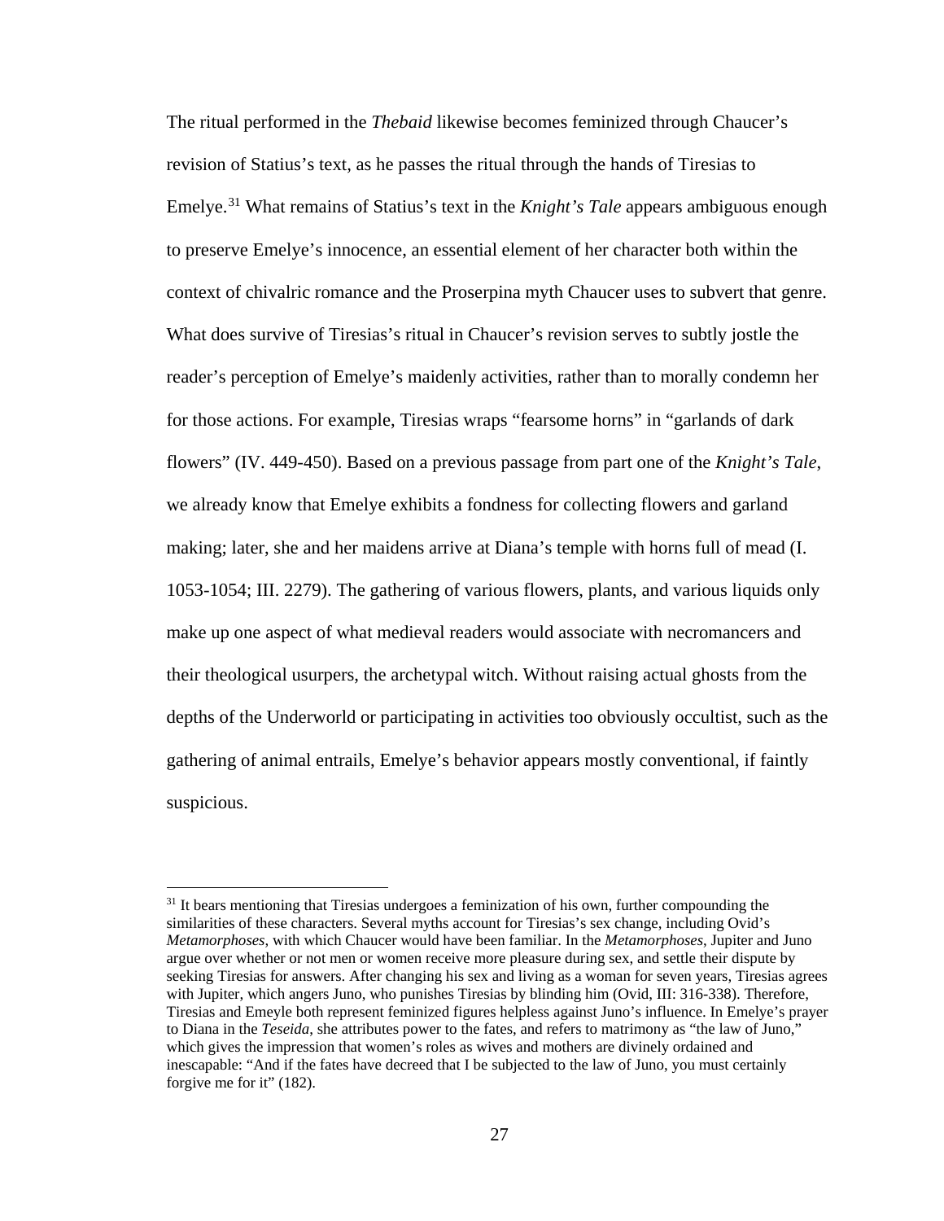The ritual performed in the *Thebaid* likewise becomes feminized through Chaucer's revision of Statius's text, as he passes the ritual through the hands of Tiresias to Emelye.[31] What remains of Statius's text in the *Knight's Tale* appears ambiguous enough to preserve Emelye's innocence, an essential element of her character both within the context of chivalric romance and the Proserpina myth Chaucer uses to subvert that genre. What does survive of Tiresias's ritual in Chaucer's revision serves to subtly jostle the reader's perception of Emelye's maidenly activities, rather than to morally condemn her for those actions. For example, Tiresias wraps "fearsome horns" in "garlands of dark flowers" (IV. 449-450). Based on a previous passage from part one of the *Knight's Tale*, we already know that Emelye exhibits a fondness for collecting flowers and garland making; later, she and her maidens arrive at Diana's temple with horns full of mead (I. 1053-1054; III. 2279). The gathering of various flowers, plants, and various liquids only make up one aspect of what medieval readers would associate with necromancers and their theological usurpers, the archetypal witch. Without raising actual ghosts from the depths of the Underworld or participating in activities too obviously occultist, such as the gathering of animal entrails, Emelye's behavior appears mostly conventional, if faintly suspicious.

[31] It bears mentioning that Tiresias undergoes a feminization of his own, further compounding the similarities of these characters. Several myths account for Tiresias's sex change, including Ovid's *Metamorphoses*, with which Chaucer would have been familiar. In the *Metamorphoses*, Jupiter and Juno argue over whether or not men or women receive more pleasure during sex, and settle their dispute by seeking Tiresias for answers. After changing his sex and living as a woman for seven years, Tiresias agrees with Jupiter, which angers Juno, who punishes Tiresias by blinding him (Ovid, III: 316-338). Therefore, Tiresias and Emeyle both represent feminized figures helpless against Juno's influence. In Emelye's prayer to Diana in the *Teseida*, she attributes power to the fates, and refers to matrimony as "the law of Juno," which gives the impression that women's roles as wives and mothers are divinely ordained and inescapable: "And if the fates have decreed that I be subjected to the law of Juno, you must certainly forgive me for it" (182).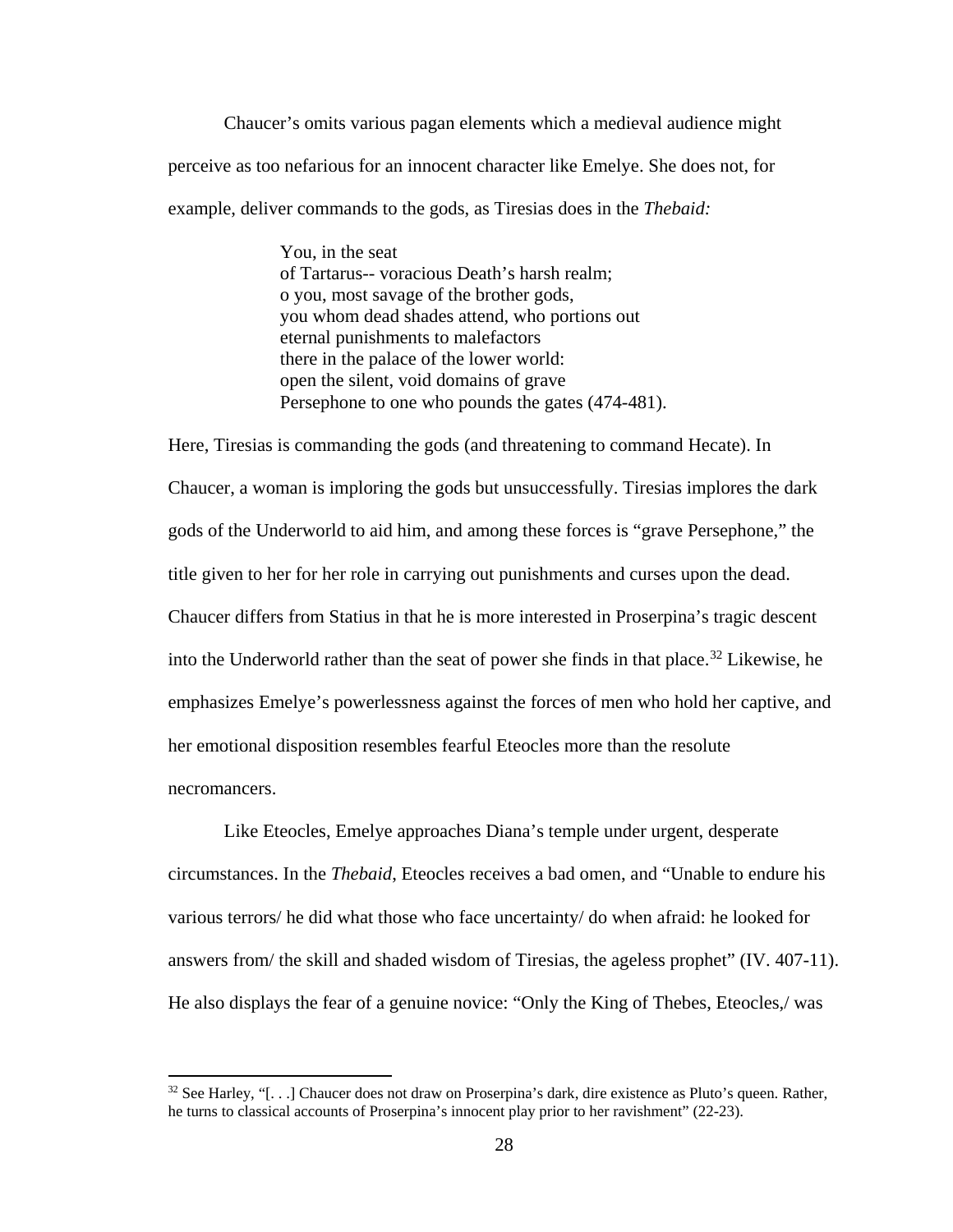Chaucer's omits various pagan elements which a medieval audience might perceive as too nefarious for an innocent character like Emelye. She does not, for example, deliver commands to the gods, as Tiresias does in the *Thebaid:*

> You, in the seat
> of Tartarus-- voracious Death's harsh realm;
> o you, most savage of the brother gods,
> you whom dead shades attend, who portions out
> eternal punishments to malefactors
> there in the palace of the lower world:
> open the silent, void domains of grave
> Persephone to one who pounds the gates (474-481).

Here, Tiresias is commanding the gods (and threatening to command Hecate). In Chaucer, a woman is imploring the gods but unsuccessfully. Tiresias implores the dark gods of the Underworld to aid him, and among these forces is "grave Persephone," the title given to her for her role in carrying out punishments and curses upon the dead. Chaucer differs from Statius in that he is more interested in Proserpina's tragic descent into the Underworld rather than the seat of power she finds in that place.[32] Likewise, he emphasizes Emelye's powerlessness against the forces of men who hold her captive, and her emotional disposition resembles fearful Eteocles more than the resolute necromancers.

Like Eteocles, Emelye approaches Diana's temple under urgent, desperate circumstances. In the *Thebaid*, Eteocles receives a bad omen, and "Unable to endure his various terrors/ he did what those who face uncertainty/ do when afraid: he looked for answers from/ the skill and shaded wisdom of Tiresias, the ageless prophet" (IV. 407-11). He also displays the fear of a genuine novice: "Only the King of Thebes, Eteocles,/ was

[32] See Harley, "[. . .] Chaucer does not draw on Proserpina's dark, dire existence as Pluto's queen. Rather, he turns to classical accounts of Proserpina's innocent play prior to her ravishment" (22-23).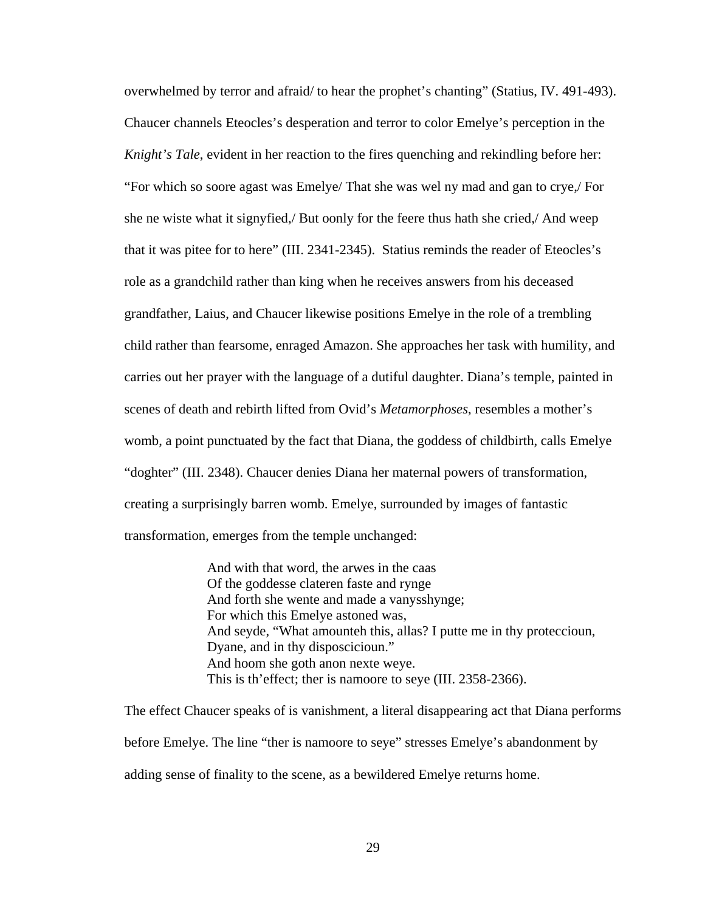overwhelmed by terror and afraid/ to hear the prophet's chanting" (Statius, IV. 491-493). Chaucer channels Eteocles's desperation and terror to color Emelye's perception in the *Knight's Tale*, evident in her reaction to the fires quenching and rekindling before her: "For which so soore agast was Emelye/ That she was wel ny mad and gan to crye,/ For she ne wiste what it signyfied,/ But oonly for the feere thus hath she cried,/ And weep that it was pitee for to here" (III. 2341-2345). Statius reminds the reader of Eteocles's role as a grandchild rather than king when he receives answers from his deceased grandfather, Laius, and Chaucer likewise positions Emelye in the role of a trembling child rather than fearsome, enraged Amazon. She approaches her task with humility, and carries out her prayer with the language of a dutiful daughter. Diana's temple, painted in scenes of death and rebirth lifted from Ovid's *Metamorphoses*, resembles a mother's womb, a point punctuated by the fact that Diana, the goddess of childbirth, calls Emelye "doghter" (III. 2348). Chaucer denies Diana her maternal powers of transformation, creating a surprisingly barren womb. Emelye, surrounded by images of fantastic transformation, emerges from the temple unchanged:

> And with that word, the arwes in the caas
> Of the goddesse clateren faste and rynge
> And forth she wente and made a vanysshynge;
> For which this Emelye astoned was,
> And seyde, "What amounteh this, allas? I putte me in thy proteccioun,
> Dyane, and in thy disposcicioun."
> And hoom she goth anon nexte weye.
> This is th'effect; ther is namoore to seye (III. 2358-2366).

The effect Chaucer speaks of is vanishment, a literal disappearing act that Diana performs before Emelye. The line "ther is namoore to seye" stresses Emelye's abandonment by adding sense of finality to the scene, as a bewildered Emelye returns home.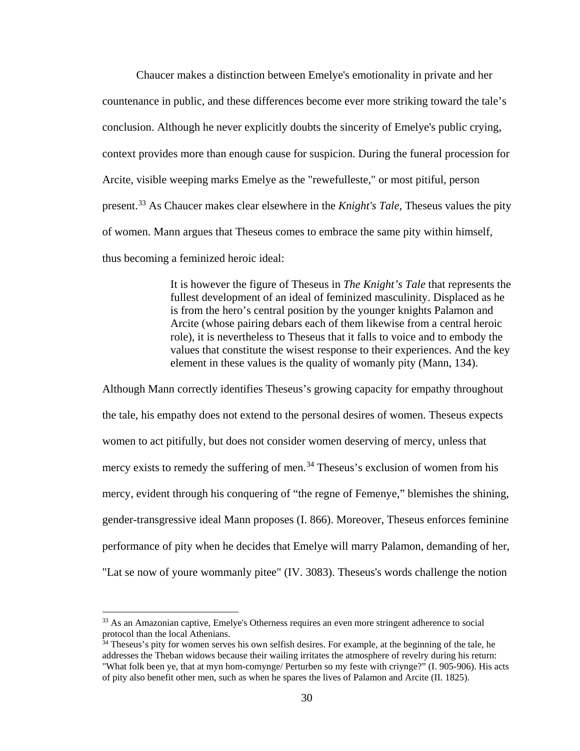Chaucer makes a distinction between Emelye's emotionality in private and her countenance in public, and these differences become ever more striking toward the tale's conclusion. Although he never explicitly doubts the sincerity of Emelye's public crying, context provides more than enough cause for suspicion. During the funeral procession for Arcite, visible weeping marks Emelye as the "rewefulleste," or most pitiful, person present.[33] As Chaucer makes clear elsewhere in the *Knight's Tale*, Theseus values the pity of women. Mann argues that Theseus comes to embrace the same pity within himself, thus becoming a feminized heroic ideal:

> It is however the figure of Theseus in *The Knight's Tale* that represents the fullest development of an ideal of feminized masculinity. Displaced as he is from the hero's central position by the younger knights Palamon and Arcite (whose pairing debars each of them likewise from a central heroic role), it is nevertheless to Theseus that it falls to voice and to embody the values that constitute the wisest response to their experiences. And the key element in these values is the quality of womanly pity (Mann, 134).

Although Mann correctly identifies Theseus's growing capacity for empathy throughout the tale, his empathy does not extend to the personal desires of women. Theseus expects women to act pitifully, but does not consider women deserving of mercy, unless that mercy exists to remedy the suffering of men.[34] Theseus's exclusion of women from his mercy, evident through his conquering of "the regne of Femenye," blemishes the shining, gender-transgressive ideal Mann proposes (I. 866). Moreover, Theseus enforces feminine performance of pity when he decides that Emelye will marry Palamon, demanding of her, "Lat se now of youre wommanly pitee" (IV. 3083). Theseus's words challenge the notion

---

[33] As an Amazonian captive, Emelye's Otherness requires an even more stringent adherence to social protocol than the local Athenians.

[34] Theseus's pity for women serves his own selfish desires. For example, at the beginning of the tale, he addresses the Theban widows because their wailing irritates the atmosphere of revelry during his return: "What folk been ye, that at myn hom-comynge/ Perturben so my feste with criynge?" (I. 905-906). His acts of pity also benefit other men, such as when he spares the lives of Palamon and Arcite (II. 1825).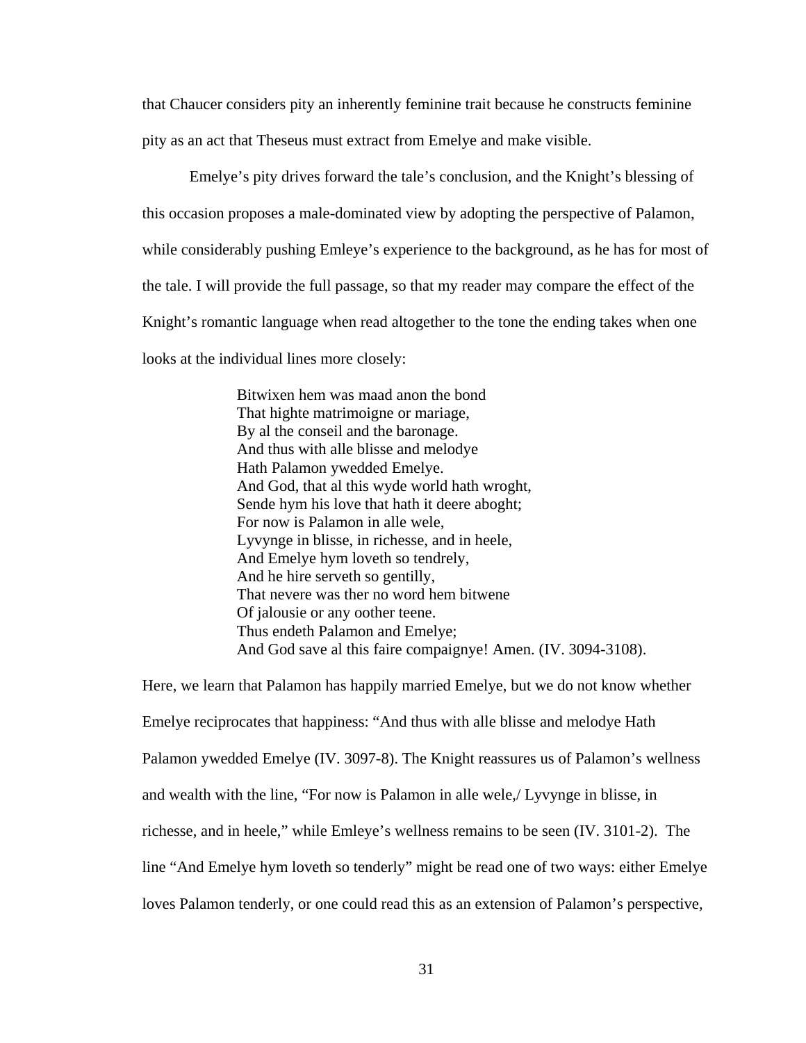that Chaucer considers pity an inherently feminine trait because he constructs feminine pity as an act that Theseus must extract from Emelye and make visible.

Emelye's pity drives forward the tale's conclusion, and the Knight's blessing of this occasion proposes a male-dominated view by adopting the perspective of Palamon, while considerably pushing Emleye's experience to the background, as he has for most of the tale. I will provide the full passage, so that my reader may compare the effect of the Knight's romantic language when read altogether to the tone the ending takes when one looks at the individual lines more closely:

> Bitwixen hem was maad anon the bond  
> That highte matrimoigne or mariage,  
> By al the conseil and the baronage.  
> And thus with alle blisse and melodye  
> Hath Palamon ywedded Emelye.  
> And God, that al this wyde world hath wroght,  
> Sende hym his love that hath it deere aboght;  
> For now is Palamon in alle wele,  
> Lyvynge in blisse, in richesse, and in heele,  
> And Emelye hym loveth so tendrely,  
> And he hire serveth so gentilly,  
> That nevere was ther no word hem bitwene  
> Of jalousie or any oother teene.  
> Thus endeth Palamon and Emelye;  
> And God save al this faire compaignye! Amen. (IV. 3094-3108).

Here, we learn that Palamon has happily married Emelye, but we do not know whether Emelye reciprocates that happiness: "And thus with alle blisse and melodye Hath Palamon ywedded Emelye (IV. 3097-8). The Knight reassures us of Palamon's wellness and wealth with the line, "For now is Palamon in alle wele,/ Lyvynge in blisse, in richesse, and in heele," while Emleye's wellness remains to be seen (IV. 3101-2). The line "And Emelye hym loveth so tenderly" might be read one of two ways: either Emelye loves Palamon tenderly, or one could read this as an extension of Palamon's perspective,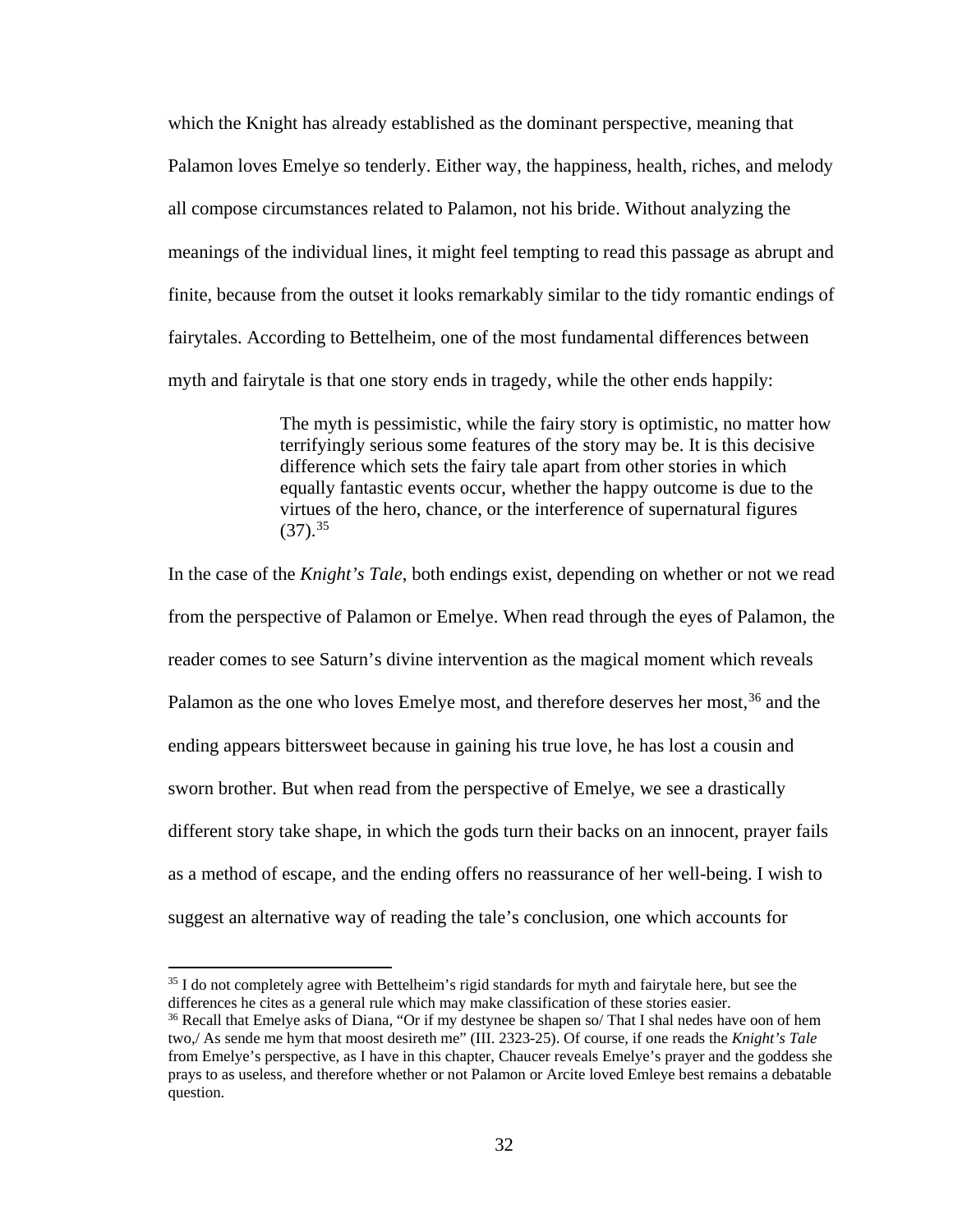which the Knight has already established as the dominant perspective, meaning that Palamon loves Emelye so tenderly. Either way, the happiness, health, riches, and melody all compose circumstances related to Palamon, not his bride. Without analyzing the meanings of the individual lines, it might feel tempting to read this passage as abrupt and finite, because from the outset it looks remarkably similar to the tidy romantic endings of fairytales. According to Bettelheim, one of the most fundamental differences between myth and fairytale is that one story ends in tragedy, while the other ends happily:

> The myth is pessimistic, while the fairy story is optimistic, no matter how terrifyingly serious some features of the story may be. It is this decisive difference which sets the fairy tale apart from other stories in which equally fantastic events occur, whether the happy outcome is due to the virtues of the hero, chance, or the interference of supernatural figures (37).[35]

In the case of the *Knight's Tale*, both endings exist, depending on whether or not we read from the perspective of Palamon or Emelye. When read through the eyes of Palamon, the reader comes to see Saturn's divine intervention as the magical moment which reveals Palamon as the one who loves Emelye most, and therefore deserves her most,[36] and the ending appears bittersweet because in gaining his true love, he has lost a cousin and sworn brother. But when read from the perspective of Emelye, we see a drastically different story take shape, in which the gods turn their backs on an innocent, prayer fails as a method of escape, and the ending offers no reassurance of her well-being. I wish to suggest an alternative way of reading the tale's conclusion, one which accounts for

---

[35] I do not completely agree with Bettelheim's rigid standards for myth and fairytale here, but see the differences he cites as a general rule which may make classification of these stories easier.

[36] Recall that Emelye asks of Diana, "Or if my destynee be shapen so/ That I shal nedes have oon of hem two,/ As sende me hym that moost desireth me" (III. 2323-25). Of course, if one reads the *Knight's Tale* from Emelye's perspective, as I have in this chapter, Chaucer reveals Emelye's prayer and the goddess she prays to as useless, and therefore whether or not Palamon or Arcite loved Emleye best remains a debatable question.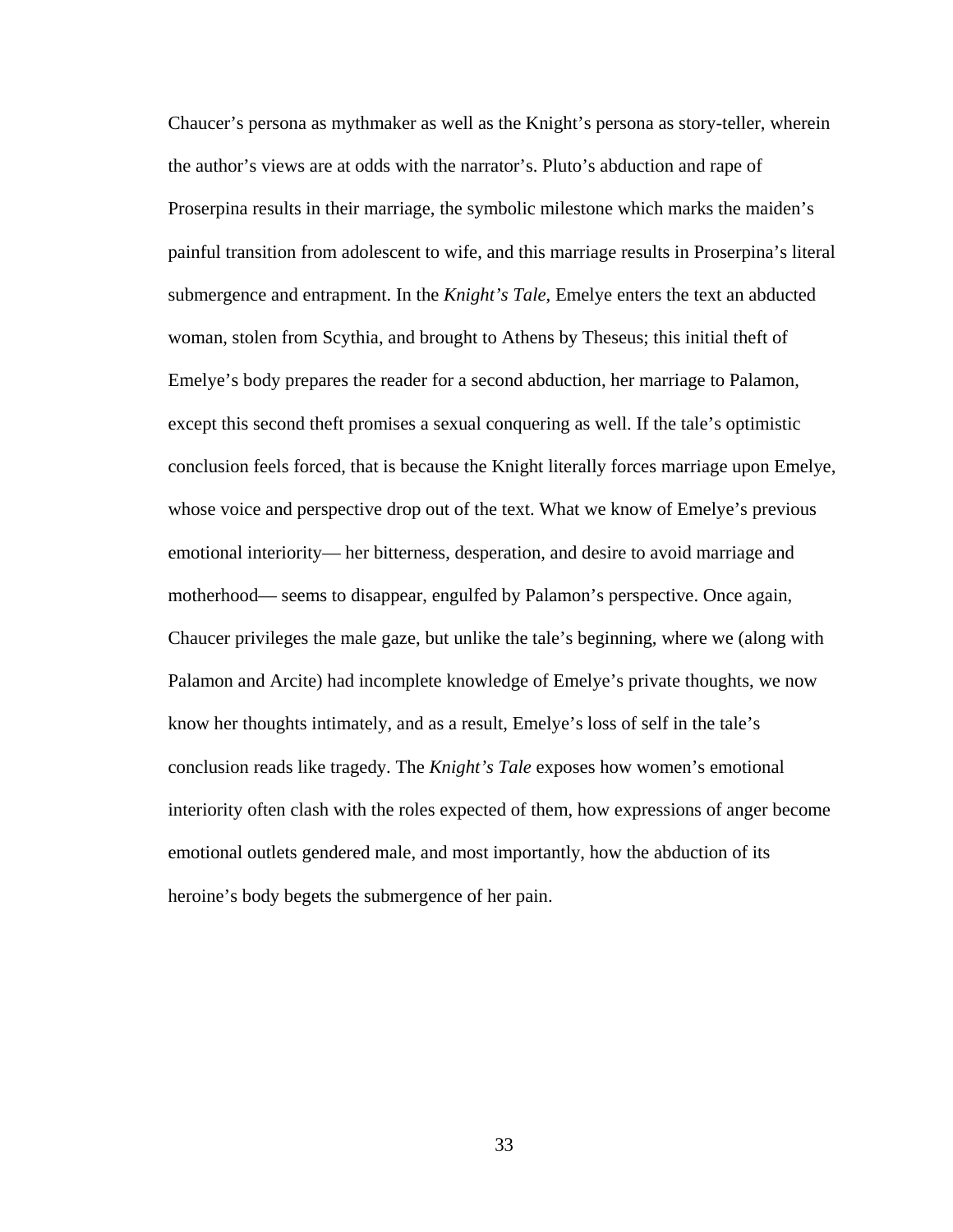Chaucer's persona as mythmaker as well as the Knight's persona as story-teller, wherein the author's views are at odds with the narrator's. Pluto's abduction and rape of Proserpina results in their marriage, the symbolic milestone which marks the maiden's painful transition from adolescent to wife, and this marriage results in Proserpina's literal submergence and entrapment. In the *Knight's Tale*, Emelye enters the text an abducted woman, stolen from Scythia, and brought to Athens by Theseus; this initial theft of Emelye's body prepares the reader for a second abduction, her marriage to Palamon, except this second theft promises a sexual conquering as well. If the tale's optimistic conclusion feels forced, that is because the Knight literally forces marriage upon Emelye, whose voice and perspective drop out of the text. What we know of Emelye's previous emotional interiority— her bitterness, desperation, and desire to avoid marriage and motherhood— seems to disappear, engulfed by Palamon's perspective. Once again, Chaucer privileges the male gaze, but unlike the tale's beginning, where we (along with Palamon and Arcite) had incomplete knowledge of Emelye's private thoughts, we now know her thoughts intimately, and as a result, Emelye's loss of self in the tale's conclusion reads like tragedy. The *Knight's Tale* exposes how women's emotional interiority often clash with the roles expected of them, how expressions of anger become emotional outlets gendered male, and most importantly, how the abduction of its heroine's body begets the submergence of her pain.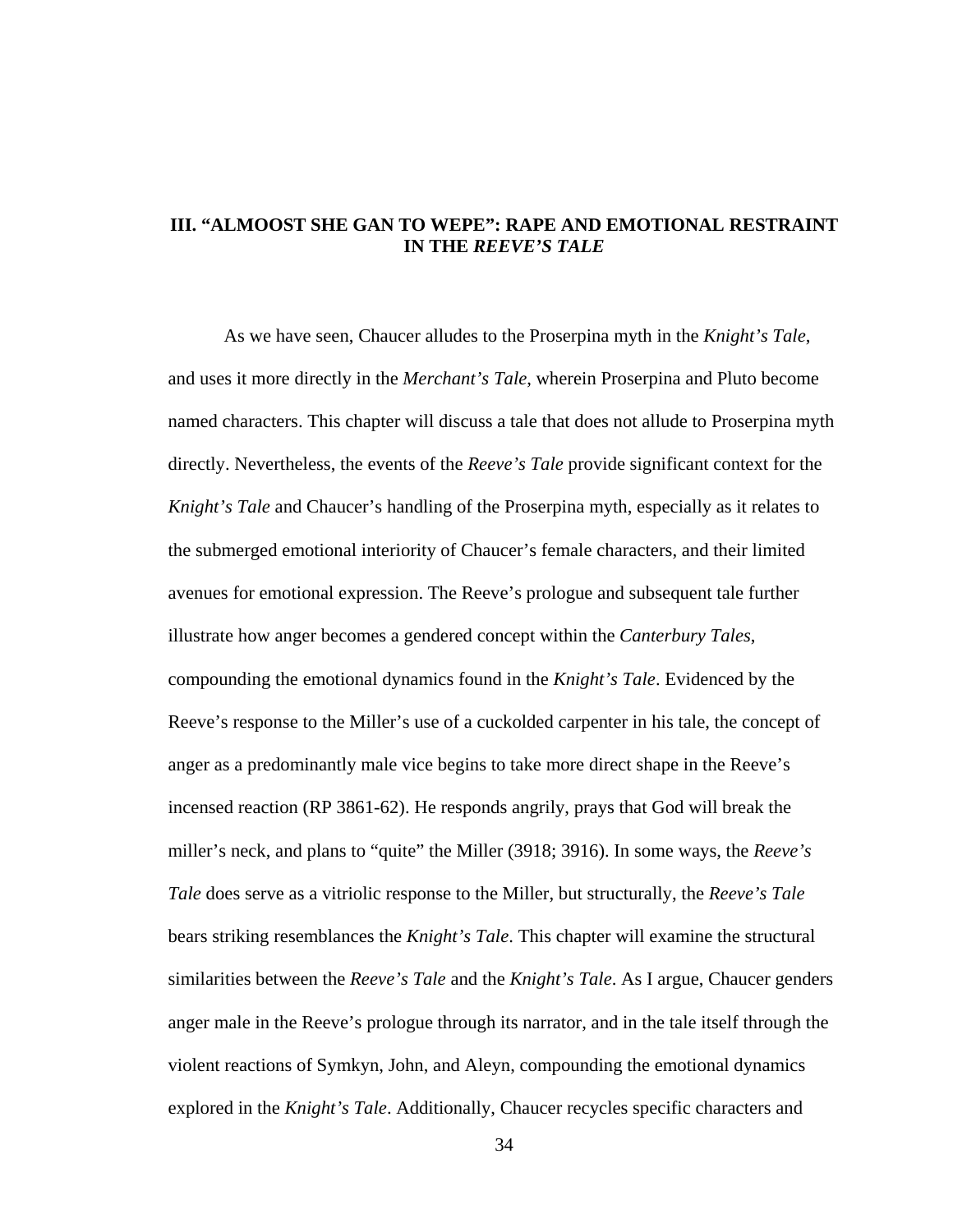## III. "ALMOOST SHE GAN TO WEPE": RAPE AND EMOTIONAL RESTRAINT IN THE *REEVE'S TALE*

As we have seen, Chaucer alludes to the Proserpina myth in the *Knight's Tale*, and uses it more directly in the *Merchant's Tale*, wherein Proserpina and Pluto become named characters. This chapter will discuss a tale that does not allude to Proserpina myth directly. Nevertheless, the events of the *Reeve's Tale* provide significant context for the *Knight's Tale* and Chaucer's handling of the Proserpina myth, especially as it relates to the submerged emotional interiority of Chaucer's female characters, and their limited avenues for emotional expression. The Reeve's prologue and subsequent tale further illustrate how anger becomes a gendered concept within the *Canterbury Tales*, compounding the emotional dynamics found in the *Knight's Tale*. Evidenced by the Reeve's response to the Miller's use of a cuckolded carpenter in his tale, the concept of anger as a predominantly male vice begins to take more direct shape in the Reeve's incensed reaction (RP 3861-62). He responds angrily, prays that God will break the miller's neck, and plans to "quite" the Miller (3918; 3916). In some ways, the *Reeve's Tale* does serve as a vitriolic response to the Miller, but structurally, the *Reeve's Tale* bears striking resemblances the *Knight's Tale*. This chapter will examine the structural similarities between the *Reeve's Tale* and the *Knight's Tale*. As I argue, Chaucer genders anger male in the Reeve's prologue through its narrator, and in the tale itself through the violent reactions of Symkyn, John, and Aleyn, compounding the emotional dynamics explored in the *Knight's Tale*. Additionally, Chaucer recycles specific characters and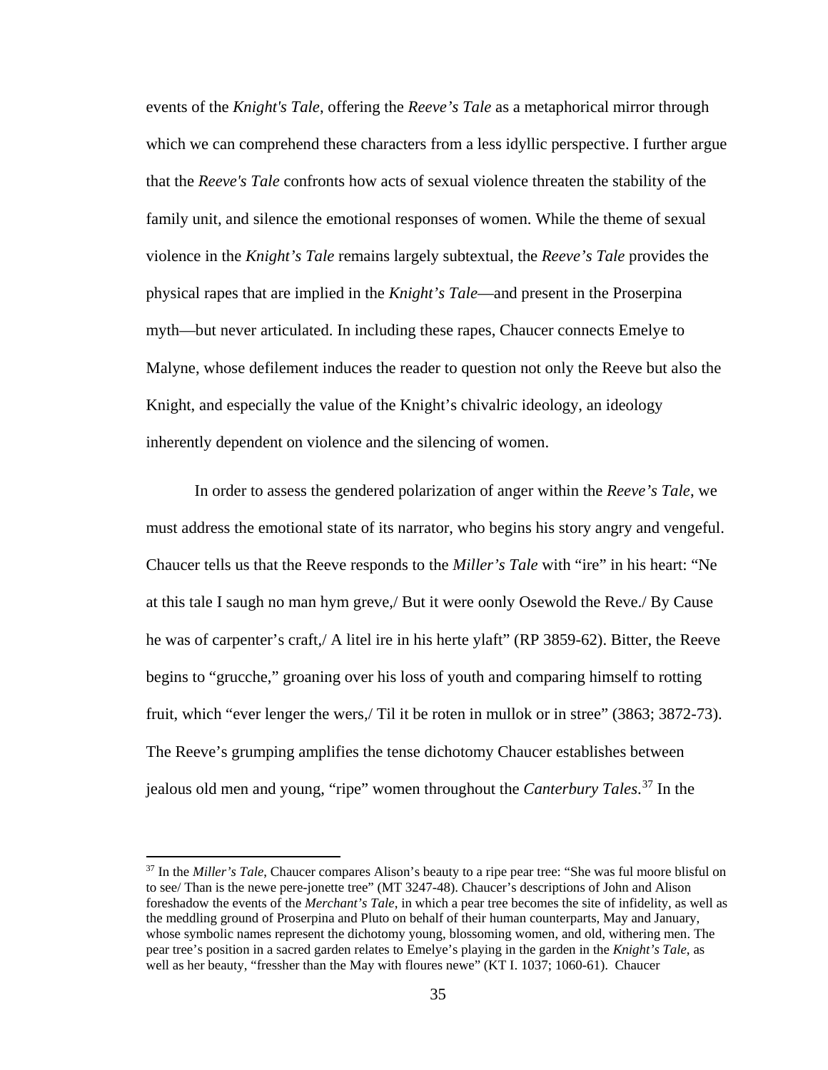events of the *Knight's Tale*, offering the *Reeve's Tale* as a metaphorical mirror through which we can comprehend these characters from a less idyllic perspective. I further argue that the *Reeve's Tale* confronts how acts of sexual violence threaten the stability of the family unit, and silence the emotional responses of women. While the theme of sexual violence in the *Knight's Tale* remains largely subtextual, the *Reeve's Tale* provides the physical rapes that are implied in the *Knight's Tale*—and present in the Proserpina myth—but never articulated. In including these rapes, Chaucer connects Emelye to Malyne, whose defilement induces the reader to question not only the Reeve but also the Knight, and especially the value of the Knight's chivalric ideology, an ideology inherently dependent on violence and the silencing of women.

In order to assess the gendered polarization of anger within the *Reeve's Tale*, we must address the emotional state of its narrator, who begins his story angry and vengeful. Chaucer tells us that the Reeve responds to the *Miller's Tale* with "ire" in his heart: "Ne at this tale I saugh no man hym greve,/ But it were oonly Osewold the Reve./ By Cause he was of carpenter's craft,/ A litel ire in his herte ylaft" (RP 3859-62). Bitter, the Reeve begins to "grucche," groaning over his loss of youth and comparing himself to rotting fruit, which "ever lenger the wers,/ Til it be roten in mullok or in stree" (3863; 3872-73). The Reeve's grumping amplifies the tense dichotomy Chaucer establishes between jealous old men and young, "ripe" women throughout the *Canterbury Tales*.[37] In the

[37] In the *Miller's Tale*, Chaucer compares Alison's beauty to a ripe pear tree: "She was ful moore blisful on to see/ Than is the newe pere-jonette tree" (MT 3247-48). Chaucer's descriptions of John and Alison foreshadow the events of the *Merchant's Tale*, in which a pear tree becomes the site of infidelity, as well as the meddling ground of Proserpina and Pluto on behalf of their human counterparts, May and January, whose symbolic names represent the dichotomy young, blossoming women, and old, withering men. The pear tree's position in a sacred garden relates to Emelye's playing in the garden in the *Knight's Tale*, as well as her beauty, "fressher than the May with floures newe" (KT I. 1037; 1060-61). Chaucer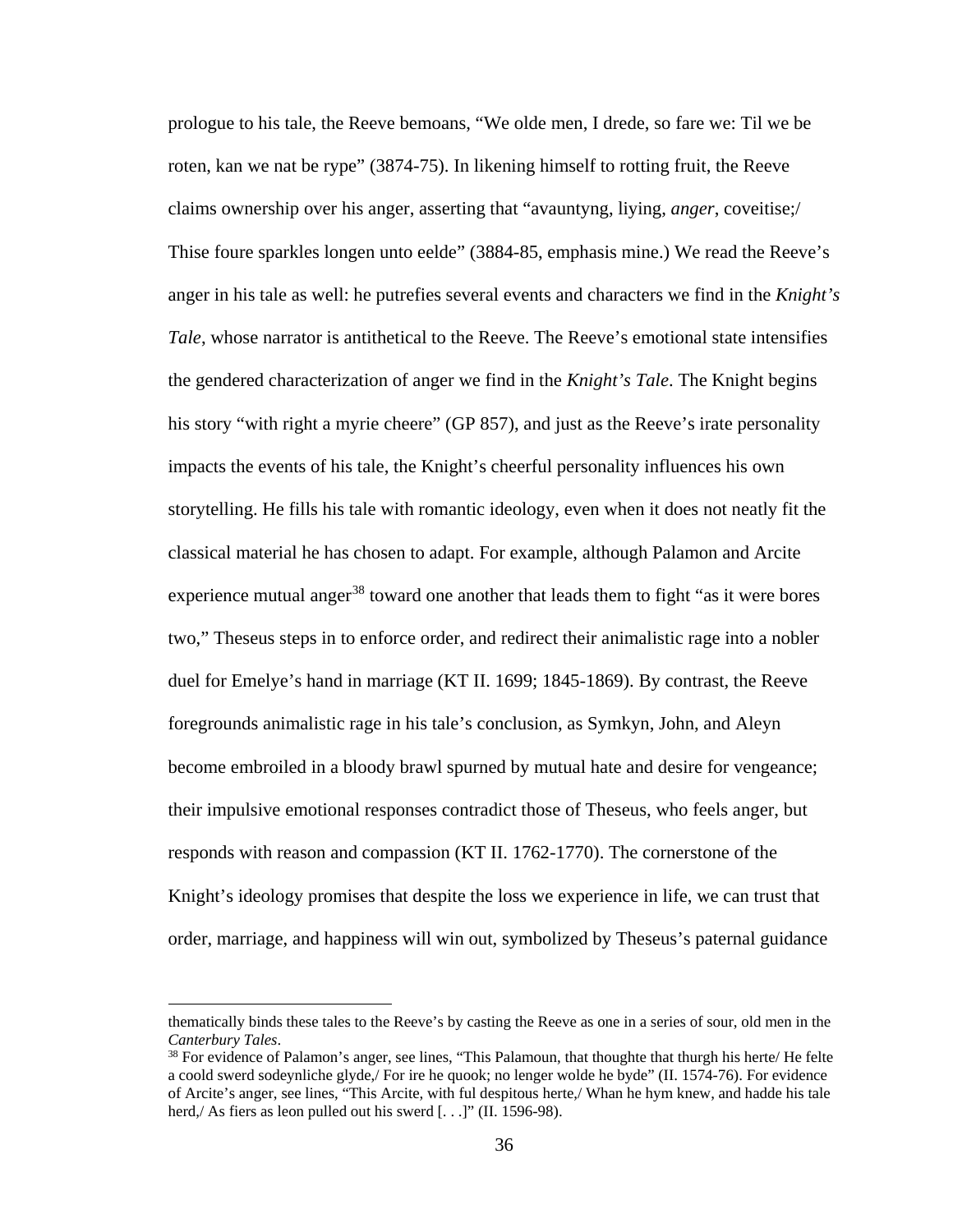prologue to his tale, the Reeve bemoans, "We olde men, I drede, so fare we: Til we be roten, kan we nat be rype" (3874-75). In likening himself to rotting fruit, the Reeve claims ownership over his anger, asserting that "avauntyng, liying, *anger*, coveitise;/ Thise foure sparkles longen unto eelde" (3884-85, emphasis mine.) We read the Reeve's anger in his tale as well: he putrefies several events and characters we find in the *Knight's Tale*, whose narrator is antithetical to the Reeve. The Reeve's emotional state intensifies the gendered characterization of anger we find in the *Knight's Tale*. The Knight begins his story "with right a myrie cheere" (GP 857), and just as the Reeve's irate personality impacts the events of his tale, the Knight's cheerful personality influences his own storytelling. He fills his tale with romantic ideology, even when it does not neatly fit the classical material he has chosen to adapt. For example, although Palamon and Arcite experience mutual anger[38] toward one another that leads them to fight "as it were bores two," Theseus steps in to enforce order, and redirect their animalistic rage into a nobler duel for Emelye's hand in marriage (KT II. 1699; 1845-1869). By contrast, the Reeve foregrounds animalistic rage in his tale's conclusion, as Symkyn, John, and Aleyn become embroiled in a bloody brawl spurned by mutual hate and desire for vengeance; their impulsive emotional responses contradict those of Theseus, who feels anger, but responds with reason and compassion (KT II. 1762-1770). The cornerstone of the Knight's ideology promises that despite the loss we experience in life, we can trust that order, marriage, and happiness will win out, symbolized by Theseus's paternal guidance

---

thematically binds these tales to the Reeve's by casting the Reeve as one in a series of sour, old men in the *Canterbury Tales*.

[38] For evidence of Palamon's anger, see lines, "This Palamoun, that thoughte that thurgh his herte/ He felte a coold swerd sodeynliche glyde,/ For ire he quook; no lenger wolde he byde" (II. 1574-76). For evidence of Arcite's anger, see lines, "This Arcite, with ful despitous herte,/ Whan he hym knew, and hadde his tale herd,/ As fiers as leon pulled out his sswerd [. . .]" (II. 1596-98).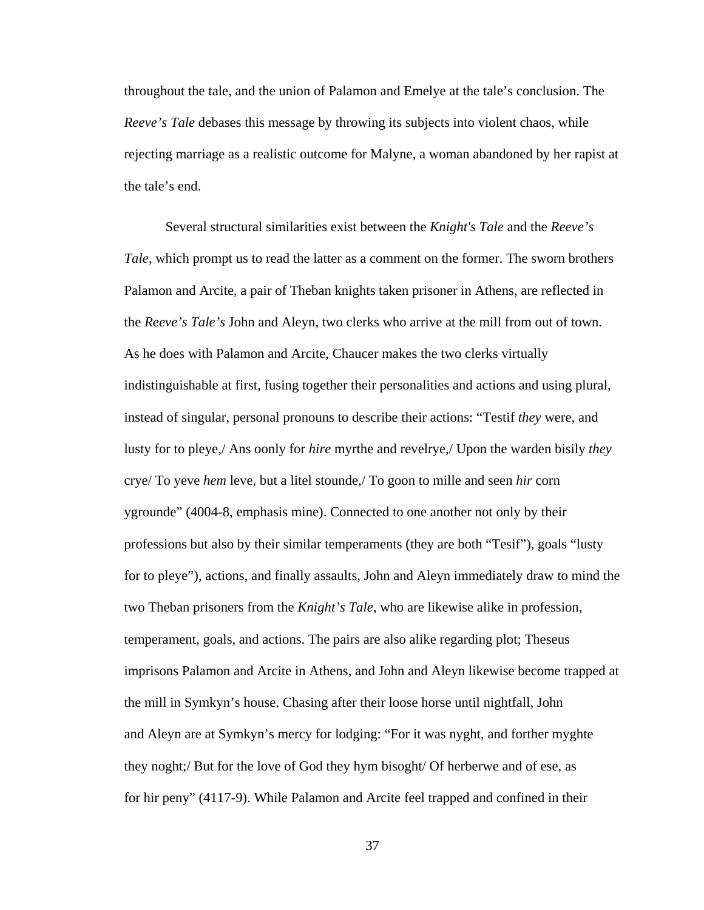throughout the tale, and the union of Palamon and Emelye at the tale's conclusion. The *Reeve's Tale* debases this message by throwing its subjects into violent chaos, while rejecting marriage as a realistic outcome for Malyne, a woman abandoned by her rapist at the tale's end.

Several structural similarities exist between the *Knight's Tale* and the *Reeve's Tale*, which prompt us to read the latter as a comment on the former. The sworn brothers Palamon and Arcite, a pair of Theban knights taken prisoner in Athens, are reflected in the *Reeve's Tale's* John and Aleyn, two clerks who arrive at the mill from out of town. As he does with Palamon and Arcite, Chaucer makes the two clerks virtually indistinguishable at first, fusing together their personalities and actions and using plural, instead of singular, personal pronouns to describe their actions: "Testif *they* were, and lusty for to pleye,/ Ans oonly for *hire* myrthe and revelrye,/ Upon the warden bisily *they* crye/ To yeve *hem* leve, but a litel stounde,/ To goon to mille and seen *hir* corn ygrounde" (4004-8, emphasis mine). Connected to one another not only by their professions but also by their similar temperaments (they are both "Tesif"), goals "lusty for to pleye"), actions, and finally assaults, John and Aleyn immediately draw to mind the two Theban prisoners from the *Knight's Tale*, who are likewise alike in profession, temperament, goals, and actions. The pairs are also alike regarding plot; Theseus imprisons Palamon and Arcite in Athens, and John and Aleyn likewise become trapped at the mill in Symkyn's house. Chasing after their loose horse until nightfall, John and Aleyn are at Symkyn's mercy for lodging: "For it was nyght, and forther myghte they noght;/ But for the love of God they hym bisoght/ Of herberwe and of ese, as for hir peny" (4117-9). While Palamon and Arcite feel trapped and confined in their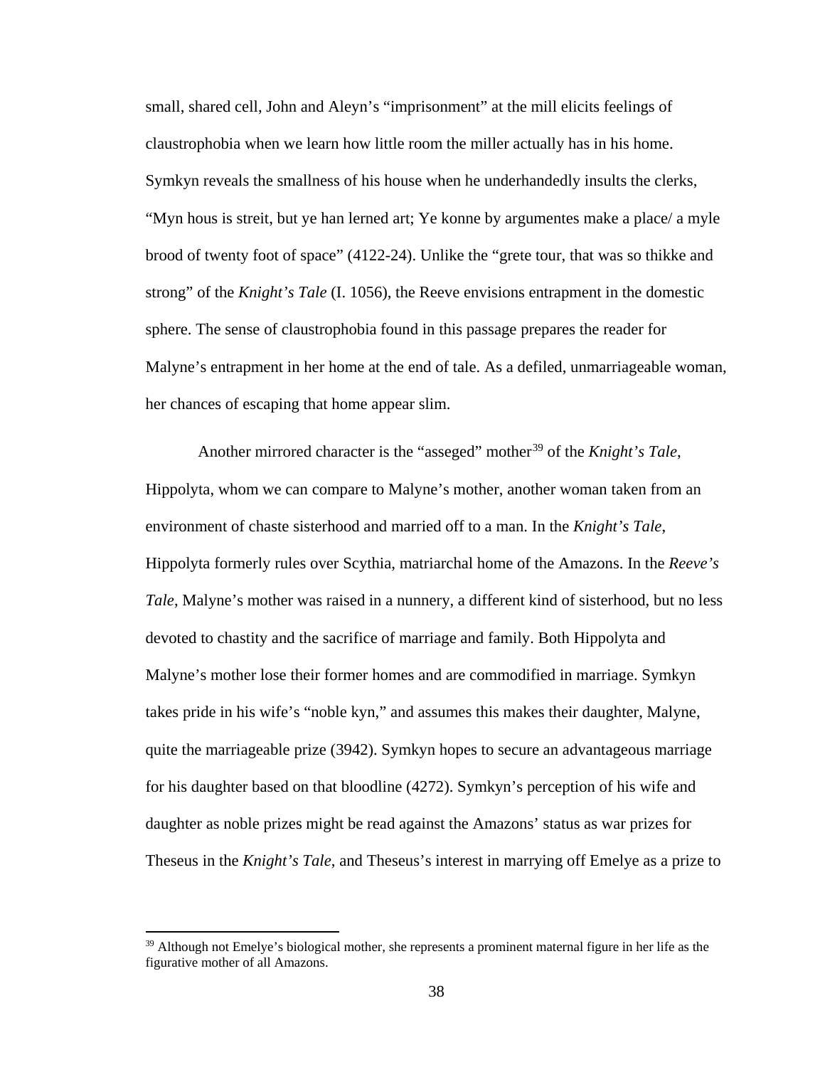small, shared cell, John and Aleyn's "imprisonment" at the mill elicits feelings of claustrophobia when we learn how little room the miller actually has in his home. Symkyn reveals the smallness of his house when he underhandedly insults the clerks, "Myn hous is streit, but ye han lerned art; Ye konne by argumentes make a place/ a myle brood of twenty foot of space" (4122-24). Unlike the "grete tour, that was so thikke and strong" of the *Knight's Tale* (I. 1056), the Reeve envisions entrapment in the domestic sphere. The sense of claustrophobia found in this passage prepares the reader for Malyne's entrapment in her home at the end of tale. As a defiled, unmarriageable woman, her chances of escaping that home appear slim.

Another mirrored character is the "asseged" mother[39] of the *Knight's Tale*, Hippolyta, whom we can compare to Malyne's mother, another woman taken from an environment of chaste sisterhood and married off to a man. In the *Knight's Tale*, Hippolyta formerly rules over Scythia, matriarchal home of the Amazons. In the *Reeve's Tale*, Malyne's mother was raised in a nunnery, a different kind of sisterhood, but no less devoted to chastity and the sacrifice of marriage and family. Both Hippolyta and Malyne's mother lose their former homes and are commodified in marriage. Symkyn takes pride in his wife's "noble kyn," and assumes this makes their daughter, Malyne, quite the marriageable prize (3942). Symkyn hopes to secure an advantageous marriage for his daughter based on that bloodline (4272). Symkyn's perception of his wife and daughter as noble prizes might be read against the Amazons' status as war prizes for Theseus in the *Knight's Tale*, and Theseus's interest in marrying off Emelye as a prize to

[39] Although not Emelye's biological mother, she represents a prominent maternal figure in her life as the figurative mother of all Amazons.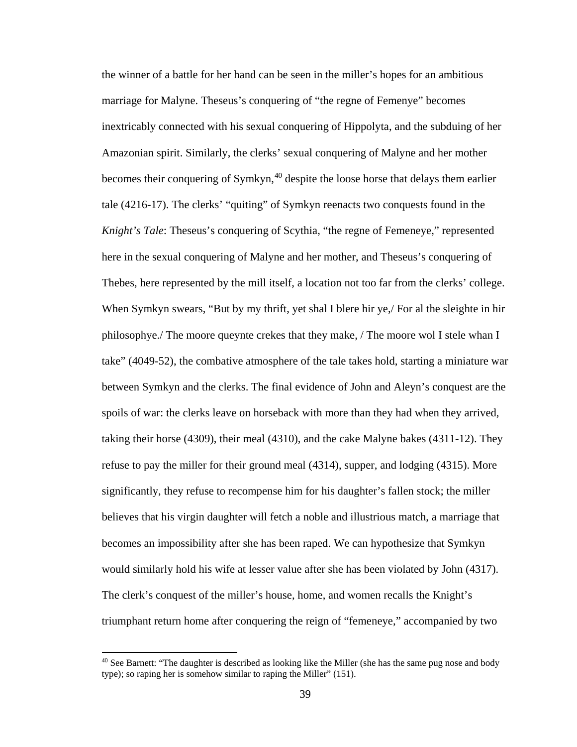the winner of a battle for her hand can be seen in the miller's hopes for an ambitious marriage for Malyne. Theseus's conquering of "the regne of Femenye" becomes inextricably connected with his sexual conquering of Hippolyta, and the subduing of her Amazonian spirit. Similarly, the clerks' sexual conquering of Malyne and her mother becomes their conquering of Symkyn,[40] despite the loose horse that delays them earlier tale (4216-17). The clerks' "quiting" of Symkyn reenacts two conquests found in the *Knight's Tale*: Theseus's conquering of Scythia, "the regne of Femeneye," represented here in the sexual conquering of Malyne and her mother, and Theseus's conquering of Thebes, here represented by the mill itself, a location not too far from the clerks' college. When Symkyn swears, "But by my thrift, yet shal I blere hir ye,/ For al the sleighte in hir philosophye./ The moore queynte crekes that they make, / The moore wol I stele whan I take" (4049-52), the combative atmosphere of the tale takes hold, starting a miniature war between Symkyn and the clerks. The final evidence of John and Aleyn's conquest are the spoils of war: the clerks leave on horseback with more than they had when they arrived, taking their horse (4309), their meal (4310), and the cake Malyne bakes (4311-12). They refuse to pay the miller for their ground meal (4314), supper, and lodging (4315). More significantly, they refuse to recompense him for his daughter's fallen stock; the miller believes that his virgin daughter will fetch a noble and illustrious match, a marriage that becomes an impossibility after she has been raped. We can hypothesize that Symkyn would similarly hold his wife at lesser value after she has been violated by John (4317). The clerk's conquest of the miller's house, home, and women recalls the Knight's triumphant return home after conquering the reign of "femeneye," accompanied by two

[40] See Barnett: "The daughter is described as looking like the Miller (she has the same pug nose and body type); so raping her is somehow similar to raping the Miller" (151).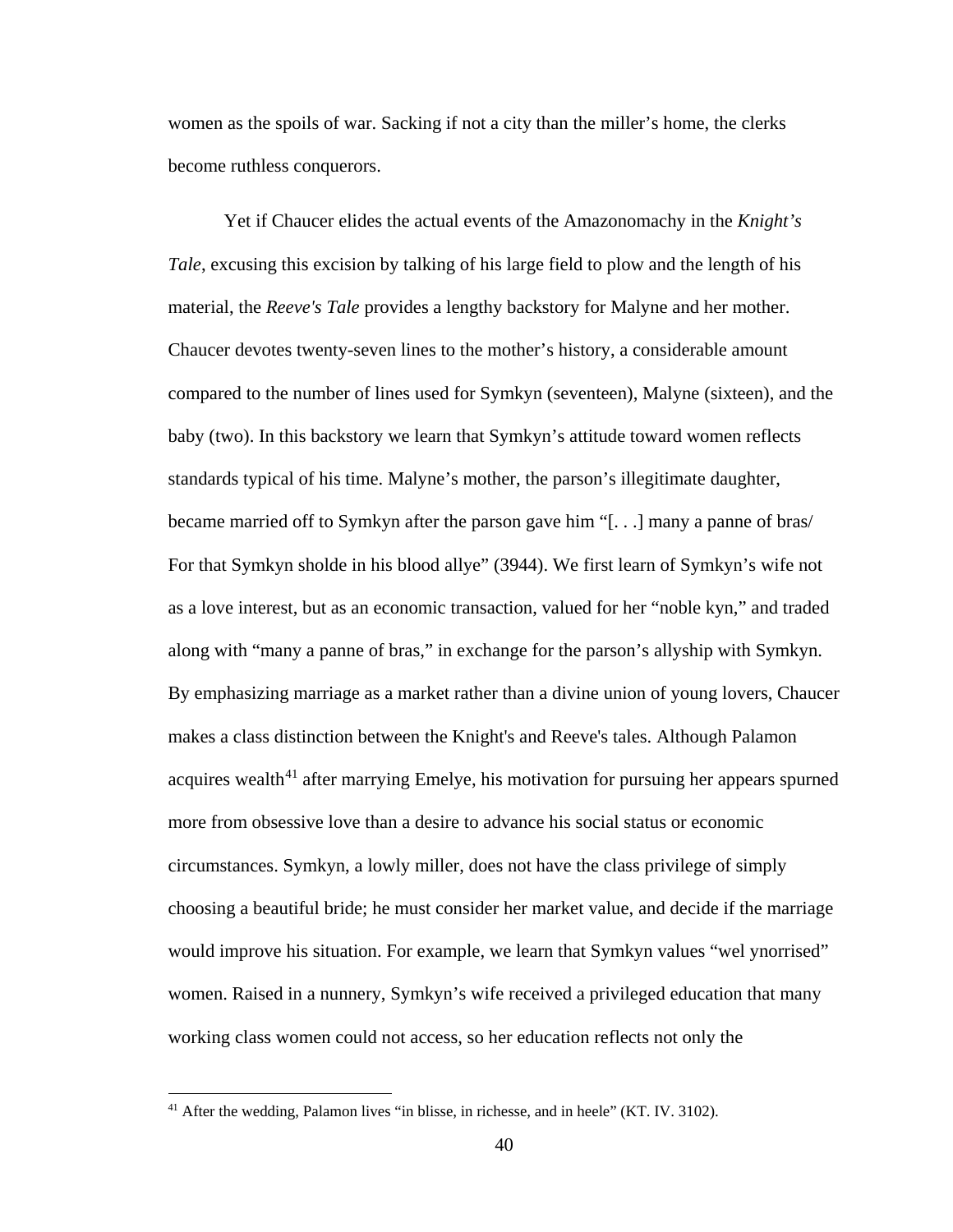women as the spoils of war. Sacking if not a city than the miller's home, the clerks become ruthless conquerors.

Yet if Chaucer elides the actual events of the Amazonomachy in the *Knight's Tale*, excusing this excision by talking of his large field to plow and the length of his material, the *Reeve's Tale* provides a lengthy backstory for Malyne and her mother. Chaucer devotes twenty-seven lines to the mother's history, a considerable amount compared to the number of lines used for Symkyn (seventeen), Malyne (sixteen), and the baby (two). In this backstory we learn that Symkyn's attitude toward women reflects standards typical of his time. Malyne's mother, the parson's illegitimate daughter, became married off to Symkyn after the parson gave him "[. . .] many a panne of bras/ For that Symkyn sholde in his blood allye" (3944). We first learn of Symkyn's wife not as a love interest, but as an economic transaction, valued for her "noble kyn," and traded along with "many a panne of bras," in exchange for the parson's allyship with Symkyn. By emphasizing marriage as a market rather than a divine union of young lovers, Chaucer makes a class distinction between the Knight's and Reeve's tales. Although Palamon acquires wealth[41] after marrying Emelye, his motivation for pursuing her appears spurned more from obsessive love than a desire to advance his social status or economic circumstances. Symkyn, a lowly miller, does not have the class privilege of simply choosing a beautiful bride; he must consider her market value, and decide if the marriage would improve his situation. For example, we learn that Symkyn values "wel ynorrised" women. Raised in a nunnery, Symkyn's wife received a privileged education that many working class women could not access, so her education reflects not only the

---

[41] After the wedding, Palamon lives "in blisse, in richesse, and in heele" (KT. IV. 3102).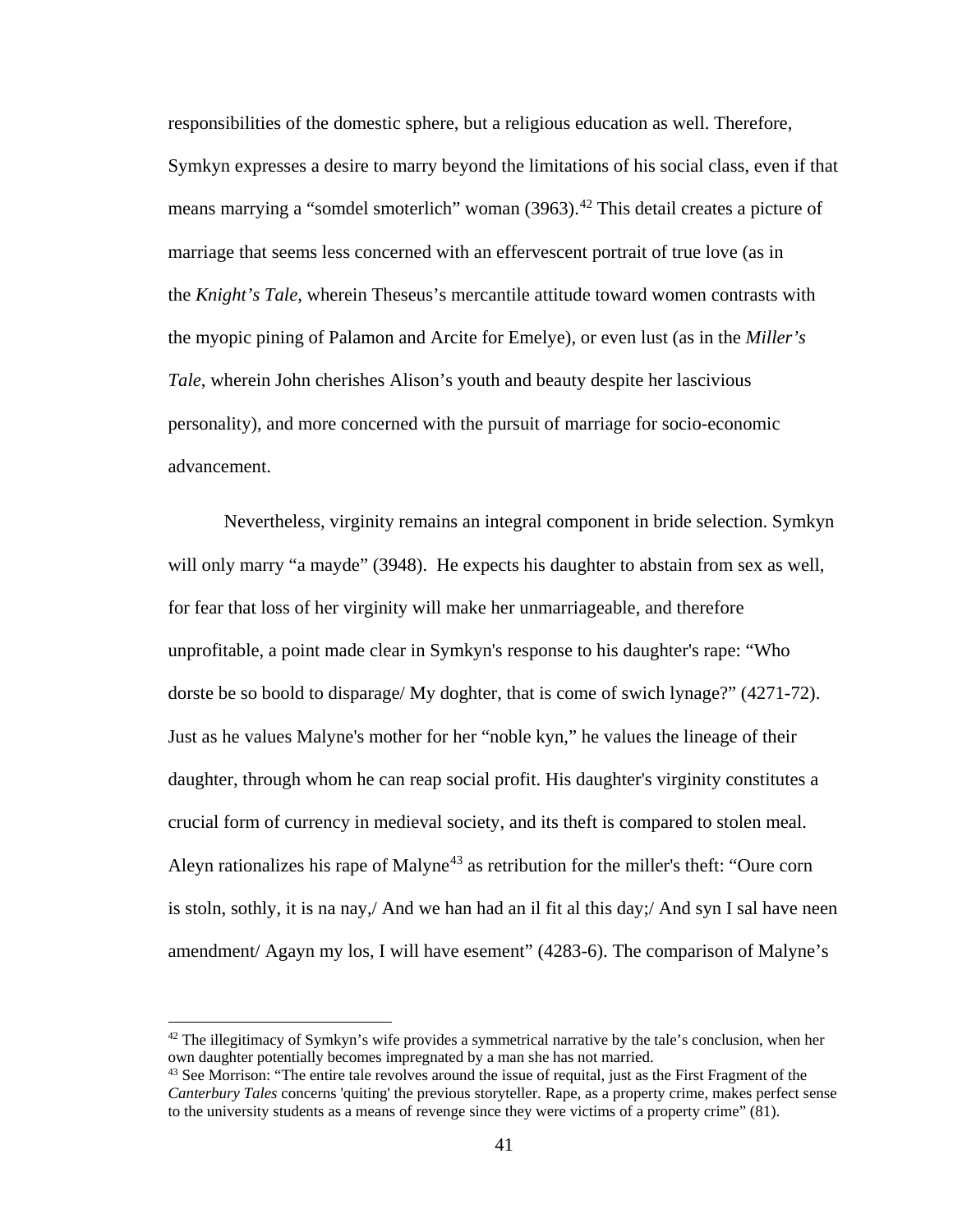responsibilities of the domestic sphere, but a religious education as well. Therefore, Symkyn expresses a desire to marry beyond the limitations of his social class, even if that means marrying a "somdel smoterlich" woman (3963).[42] This detail creates a picture of marriage that seems less concerned with an effervescent portrait of true love (as in the *Knight's Tale*, wherein Theseus's mercantile attitude toward women contrasts with the myopic pining of Palamon and Arcite for Emelye), or even lust (as in the *Miller's Tale*, wherein John cherishes Alison's youth and beauty despite her lascivious personality), and more concerned with the pursuit of marriage for socio-economic advancement.

Nevertheless, virginity remains an integral component in bride selection. Symkyn will only marry "a mayde" (3948). He expects his daughter to abstain from sex as well, for fear that loss of her virginity will make her unmarriageable, and therefore unprofitable, a point made clear in Symkyn's response to his daughter's rape: "Who dorste be so boold to disparage/ My doghter, that is come of swich lynage?" (4271-72). Just as he values Malyne's mother for her "noble kyn," he values the lineage of their daughter, through whom he can reap social profit. His daughter's virginity constitutes a crucial form of currency in medieval society, and its theft is compared to stolen meal. Aleyn rationalizes his rape of Malyne[43] as retribution for the miller's theft: "Oure corn is stoln, sothly, it is na nay,/ And we han had an il fit al this day;/ And syn I sal have neen amendment/ Agayn my los, I will have esement" (4283-6). The comparison of Malyne's

---

[42] The illegitimacy of Symkyn's wife provides a symmetrical narrative by the tale's conclusion, when her own daughter potentially becomes impregnated by a man she has not married.

[43] See Morrison: "The entire tale revolves around the issue of requital, just as the First Fragment of the *Canterbury Tales* concerns 'quiting' the previous storyteller. Rape, as a property crime, makes perfect sense to the university students as a means of revenge since they were victims of a property crime" (81).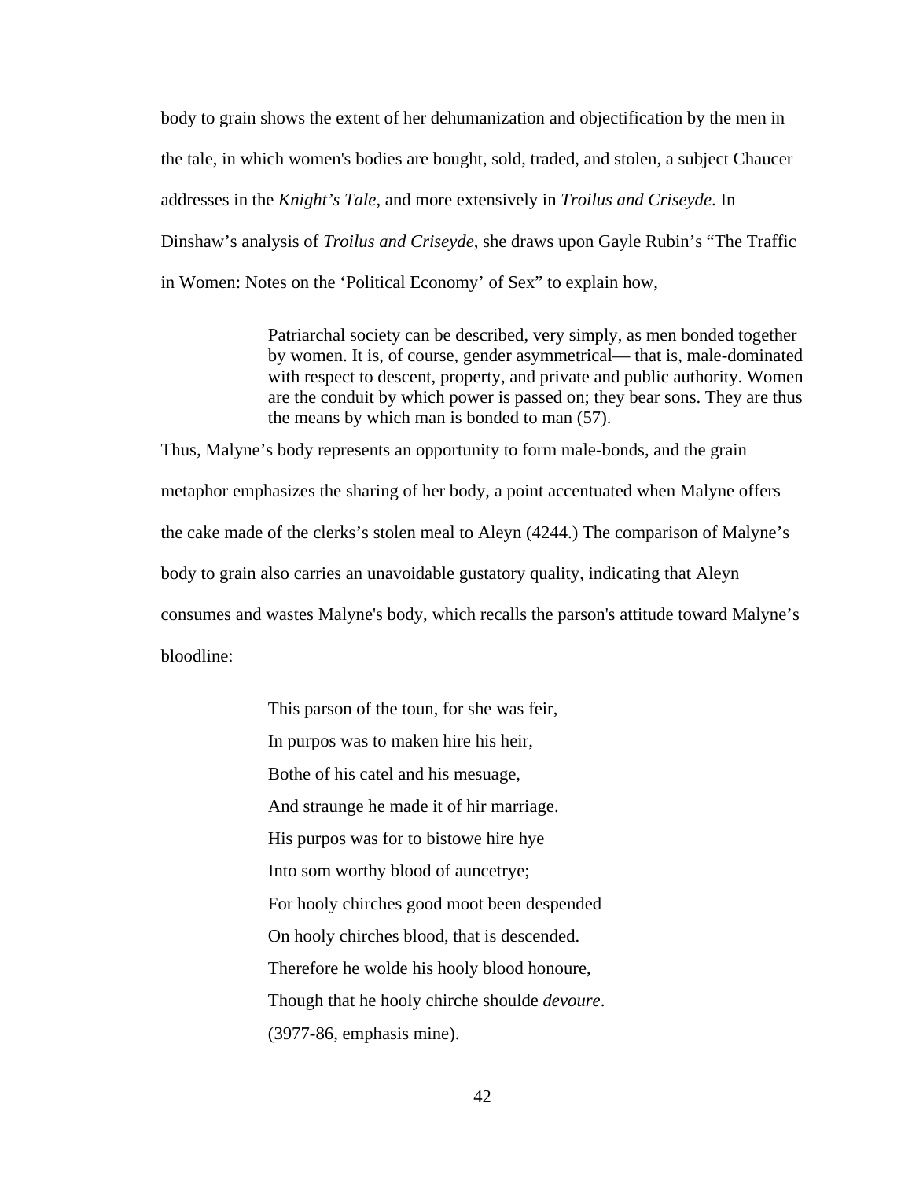body to grain shows the extent of her dehumanization and objectification by the men in the tale, in which women's bodies are bought, sold, traded, and stolen, a subject Chaucer addresses in the *Knight's Tale*, and more extensively in *Troilus and Criseyde*. In Dinshaw's analysis of *Troilus and Criseyde*, she draws upon Gayle Rubin's "The Traffic in Women: Notes on the 'Political Economy' of Sex" to explain how,

> Patriarchal society can be described, very simply, as men bonded together by women. It is, of course, gender asymmetrical— that is, male-dominated with respect to descent, property, and private and public authority. Women are the conduit by which power is passed on; they bear sons. They are thus the means by which man is bonded to man (57).

Thus, Malyne's body represents an opportunity to form male-bonds, and the grain metaphor emphasizes the sharing of her body, a point accentuated when Malyne offers the cake made of the clerks's stolen meal to Aleyn (4244.) The comparison of Malyne's body to grain also carries an unavoidable gustatory quality, indicating that Aleyn consumes and wastes Malyne's body, which recalls the parson's attitude toward Malyne's bloodline:

> This parson of the toun, for she was feir,
> In purpos was to maken hire his heir,
> Bothe of his catel and his mesuage,
> And straunge he made it of hir marriage.
> His purpos was for to bistowe hire hye
> Into som worthy blood of auncetrye;
> For hooly chirches good moot been despended
> On hooly chirches blood, that is descended.
> Therefore he wolde his hooly blood honoure,
> Though that he hooly chirche shoulde *devoure*.
> (3977-86, emphasis mine).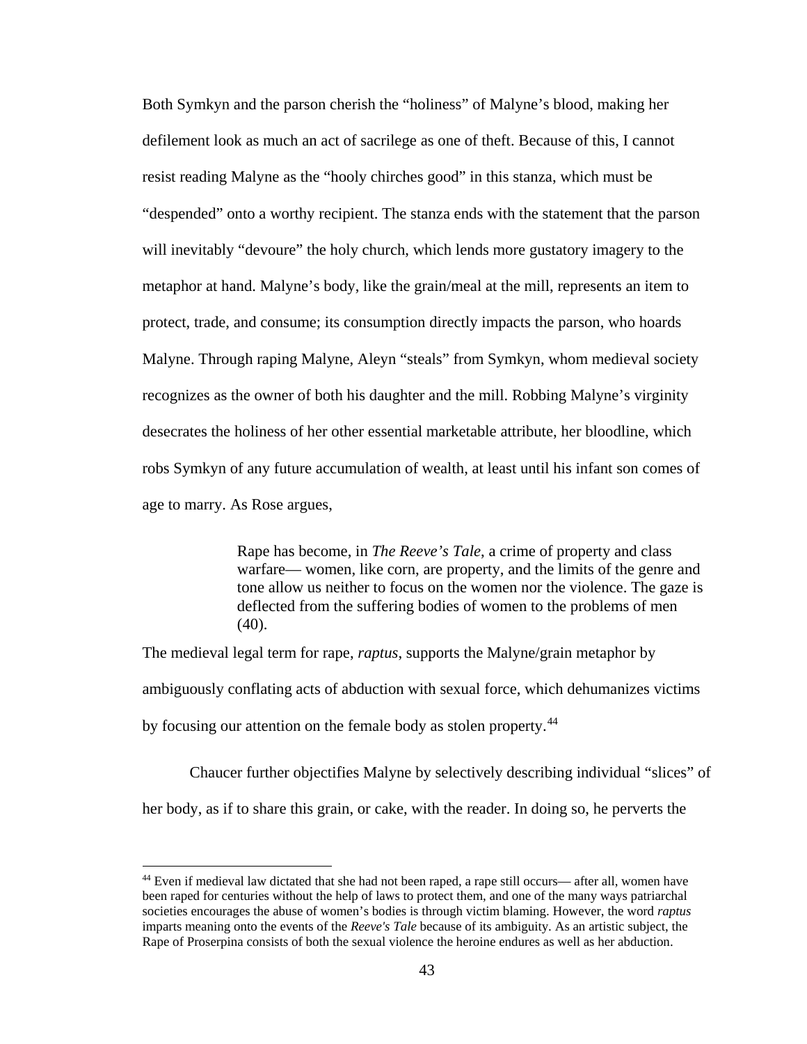Both Symkyn and the parson cherish the "holiness" of Malyne's blood, making her defilement look as much an act of sacrilege as one of theft. Because of this, I cannot resist reading Malyne as the "hooly chirches good" in this stanza, which must be "despended" onto a worthy recipient. The stanza ends with the statement that the parson will inevitably "devoure" the holy church, which lends more gustatory imagery to the metaphor at hand. Malyne's body, like the grain/meal at the mill, represents an item to protect, trade, and consume; its consumption directly impacts the parson, who hoards Malyne. Through raping Malyne, Aleyn "steals" from Symkyn, whom medieval society recognizes as the owner of both his daughter and the mill. Robbing Malyne's virginity desecrates the holiness of her other essential marketable attribute, her bloodline, which robs Symkyn of any future accumulation of wealth, at least until his infant son comes of age to marry. As Rose argues,

> Rape has become, in *The Reeve's Tale*, a crime of property and class warfare— women, like corn, are property, and the limits of the genre and tone allow us neither to focus on the women nor the violence. The gaze is deflected from the suffering bodies of women to the problems of men (40).

The medieval legal term for rape, *raptus*, supports the Malyne/grain metaphor by ambiguously conflating acts of abduction with sexual force, which dehumanizes victims by focusing our attention on the female body as stolen property.[44]

Chaucer further objectifies Malyne by selectively describing individual "slices" of her body, as if to share this grain, or cake, with the reader. In doing so, he perverts the

[44] Even if medieval law dictated that she had not been raped, a rape still occurs— after all, women have been raped for centuries without the help of laws to protect them, and one of the many ways patriarchal societies encourages the abuse of women's bodies is through victim blaming. However, the word *raptus* imparts meaning onto the events of the *Reeve's Tale* because of its ambiguity. As an artistic subject, the Rape of Proserpina consists of both the sexual violence the heroine endures as well as her abduction.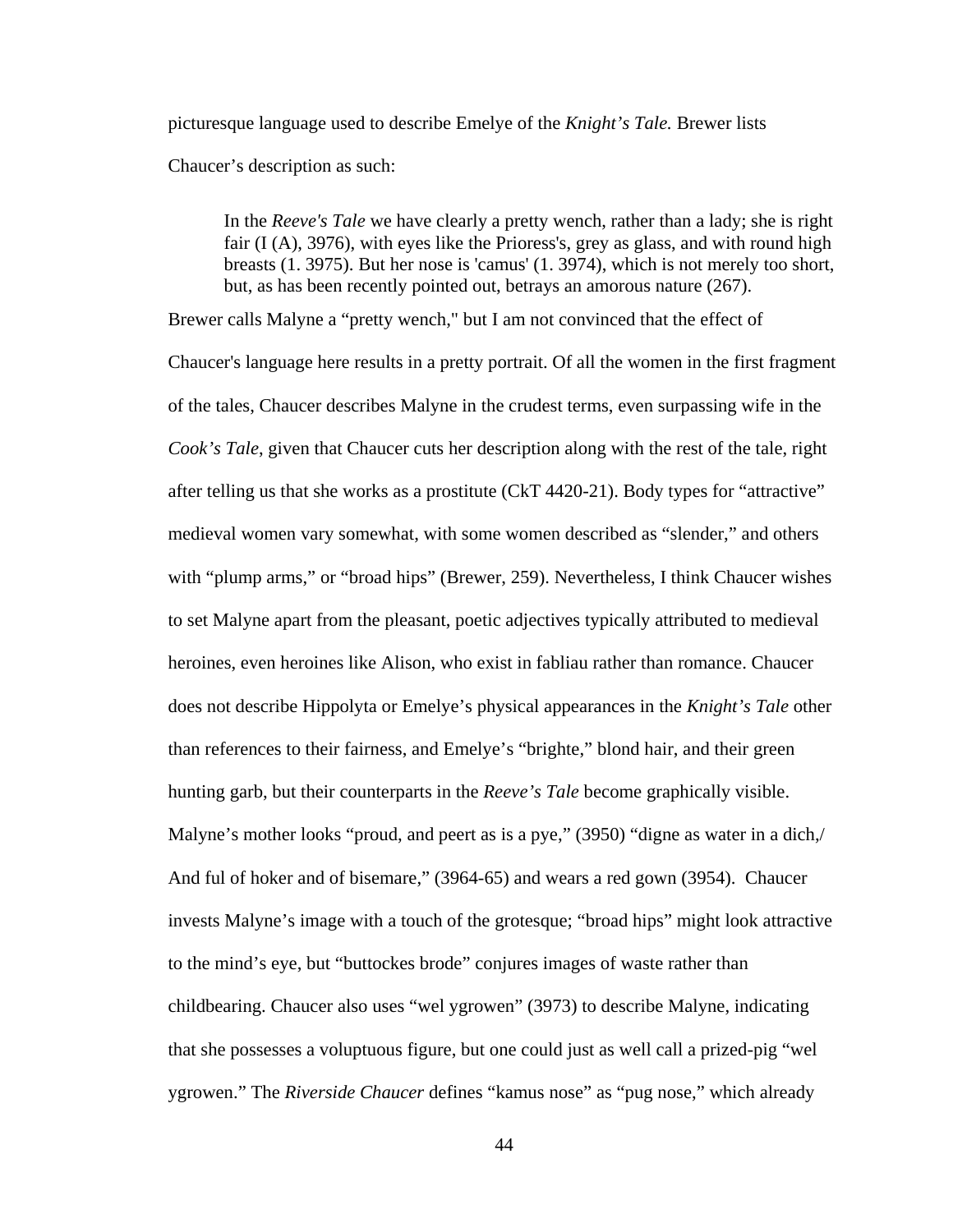picturesque language used to describe Emelye of the *Knight's Tale.* Brewer lists Chaucer's description as such:

> In the *Reeve's Tale* we have clearly a pretty wench, rather than a lady; she is right fair (I (A), 3976), with eyes like the Prioress's, grey as glass, and with round high breasts (1. 3975). But her nose is 'camus' (1. 3974), which is not merely too short, but, as has been recently pointed out, betrays an amorous nature (267).

Brewer calls Malyne a "pretty wench," but I am not convinced that the effect of Chaucer's language here results in a pretty portrait. Of all the women in the first fragment of the tales, Chaucer describes Malyne in the crudest terms, even surpassing wife in the *Cook's Tale*, given that Chaucer cuts her description along with the rest of the tale, right after telling us that she works as a prostitute (CkT 4420-21). Body types for "attractive" medieval women vary somewhat, with some women described as "slender," and others with "plump arms," or "broad hips" (Brewer, 259). Nevertheless, I think Chaucer wishes to set Malyne apart from the pleasant, poetic adjectives typically attributed to medieval heroines, even heroines like Alison, who exist in fabliau rather than romance. Chaucer does not describe Hippolyta or Emelye's physical appearances in the *Knight's Tale* other than references to their fairness, and Emelye's "brighte," blond hair, and their green hunting garb, but their counterparts in the *Reeve's Tale* become graphically visible. Malyne's mother looks "proud, and peert as is a pye," (3950) "digne as water in a dich,/ And ful of hoker and of bisemare," (3964-65) and wears a red gown (3954). Chaucer invests Malyne's image with a touch of the grotesque; "broad hips" might look attractive to the mind's eye, but "buttockes brode" conjures images of waste rather than childbearing. Chaucer also uses "wel ygrowen" (3973) to describe Malyne, indicating that she possesses a voluptuous figure, but one could just as well call a prized-pig "wel ygrowen." The *Riverside Chaucer* defines "kamus nose" as "pug nose," which already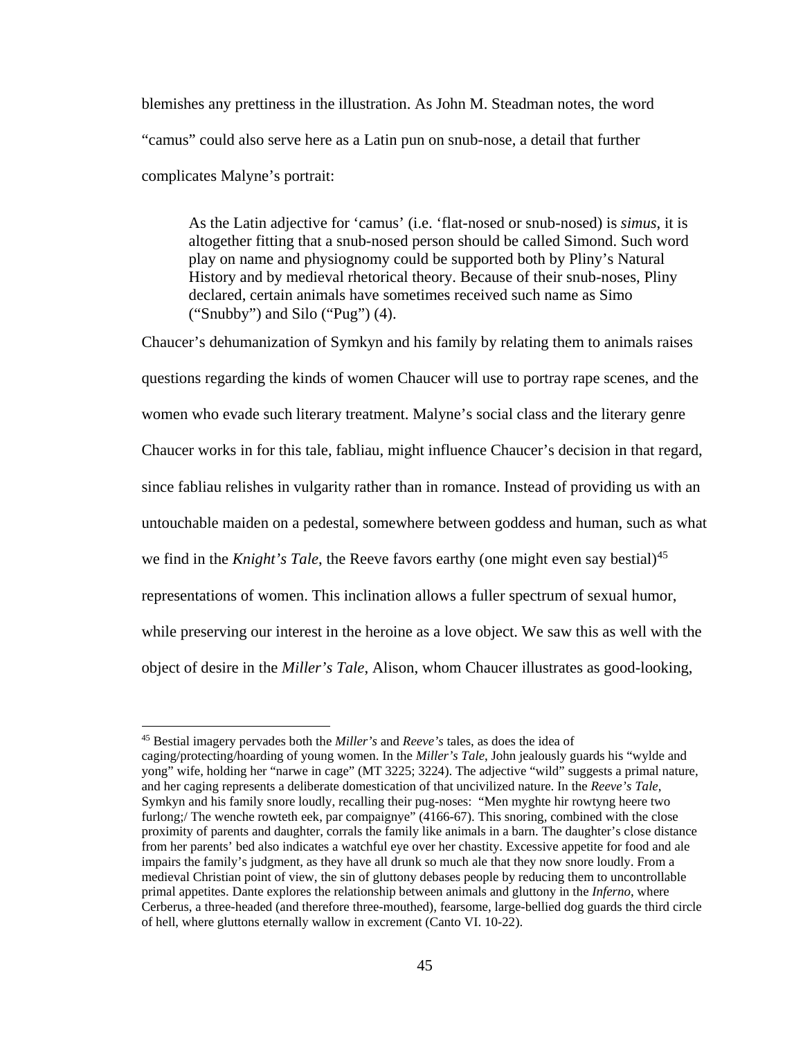blemishes any prettiness in the illustration. As John M. Steadman notes, the word "camus" could also serve here as a Latin pun on snub-nose, a detail that further complicates Malyne's portrait:

> As the Latin adjective for 'camus' (i.e. 'flat-nosed or snub-nosed) is *simus*, it is altogether fitting that a snub-nosed person should be called Simond. Such word play on name and physiognomy could be supported both by Pliny's Natural History and by medieval rhetorical theory. Because of their snub-noses, Pliny declared, certain animals have sometimes received such name as Simo ("Snubby") and Silo ("Pug") (4).

Chaucer's dehumanization of Symkyn and his family by relating them to animals raises questions regarding the kinds of women Chaucer will use to portray rape scenes, and the women who evade such literary treatment. Malyne's social class and the literary genre Chaucer works in for this tale, fabliau, might influence Chaucer's decision in that regard, since fabliau relishes in vulgarity rather than in romance. Instead of providing us with an untouchable maiden on a pedestal, somewhere between goddess and human, such as what we find in the *Knight's Tale*, the Reeve favors earthy (one might even say bestial)[45] representations of women. This inclination allows a fuller spectrum of sexual humor, while preserving our interest in the heroine as a love object. We saw this as well with the object of desire in the *Miller's Tale*, Alison, whom Chaucer illustrates as good-looking,

---

[45] Bestial imagery pervades both the *Miller's* and *Reeve's* tales, as does the idea of caging/protecting/hoarding of young women. In the *Miller's Tale*, John jealously guards his "wylde and yong" wife, holding her "narwe in cage" (MT 3225; 3224). The adjective "wild" suggests a primal nature, and her caging represents a deliberate domestication of that uncivilized nature. In the *Reeve's Tale*, Symkyn and his family snore loudly, recalling their pug-noses: "Men myghte hir rowtyng heere two furlong;/ The wenche rowteth eek, par compaignye" (4166-67). This snoring, combined with the close proximity of parents and daughter, corrals the family like animals in a barn. The daughter's close distance from her parents' bed also indicates a watchful eye over her chastity. Excessive appetite for food and ale impairs the family's judgment, as they have all drunk so much ale that they now snore loudly. From a medieval Christian point of view, the sin of gluttony debases people by reducing them to uncontrollable primal appetites. Dante explores the relationship between animals and gluttony in the *Inferno*, where Cerberus, a three-headed (and therefore three-mouthed), fearsome, large-bellied dog guards the third circle of hell, where gluttons eternally wallow in excrement (Canto VI. 10-22).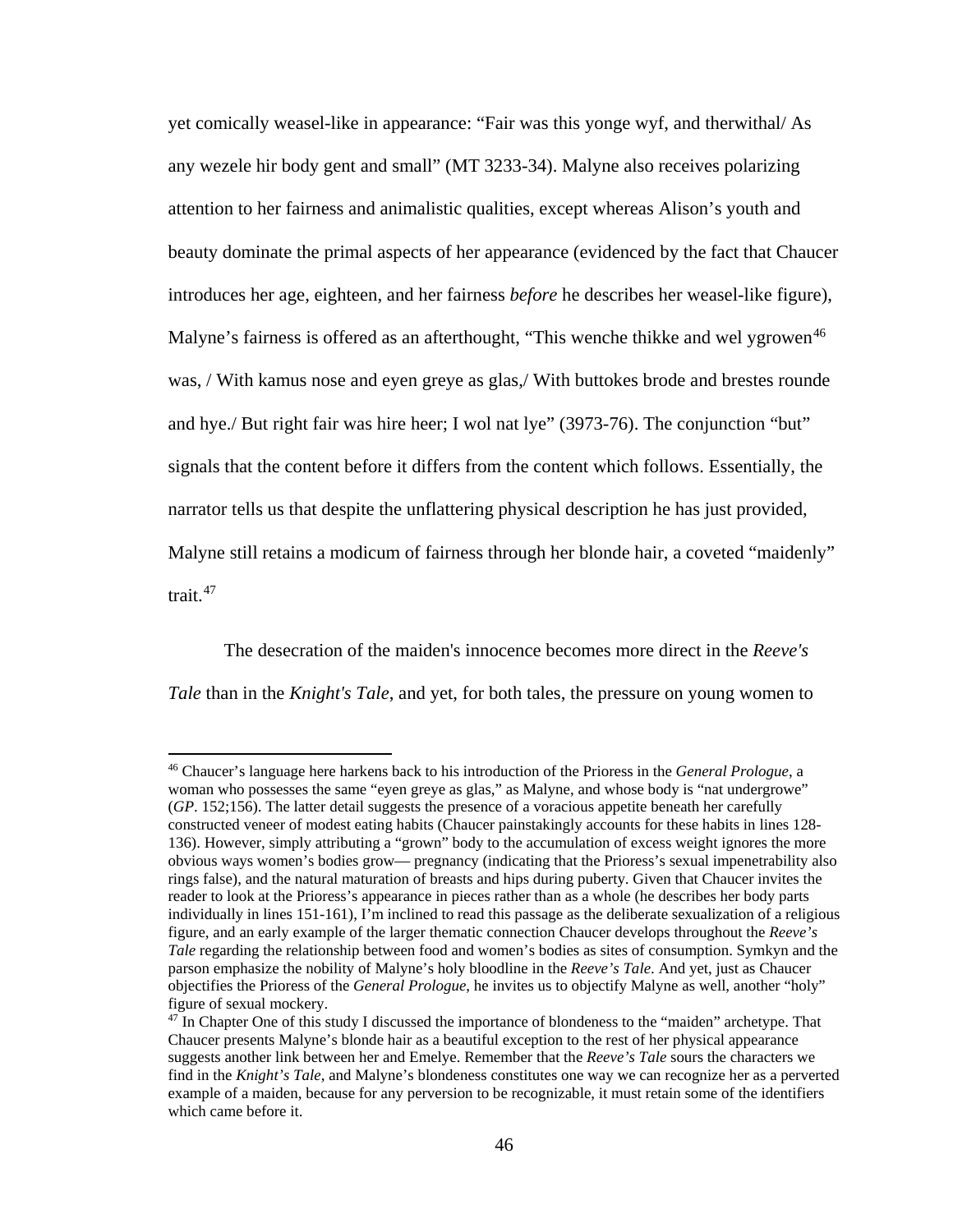yet comically weasel-like in appearance: "Fair was this yonge wyf, and therwithal/ As any wezele hir body gent and small" (MT 3233-34). Malyne also receives polarizing attention to her fairness and animalistic qualities, except whereas Alison's youth and beauty dominate the primal aspects of her appearance (evidenced by the fact that Chaucer introduces her age, eighteen, and her fairness *before* he describes her weasel-like figure), Malyne's fairness is offered as an afterthought, "This wenche thikke and wel ygrowen[46] was, / With kamus nose and eyen greye as glas,/ With buttokes brode and brestes rounde and hye./ But right fair was hire heer; I wol nat lye" (3973-76). The conjunction "but" signals that the content before it differs from the content which follows. Essentially, the narrator tells us that despite the unflattering physical description he has just provided, Malyne still retains a modicum of fairness through her blonde hair, a coveted "maidenly" trait.[47]

The desecration of the maiden's innocence becomes more direct in the *Reeve's Tale* than in the *Knight's Tale*, and yet, for both tales, the pressure on young women to

---

[46] Chaucer's language here harkens back to his introduction of the Prioress in the *General Prologue*, a woman who possesses the same "eyen greye as glas," as Malyne, and whose body is "nat undergrowe" (*GP*. 152;156). The latter detail suggests the presence of a voracious appetite beneath her carefully constructed veneer of modest eating habits (Chaucer painstakingly accounts for these habits in lines 128-136). However, simply attributing a "grown" body to the accumulation of excess weight ignores the more obvious ways women's bodies grow— pregnancy (indicating that the Prioress's sexual impenetrability also rings false), and the natural maturation of breasts and hips during puberty. Given that Chaucer invites the reader to look at the Prioress's appearance in pieces rather than as a whole (he describes her body parts individually in lines 151-161), I'm inclined to read this passage as the deliberate sexualization of a religious figure, and an early example of the larger thematic connection Chaucer develops throughout the *Reeve's Tale* regarding the relationship between food and women's bodies as sites of consumption. Symkyn and the parson emphasize the nobility of Malyne's holy bloodline in the *Reeve's Tale*. And yet, just as Chaucer objectifies the Prioress of the *General Prologue*, he invites us to objectify Malyne as well, another "holy" figure of sexual mockery.

[47] In Chapter One of this study I discussed the importance of blondeness to the "maiden" archetype. That Chaucer presents Malyne's blonde hair as a beautiful exception to the rest of her physical appearance suggests another link between her and Emelye. Remember that the *Reeve's Tale* sours the characters we find in the *Knight's Tale*, and Malyne's blondeness constitutes one way we can recognize her as a perverted example of a maiden, because for any perversion to be recognizable, it must retain some of the identifiers which came before it.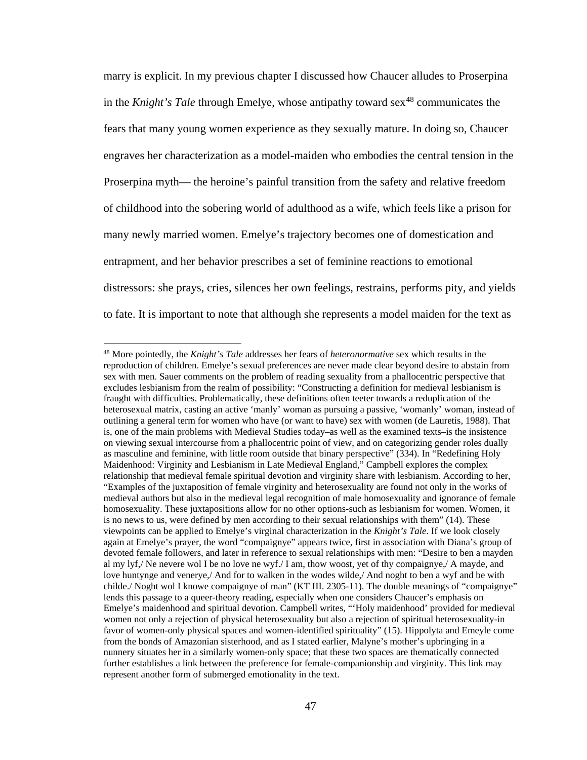marry is explicit. In my previous chapter I discussed how Chaucer alludes to Proserpina in the *Knight's Tale* through Emelye, whose antipathy toward sex[48] communicates the fears that many young women experience as they sexually mature. In doing so, Chaucer engraves her characterization as a model-maiden who embodies the central tension in the Proserpina myth— the heroine's painful transition from the safety and relative freedom of childhood into the sobering world of adulthood as a wife, which feels like a prison for many newly married women. Emelye's trajectory becomes one of domestication and entrapment, and her behavior prescribes a set of feminine reactions to emotional distressors: she prays, cries, silences her own feelings, restrains, performs pity, and yields to fate. It is important to note that although she represents a model maiden for the text as

---

[48] More pointedly, the *Knight's Tale* addresses her fears of *heteronormative* sex which results in the reproduction of children. Emelye's sexual preferences are never made clear beyond desire to abstain from sex with men. Sauer comments on the problem of reading sexuality from a phallocentric perspective that excludes lesbianism from the realm of possibility: "Constructing a definition for medieval lesbianism is fraught with difficulties. Problematically, these definitions often teeter towards a reduplication of the heterosexual matrix, casting an active 'manly' woman as pursuing a passive, 'womanly' woman, instead of outlining a general term for women who have (or want to have) sex with women (de Lauretis, 1988). That is, one of the main problems with Medieval Studies today–as well as the examined texts–is the insistence on viewing sexual intercourse from a phallocentric point of view, and on categorizing gender roles dually as masculine and feminine, with little room outside that binary perspective" (334). In "Redefining Holy Maidenhood: Virginity and Lesbianism in Late Medieval England," Campbell explores the complex relationship that medieval female spiritual devotion and virginity share with lesbianism. According to her, "Examples of the juxtaposition of female virginity and heterosexuality are found not only in the works of medieval authors but also in the medieval legal recognition of male homosexuality and ignorance of female homosexuality. These juxtapositions allow for no other options-such as lesbianism for women. Women, it is no news to us, were defined by men according to their sexual relationships with them" (14). These viewpoints can be applied to Emelye's virginal characterization in the *Knight's Tale*. If we look closely again at Emelye's prayer, the word "compaignye" appears twice, first in association with Diana's group of devoted female followers, and later in reference to sexual relationships with men: "Desire to ben a mayden al my lyf,/ Ne nevere wol I be no love ne wyf./ I am, thow woost, yet of thy compaignye,/ A mayde, and love huntynge and venerye,/ And for to walken in the wodes wilde,/ And noght to ben a wyf and be with childe./ Noght wol I knowe compaignye of man" (KT III. 2305-11). The double meanings of "compaignye" lends this passage to a queer-theory reading, especially when one considers Chaucer's emphasis on Emelye's maidenhood and spiritual devotion. Campbell writes, "'Holy maidenhood' provided for medieval women not only a rejection of physical heterosexuality but also a rejection of spiritual heterosexuality-in favor of women-only physical spaces and women-identified spirituality" (15). Hippolyta and Emeyle come from the bonds of Amazonian sisterhood, and as I stated earlier, Malyne's mother's upbringing in a nunnery situates her in a similarly women-only space; that these two spaces are thematically connected further establishes a link between the preference for female-companionship and virginity. This link may represent another form of submerged emotionality in the text.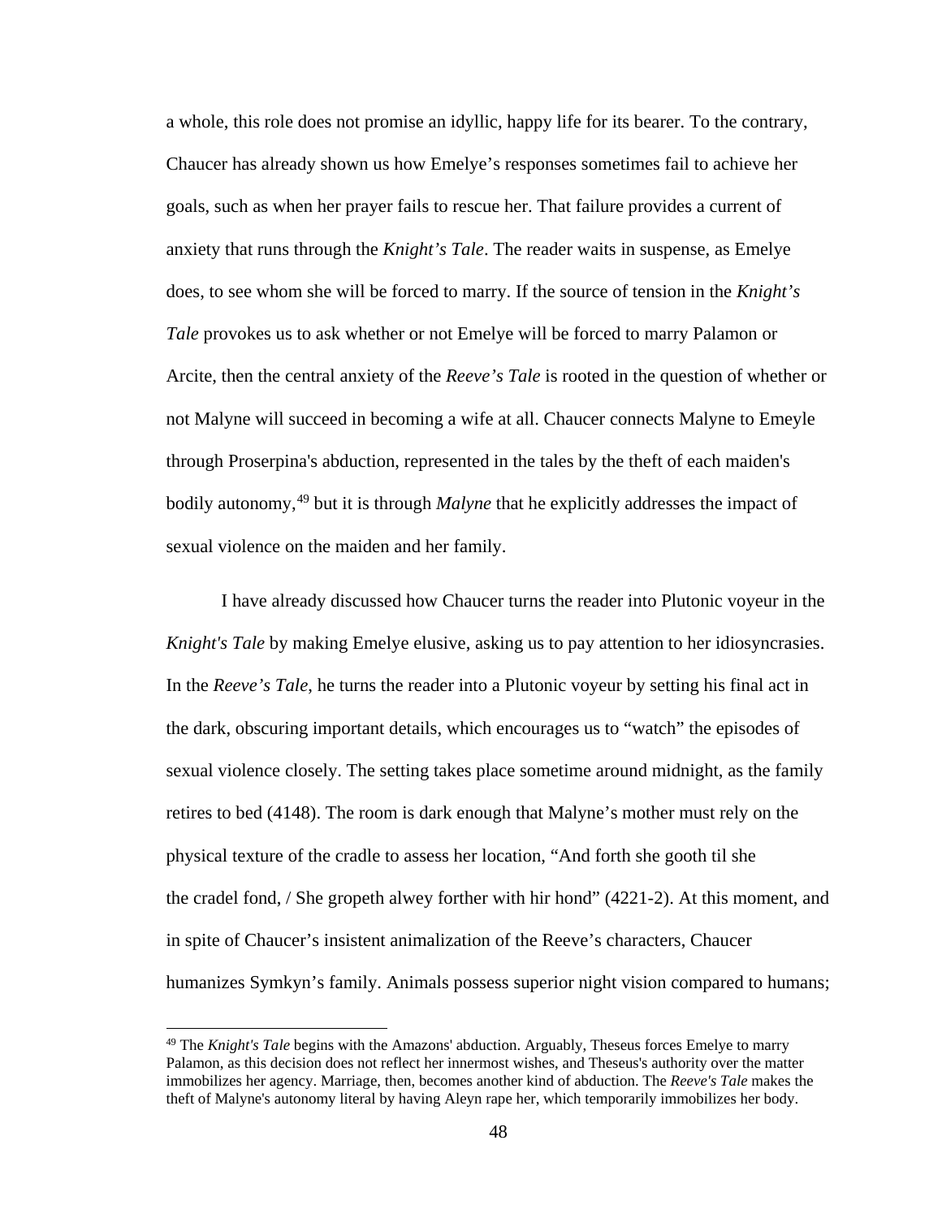a whole, this role does not promise an idyllic, happy life for its bearer. To the contrary, Chaucer has already shown us how Emelye's responses sometimes fail to achieve her goals, such as when her prayer fails to rescue her. That failure provides a current of anxiety that runs through the *Knight's Tale*. The reader waits in suspense, as Emelye does, to see whom she will be forced to marry. If the source of tension in the *Knight's Tale* provokes us to ask whether or not Emelye will be forced to marry Palamon or Arcite, then the central anxiety of the *Reeve's Tale* is rooted in the question of whether or not Malyne will succeed in becoming a wife at all. Chaucer connects Malyne to Emeyle through Proserpina's abduction, represented in the tales by the theft of each maiden's bodily autonomy,[49] but it is through *Malyne* that he explicitly addresses the impact of sexual violence on the maiden and her family.

I have already discussed how Chaucer turns the reader into Plutonic voyeur in the *Knight's Tale* by making Emelye elusive, asking us to pay attention to her idiosyncrasies. In the *Reeve's Tale*, he turns the reader into a Plutonic voyeur by setting his final act in the dark, obscuring important details, which encourages us to "watch" the episodes of sexual violence closely. The setting takes place sometime around midnight, as the family retires to bed (4148). The room is dark enough that Malyne's mother must rely on the physical texture of the cradle to assess her location, "And forth she gooth til she the cradel fond, / She gropeth alwey forther with hir hond" (4221-2). At this moment, and in spite of Chaucer's insistent animalization of the Reeve's characters, Chaucer humanizes Symkyn's family. Animals possess superior night vision compared to humans;

[49] The *Knight's Tale* begins with the Amazons' abduction. Arguably, Theseus forces Emelye to marry Palamon, as this decision does not reflect her innermost wishes, and Theseus's authority over the matter immobilizes her agency. Marriage, then, becomes another kind of abduction. The *Reeve's Tale* makes the theft of Malyne's autonomy literal by having Aleyn rape her, which temporarily immobilizes her body.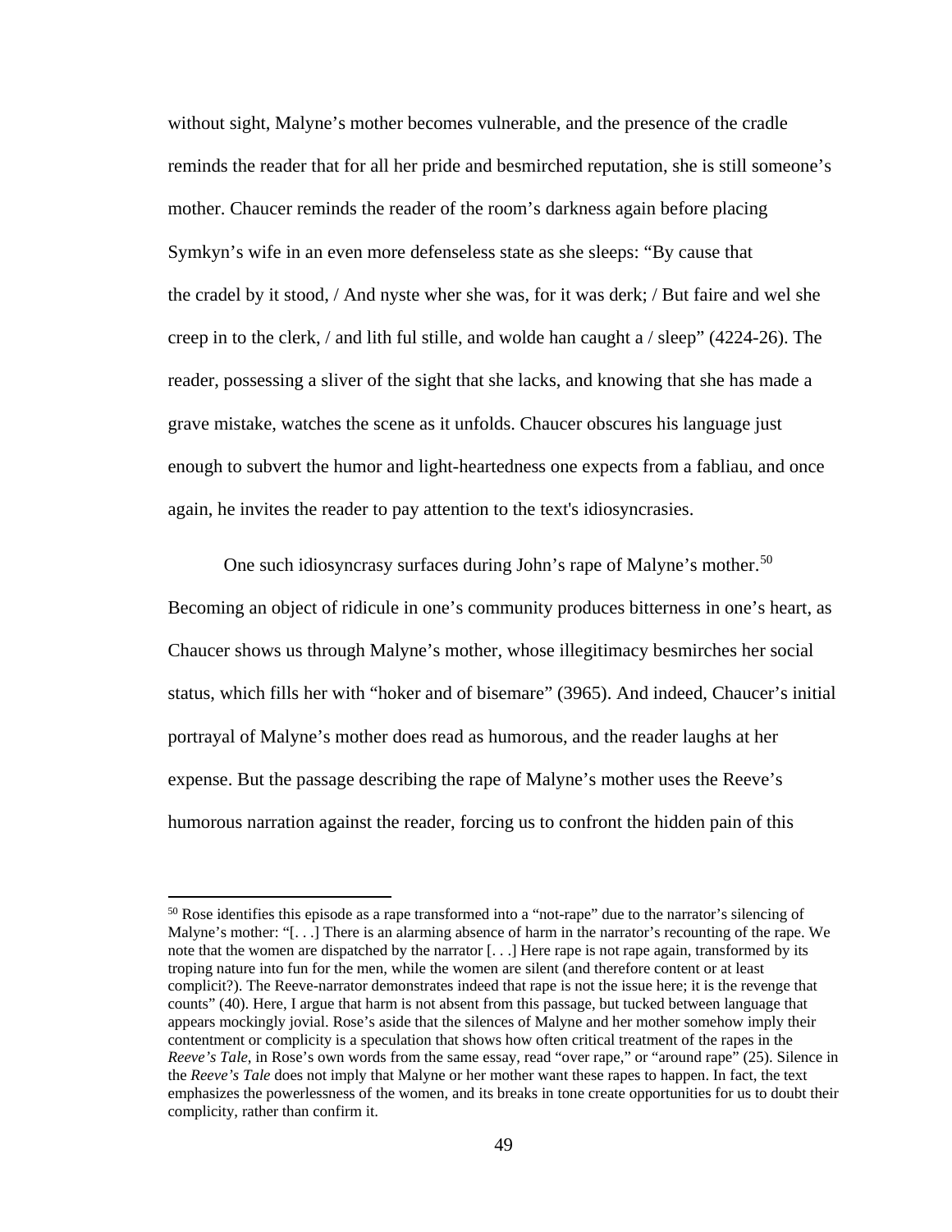without sight, Malyne's mother becomes vulnerable, and the presence of the cradle reminds the reader that for all her pride and besmirched reputation, she is still someone's mother. Chaucer reminds the reader of the room's darkness again before placing Symkyn's wife in an even more defenseless state as she sleeps: "By cause that the cradel by it stood, / And nyste wher she was, for it was derk; / But faire and wel she creep in to the clerk, / and lith ful stille, and wolde han caught a / sleep" (4224-26). The reader, possessing a sliver of the sight that she lacks, and knowing that she has made a grave mistake, watches the scene as it unfolds. Chaucer obscures his language just enough to subvert the humor and light-heartedness one expects from a fabliau, and once again, he invites the reader to pay attention to the text's idiosyncrasies.

One such idiosyncrasy surfaces during John's rape of Malyne's mother.[50] Becoming an object of ridicule in one's community produces bitterness in one's heart, as Chaucer shows us through Malyne's mother, whose illegitimacy besmirches her social status, which fills her with "hoker and of bisemare" (3965). And indeed, Chaucer's initial portrayal of Malyne's mother does read as humorous, and the reader laughs at her expense. But the passage describing the rape of Malyne's mother uses the Reeve's humorous narration against the reader, forcing us to confront the hidden pain of this

---

[50] Rose identifies this episode as a rape transformed into a "not-rape" due to the narrator's silencing of Malyne's mother: "[. . .] There is an alarming absence of harm in the narrator's recounting of the rape. We note that the women are dispatched by the narrator [. . .] Here rape is not rape again, transformed by its troping nature into fun for the men, while the women are silent (and therefore content or at least complicit?). The Reeve-narrator demonstrates indeed that rape is not the issue here; it is the revenge that counts" (40). Here, I argue that harm is not absent from this passage, but tucked between language that appears mockingly jovial. Rose's aside that the silences of Malyne and her mother somehow imply their contentment or complicity is a speculation that shows how often critical treatment of the rapes in the *Reeve's Tale*, in Rose's own words from the same essay, read "over rape," or "around rape" (25). Silence in the *Reeve's Tale* does not imply that Malyne or her mother want these rapes to happen. In fact, the text emphasizes the powerlessness of the women, and its breaks in tone create opportunities for us to doubt their complicity, rather than confirm it.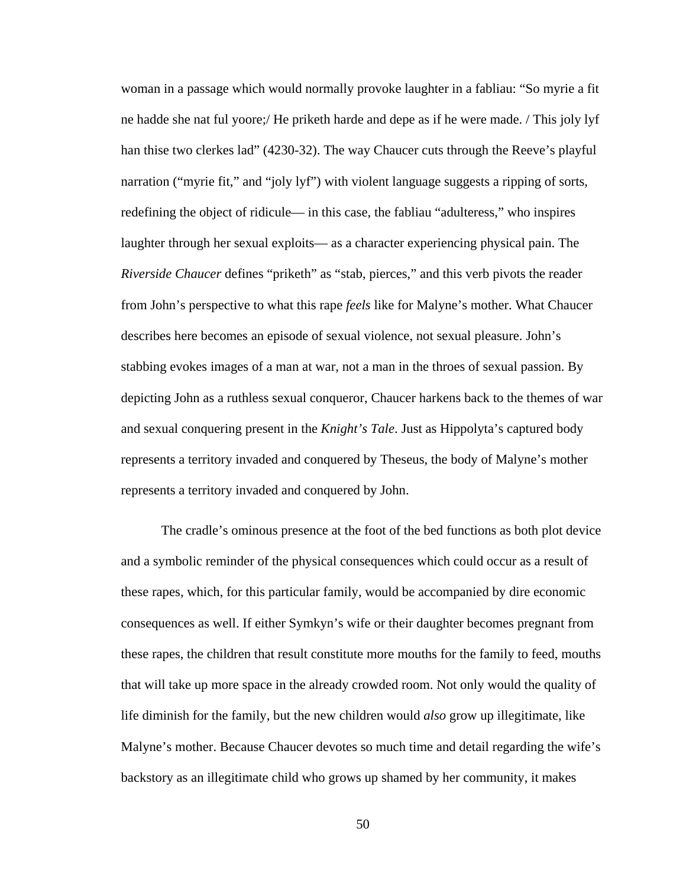woman in a passage which would normally provoke laughter in a fabliau: "So myrie a fit ne hadde she nat ful yoore;/ He priketh harde and depe as if he were made. / This joly lyf han thise two clerkes lad" (4230-32). The way Chaucer cuts through the Reeve's playful narration ("myrie fit," and "joly lyf") with violent language suggests a ripping of sorts, redefining the object of ridicule— in this case, the fabliau "adulteress," who inspires laughter through her sexual exploits— as a character experiencing physical pain. The *Riverside Chaucer* defines "priketh" as "stab, pierces," and this verb pivots the reader from John's perspective to what this rape *feels* like for Malyne's mother. What Chaucer describes here becomes an episode of sexual violence, not sexual pleasure. John's stabbing evokes images of a man at war, not a man in the throes of sexual passion. By depicting John as a ruthless sexual conqueror, Chaucer harkens back to the themes of war and sexual conquering present in the *Knight's Tale*. Just as Hippolyta's captured body represents a territory invaded and conquered by Theseus, the body of Malyne's mother represents a territory invaded and conquered by John.

The cradle's ominous presence at the foot of the bed functions as both plot device and a symbolic reminder of the physical consequences which could occur as a result of these rapes, which, for this particular family, would be accompanied by dire economic consequences as well. If either Symkyn's wife or their daughter becomes pregnant from these rapes, the children that result constitute more mouths for the family to feed, mouths that will take up more space in the already crowded room. Not only would the quality of life diminish for the family, but the new children would *also* grow up illegitimate, like Malyne's mother. Because Chaucer devotes so much time and detail regarding the wife's backstory as an illegitimate child who grows up shamed by her community, it makes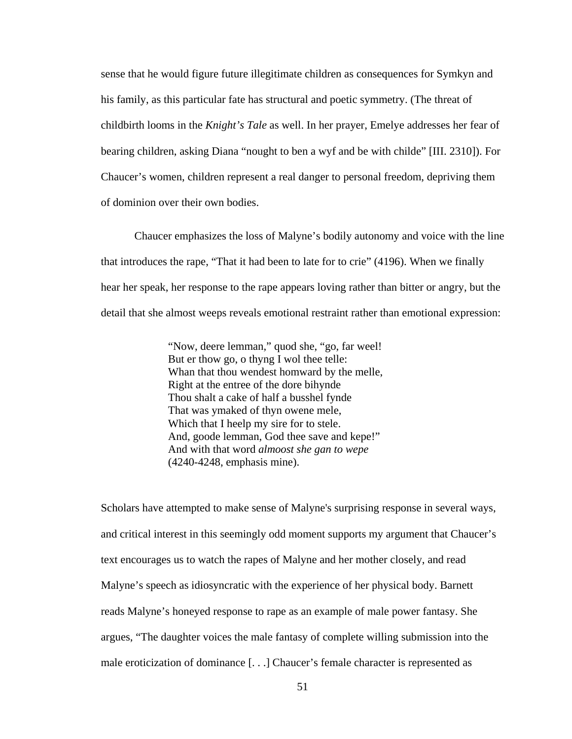sense that he would figure future illegitimate children as consequences for Symkyn and his family, as this particular fate has structural and poetic symmetry. (The threat of childbirth looms in the *Knight's Tale* as well. In her prayer, Emelye addresses her fear of bearing children, asking Diana "nought to ben a wyf and be with childe" [III. 2310]). For Chaucer's women, children represent a real danger to personal freedom, depriving them of dominion over their own bodies.

Chaucer emphasizes the loss of Malyne's bodily autonomy and voice with the line that introduces the rape, "That it had been to late for to crie" (4196). When we finally hear her speak, her response to the rape appears loving rather than bitter or angry, but the detail that she almost weeps reveals emotional restraint rather than emotional expression:

> "Now, deere lemman," quod she, "go, far weel!
> But er thow go, o thyng I wol thee telle:
> Whan that thou wendest homward by the melle,
> Right at the entree of the dore bihynde
> Thou shalt a cake of half a busshel fynde
> That was ymaked of thyn owene mele,
> Which that I heelp my sire for to stele.
> And, goode lemman, God thee save and kepe!"
> And with that word *almoost she gan to wepe*
> (4240-4248, emphasis mine).

Scholars have attempted to make sense of Malyne's surprising response in several ways, and critical interest in this seemingly odd moment supports my argument that Chaucer's text encourages us to watch the rapes of Malyne and her mother closely, and read Malyne's speech as idiosyncratic with the experience of her physical body. Barnett reads Malyne's honeyed response to rape as an example of male power fantasy. She argues, "The daughter voices the male fantasy of complete willing submission into the male eroticization of dominance [. . .] Chaucer's female character is represented as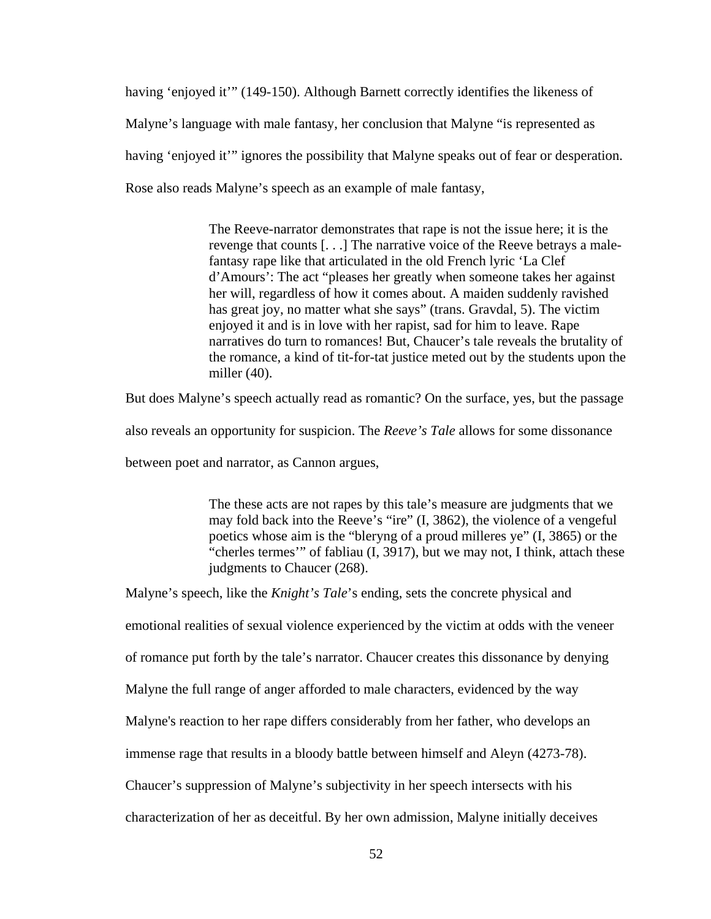having ‘enjoyed it’” (149-150). Although Barnett correctly identifies the likeness of Malyne’s language with male fantasy, her conclusion that Malyne “is represented as having ‘enjoyed it’” ignores the possibility that Malyne speaks out of fear or desperation. Rose also reads Malyne’s speech as an example of male fantasy,

> The Reeve-narrator demonstrates that rape is not the issue here; it is the revenge that counts [. . .] The narrative voice of the Reeve betrays a male-fantasy rape like that articulated in the old French lyric ‘La Clef d’Amours’: The act “pleases her greatly when someone takes her against her will, regardless of how it comes about. A maiden suddenly ravished has great joy, no matter what she says” (trans. Gravdal, 5). The victim enjoyed it and is in love with her rapist, sad for him to leave. Rape narratives do turn to romances! But, Chaucer’s tale reveals the brutality of the romance, a kind of tit-for-tat justice meted out by the students upon the miller (40).

But does Malyne’s speech actually read as romantic? On the surface, yes, but the passage also reveals an opportunity for suspicion. The *Reeve’s Tale* allows for some dissonance between poet and narrator, as Cannon argues,

> The these acts are not rapes by this tale’s measure are judgments that we may fold back into the Reeve’s “ire” (I, 3862), the violence of a vengeful poetics whose aim is the “bleryng of a proud milleres ye” (I, 3865) or the “cherles termes’” of fabliau (I, 3917), but we may not, I think, attach these judgments to Chaucer (268).

Malyne’s speech, like the *Knight’s Tale*’s ending, sets the concrete physical and emotional realities of sexual violence experienced by the victim at odds with the veneer of romance put forth by the tale’s narrator. Chaucer creates this dissonance by denying Malyne the full range of anger afforded to male characters, evidenced by the way Malyne's reaction to her rape differs considerably from her father, who develops an immense rage that results in a bloody battle between himself and Aleyn (4273-78). Chaucer’s suppression of Malyne’s subjectivity in her speech intersects with his characterization of her as deceitful. By her own admission, Malyne initially deceives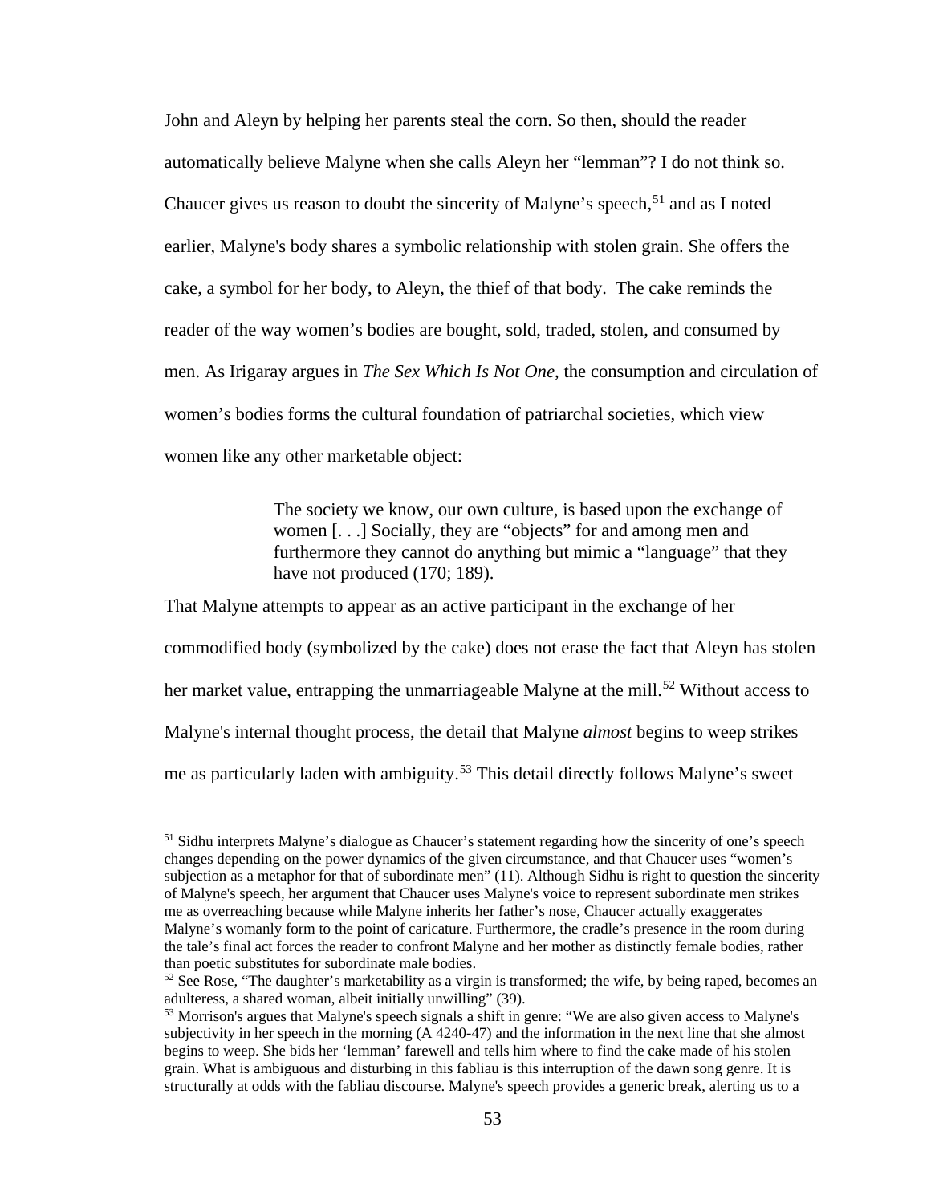John and Aleyn by helping her parents steal the corn. So then, should the reader automatically believe Malyne when she calls Aleyn her "lemman"? I do not think so. Chaucer gives us reason to doubt the sincerity of Malyne's speech,[51] and as I noted earlier, Malyne's body shares a symbolic relationship with stolen grain. She offers the cake, a symbol for her body, to Aleyn, the thief of that body. The cake reminds the reader of the way women's bodies are bought, sold, traded, stolen, and consumed by men. As Irigaray argues in *The Sex Which Is Not One*, the consumption and circulation of women's bodies forms the cultural foundation of patriarchal societies, which view women like any other marketable object:

> The society we know, our own culture, is based upon the exchange of women [. . .] Socially, they are "objects" for and among men and furthermore they cannot do anything but mimic a "language" that they have not produced (170; 189).

That Malyne attempts to appear as an active participant in the exchange of her commodified body (symbolized by the cake) does not erase the fact that Aleyn has stolen her market value, entrapping the unmarriageable Malyne at the mill.[52] Without access to Malyne's internal thought process, the detail that Malyne *almost* begins to weep strikes me as particularly laden with ambiguity.[53] This detail directly follows Malyne's sweet

---

[51] Sidhu interprets Malyne's dialogue as Chaucer's statement regarding how the sincerity of one's speech changes depending on the power dynamics of the given circumstance, and that Chaucer uses "women's subjection as a metaphor for that of subordinate men" (11). Although Sidhu is right to question the sincerity of Malyne's speech, her argument that Chaucer uses Malyne's voice to represent subordinate men strikes me as overreaching because while Malyne inherits her father's nose, Chaucer actually exaggerates Malyne's womanly form to the point of caricature. Furthermore, the cradle's presence in the room during the tale's final act forces the reader to confront Malyne and her mother as distinctly female bodies, rather than poetic substitutes for subordinate male bodies.

[52] See Rose, "The daughter's marketability as a virgin is transformed; the wife, by being raped, becomes an adulteress, a shared woman, albeit initially unwilling" (39).

[53] Morrison's argues that Malyne's speech signals a shift in genre: "We are also given access to Malyne's subjectivity in her speech in the morning (A 4240-47) and the information in the next line that she almost begins to weep. She bids her 'lemman' farewell and tells him where to find the cake made of his stolen grain. What is ambiguous and disturbing in this fabliau is this interruption of the dawn song genre. It is structurally at odds with the fabliau discourse. Malyne's speech provides a generic break, alerting us to a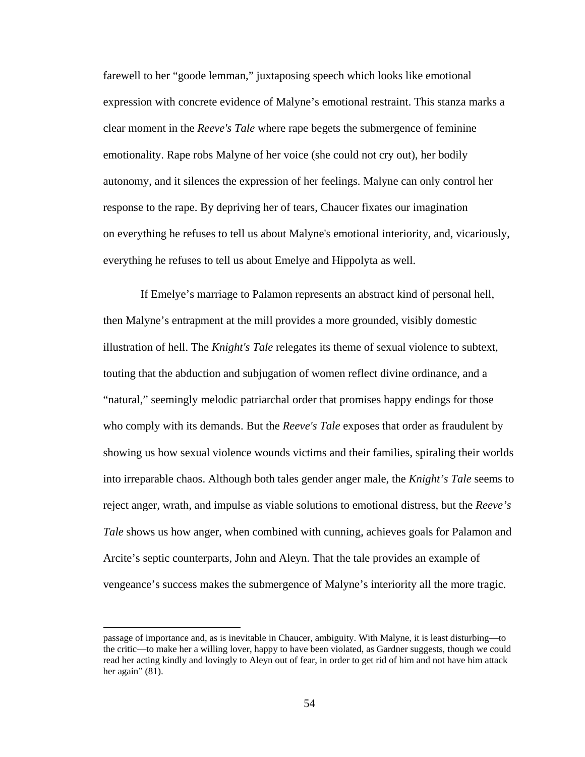farewell to her "goode lemman," juxtaposing speech which looks like emotional expression with concrete evidence of Malyne's emotional restraint. This stanza marks a clear moment in the *Reeve's Tale* where rape begets the submergence of feminine emotionality. Rape robs Malyne of her voice (she could not cry out), her bodily autonomy, and it silences the expression of her feelings. Malyne can only control her response to the rape. By depriving her of tears, Chaucer fixates our imagination on everything he refuses to tell us about Malyne's emotional interiority, and, vicariously, everything he refuses to tell us about Emelye and Hippolyta as well.

If Emelye's marriage to Palamon represents an abstract kind of personal hell, then Malyne's entrapment at the mill provides a more grounded, visibly domestic illustration of hell. The *Knight's Tale* relegates its theme of sexual violence to subtext, touting that the abduction and subjugation of women reflect divine ordinance, and a "natural," seemingly melodic patriarchal order that promises happy endings for those who comply with its demands. But the *Reeve's Tale* exposes that order as fraudulent by showing us how sexual violence wounds victims and their families, spiraling their worlds into irreparable chaos. Although both tales gender anger male, the *Knight's Tale* seems to reject anger, wrath, and impulse as viable solutions to emotional distress, but the *Reeve's Tale* shows us how anger, when combined with cunning, achieves goals for Palamon and Arcite's septic counterparts, John and Aleyn. That the tale provides an example of vengeance's success makes the submergence of Malyne's interiority all the more tragic.

---

passage of importance and, as is inevitable in Chaucer, ambiguity. With Malyne, it is least disturbing—to the critic—to make her a willing lover, happy to have been violated, as Gardner suggests, though we could read her acting kindly and lovingly to Aleyn out of fear, in order to get rid of him and not have him attack her again" (81).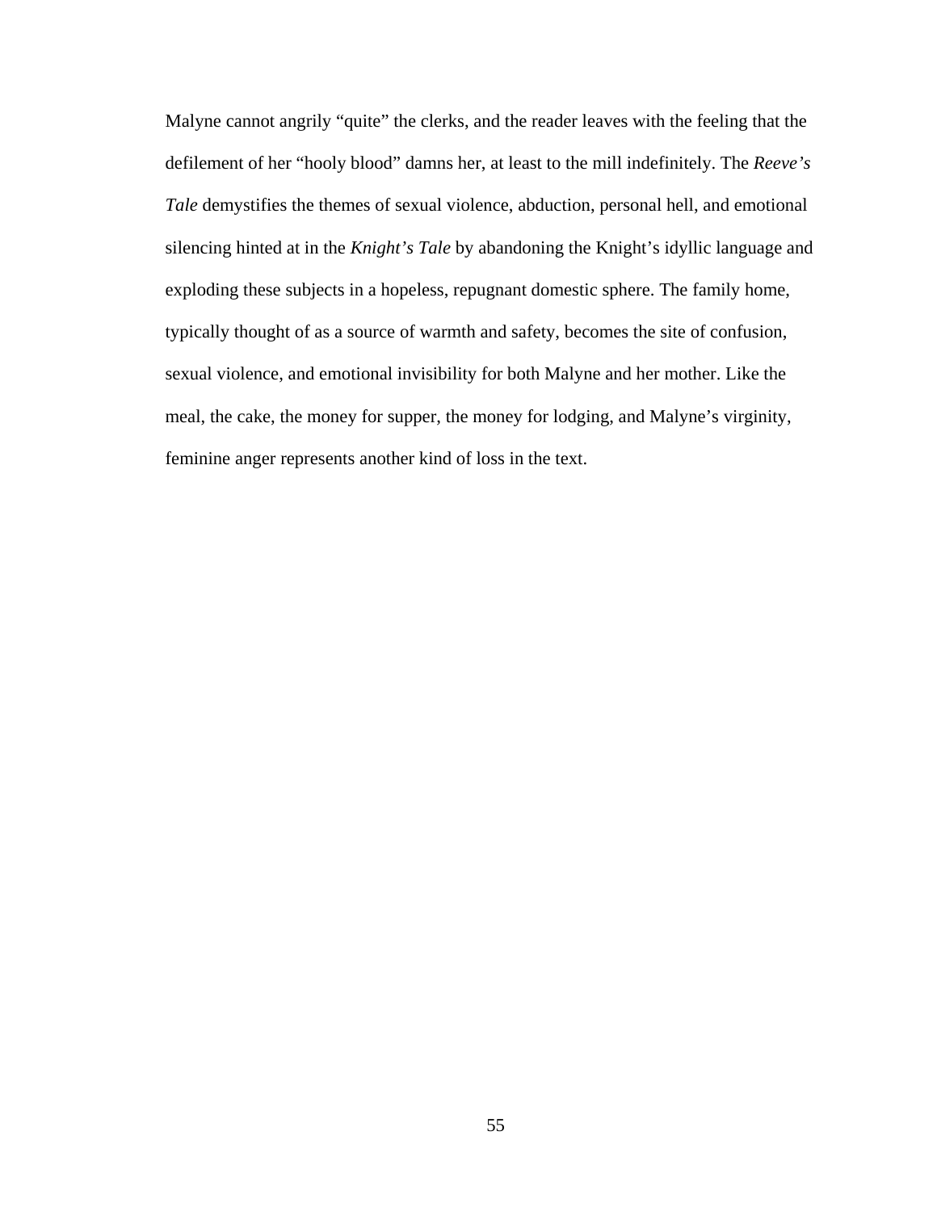Malyne cannot angrily "quite" the clerks, and the reader leaves with the feeling that the defilement of her "hooly blood" damns her, at least to the mill indefinitely. The *Reeve's Tale* demystifies the themes of sexual violence, abduction, personal hell, and emotional silencing hinted at in the *Knight's Tale* by abandoning the Knight's idyllic language and exploding these subjects in a hopeless, repugnant domestic sphere. The family home, typically thought of as a source of warmth and safety, becomes the site of confusion, sexual violence, and emotional invisibility for both Malyne and her mother. Like the meal, the cake, the money for supper, the money for lodging, and Malyne's virginity, feminine anger represents another kind of loss in the text.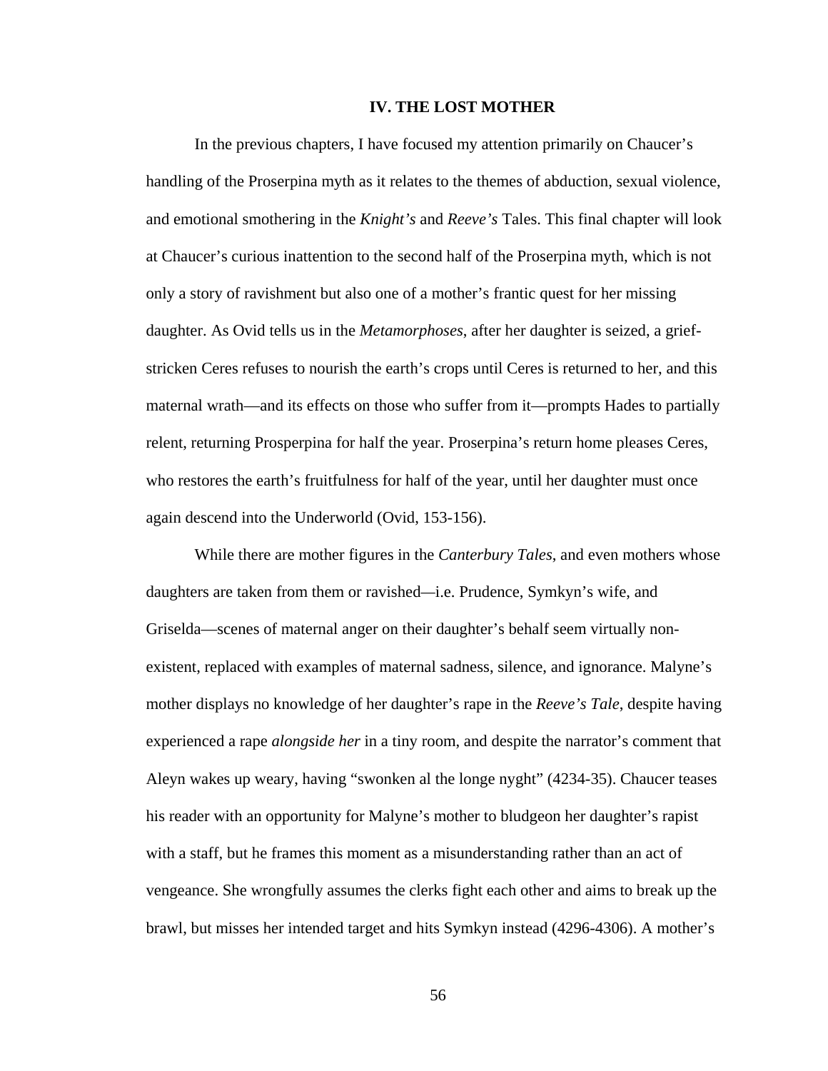# IV. THE LOST MOTHER

In the previous chapters, I have focused my attention primarily on Chaucer's handling of the Proserpina myth as it relates to the themes of abduction, sexual violence, and emotional smothering in the *Knight's* and *Reeve's* Tales. This final chapter will look at Chaucer's curious inattention to the second half of the Proserpina myth, which is not only a story of ravishment but also one of a mother's frantic quest for her missing daughter. As Ovid tells us in the *Metamorphoses*, after her daughter is seized, a grief-stricken Ceres refuses to nourish the earth's crops until Ceres is returned to her, and this maternal wrath—and its effects on those who suffer from it—prompts Hades to partially relent, returning Prosperpina for half the year. Proserpina's return home pleases Ceres, who restores the earth's fruitfulness for half of the year, until her daughter must once again descend into the Underworld (Ovid, 153-156).

While there are mother figures in the *Canterbury Tales*, and even mothers whose daughters are taken from them or ravished—i.e. Prudence, Symkyn's wife, and Griselda—scenes of maternal anger on their daughter's behalf seem virtually non-existent, replaced with examples of maternal sadness, silence, and ignorance. Malyne's mother displays no knowledge of her daughter's rape in the *Reeve's Tale*, despite having experienced a rape *alongside her* in a tiny room, and despite the narrator's comment that Aleyn wakes up weary, having "swonken al the longe nyght" (4234-35). Chaucer teases his reader with an opportunity for Malyne's mother to bludgeon her daughter's rapist with a staff, but he frames this moment as a misunderstanding rather than an act of vengeance. She wrongfully assumes the clerks fight each other and aims to break up the brawl, but misses her intended target and hits Symkyn instead (4296-4306). A mother's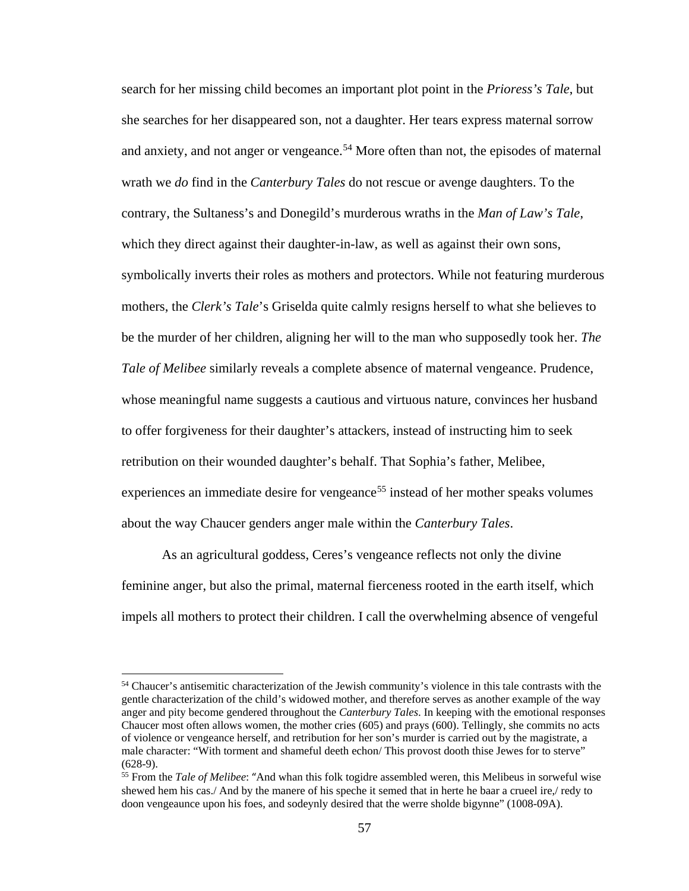search for her missing child becomes an important plot point in the *Prioress's Tale*, but she searches for her disappeared son, not a daughter. Her tears express maternal sorrow and anxiety, and not anger or vengeance.[54] More often than not, the episodes of maternal wrath we *do* find in the *Canterbury Tales* do not rescue or avenge daughters. To the contrary, the Sultaness's and Donegild's murderous wraths in the *Man of Law's Tale*, which they direct against their daughter-in-law, as well as against their own sons, symbolically inverts their roles as mothers and protectors. While not featuring murderous mothers, the *Clerk's Tale*'s Griselda quite calmly resigns herself to what she believes to be the murder of her children, aligning her will to the man who supposedly took her. *The Tale of Melibee* similarly reveals a complete absence of maternal vengeance. Prudence, whose meaningful name suggests a cautious and virtuous nature, convinces her husband to offer forgiveness for their daughter's attackers, instead of instructing him to seek retribution on their wounded daughter's behalf. That Sophia's father, Melibee, experiences an immediate desire for vengeance[55] instead of her mother speaks volumes about the way Chaucer genders anger male within the *Canterbury Tales*.

As an agricultural goddess, Ceres's vengeance reflects not only the divine feminine anger, but also the primal, maternal fierceness rooted in the earth itself, which impels all mothers to protect their children. I call the overwhelming absence of vengeful

---

[54] Chaucer's antisemitic characterization of the Jewish community's violence in this tale contrasts with the gentle characterization of the child's widowed mother, and therefore serves as another example of the way anger and pity become gendered throughout the *Canterbury Tales*. In keeping with the emotional responses Chaucer most often allows women, the mother cries (605) and prays (600). Tellingly, she commits no acts of violence or vengeance herself, and retribution for her son's murder is carried out by the magistrate, a male character: "With torment and shameful deeth echon/ This provost dooth thise Jewes for to sterve" (628-9).

[55] From the *Tale of Melibee*: "And whan this folk togidre assembled weren, this Melibeus in sorweful wise shewed hem his cas./ And by the manere of his speche it semed that in herte he baar a crueel ire,/ redy to doon vengeaunce upon his foes, and sodeynly desired that the werre sholde bigynne" (1008-09A).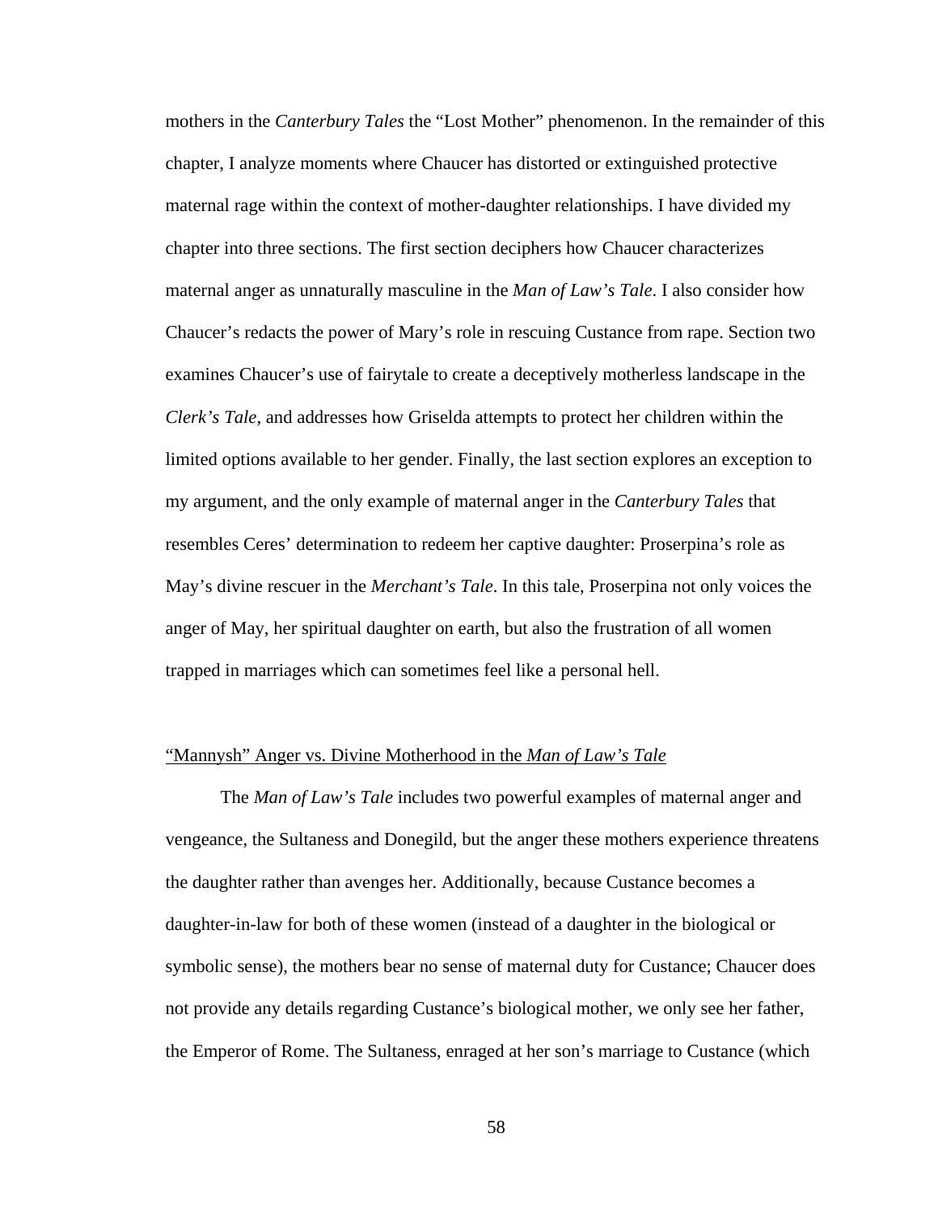mothers in the *Canterbury Tales* the "Lost Mother" phenomenon. In the remainder of this chapter, I analyze moments where Chaucer has distorted or extinguished protective maternal rage within the context of mother-daughter relationships. I have divided my chapter into three sections. The first section deciphers how Chaucer characterizes maternal anger as unnaturally masculine in the *Man of Law's Tale*. I also consider how Chaucer's redacts the power of Mary's role in rescuing Custance from rape. Section two examines Chaucer's use of fairytale to create a deceptively motherless landscape in the *Clerk's Tale*, and addresses how Griselda attempts to protect her children within the limited options available to her gender. Finally, the last section explores an exception to my argument, and the only example of maternal anger in the *Canterbury Tales* that resembles Ceres' determination to redeem her captive daughter: Proserpina's role as May's divine rescuer in the *Merchant's Tale*. In this tale, Proserpina not only voices the anger of May, her spiritual daughter on earth, but also the frustration of all women trapped in marriages which can sometimes feel like a personal hell.

## "Mannysh" Anger vs. Divine Motherhood in the *Man of Law's Tale*

The *Man of Law's Tale* includes two powerful examples of maternal anger and vengeance, the Sultaness and Donegild, but the anger these mothers experience threatens the daughter rather than avenges her. Additionally, because Custance becomes a daughter-in-law for both of these women (instead of a daughter in the biological or symbolic sense), the mothers bear no sense of maternal duty for Custance; Chaucer does not provide any details regarding Custance's biological mother, we only see her father, the Emperor of Rome. The Sultaness, enraged at her son's marriage to Custance (which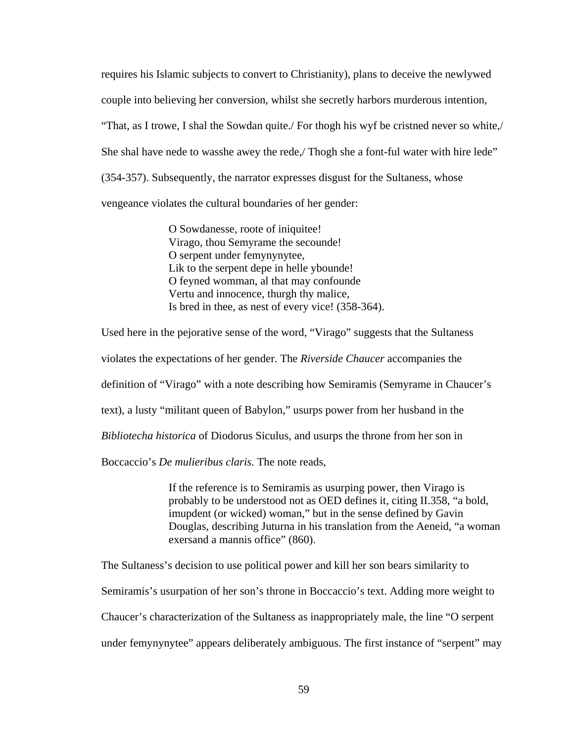requires his Islamic subjects to convert to Christianity), plans to deceive the newlywed couple into believing her conversion, whilst she secretly harbors murderous intention, "That, as I trowe, I shal the Sowdan quite./ For thogh his wyf be cristned never so white,/ She shal have nede to wasshe awey the rede,/ Thogh she a font-ful water with hire lede" (354-357). Subsequently, the narrator expresses disgust for the Sultaness, whose vengeance violates the cultural boundaries of her gender:

> O Sowdanesse, roote of iniquitee!
> Virago, thou Semyrame the secounde!
> O serpent under femynynytee,
> Lik to the serpent depe in helle ybounde!
> O feyned womman, al that may confounde
> Vertu and innocence, thurgh thy malice,
> Is bred in thee, as nest of every vice! (358-364).

Used here in the pejorative sense of the word, "Virago" suggests that the Sultaness violates the expectations of her gender. The *Riverside Chaucer* accompanies the definition of "Virago" with a note describing how Semiramis (Semyrame in Chaucer's text), a lusty "militant queen of Babylon," usurps power from her husband in the *Bibliotecha historica* of Diodorus Siculus, and usurps the throne from her son in Boccaccio's *De mulieribus claris*. The note reads,

> If the reference is to Semiramis as usurping power, then Virago is probably to be understood not as OED defines it, citing II.358, "a bold, imupdent (or wicked) woman," but in the sense defined by Gavin Douglas, describing Juturna in his translation from the Aeneid, "a woman exersand a mannis office" (860).

The Sultaness's decision to use political power and kill her son bears similarity to Semiramis's usurpation of her son's throne in Boccaccio's text. Adding more weight to Chaucer's characterization of the Sultaness as inappropriately male, the line "O serpent under femynynytee" appears deliberately ambiguous. The first instance of "serpent" may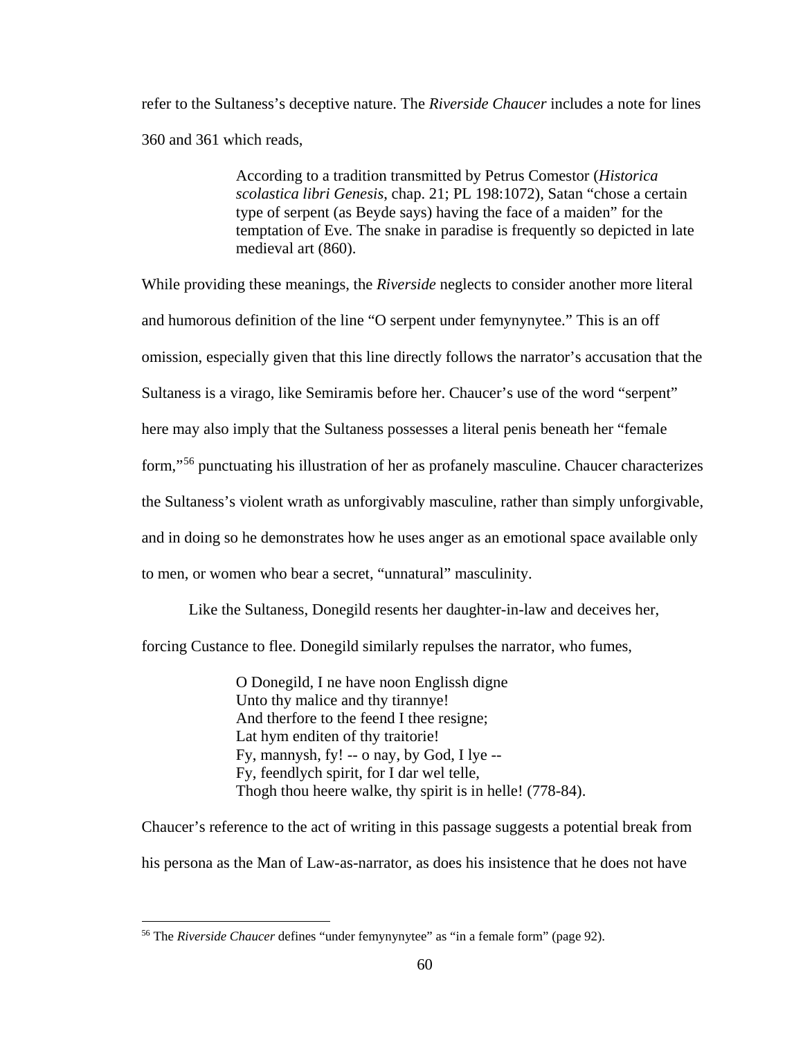refer to the Sultaness's deceptive nature. The *Riverside Chaucer* includes a note for lines 360 and 361 which reads,

> According to a tradition transmitted by Petrus Comestor (*Historica scolastica libri Genesis*, chap. 21; PL 198:1072), Satan "chose a certain type of serpent (as Beyde says) having the face of a maiden" for the temptation of Eve. The snake in paradise is frequently so depicted in late medieval art (860).

While providing these meanings, the *Riverside* neglects to consider another more literal and humorous definition of the line "O serpent under femynynytee." This is an off omission, especially given that this line directly follows the narrator's accusation that the Sultaness is a virago, like Semiramis before her. Chaucer's use of the word "serpent" here may also imply that the Sultaness possesses a literal penis beneath her "female form,"[56] punctuating his illustration of her as profanely masculine. Chaucer characterizes the Sultaness's violent wrath as unforgivably masculine, rather than simply unforgivable, and in doing so he demonstrates how he uses anger as an emotional space available only to men, or women who bear a secret, "unnatural" masculinity.

Like the Sultaness, Donegild resents her daughter-in-law and deceives her, forcing Custance to flee. Donegild similarly repulses the narrator, who fumes,

> O Donegild, I ne have noon Englissh digne
> Unto thy malice and thy tirannye!
> And therfore to the feend I thee resigne;
> Lat hym enditen of thy traitorie!
> Fy, mannysh, fy! -- o nay, by God, I lye --
> Fy, feendlych spirit, for I dar wel telle,
> Thogh thou heere walke, thy spirit is in helle! (778-84).

Chaucer's reference to the act of writing in this passage suggests a potential break from his persona as the Man of Law-as-narrator, as does his insistence that he does not have

[56] The *Riverside Chaucer* defines "under femynynytee" as "in a female form" (page 92).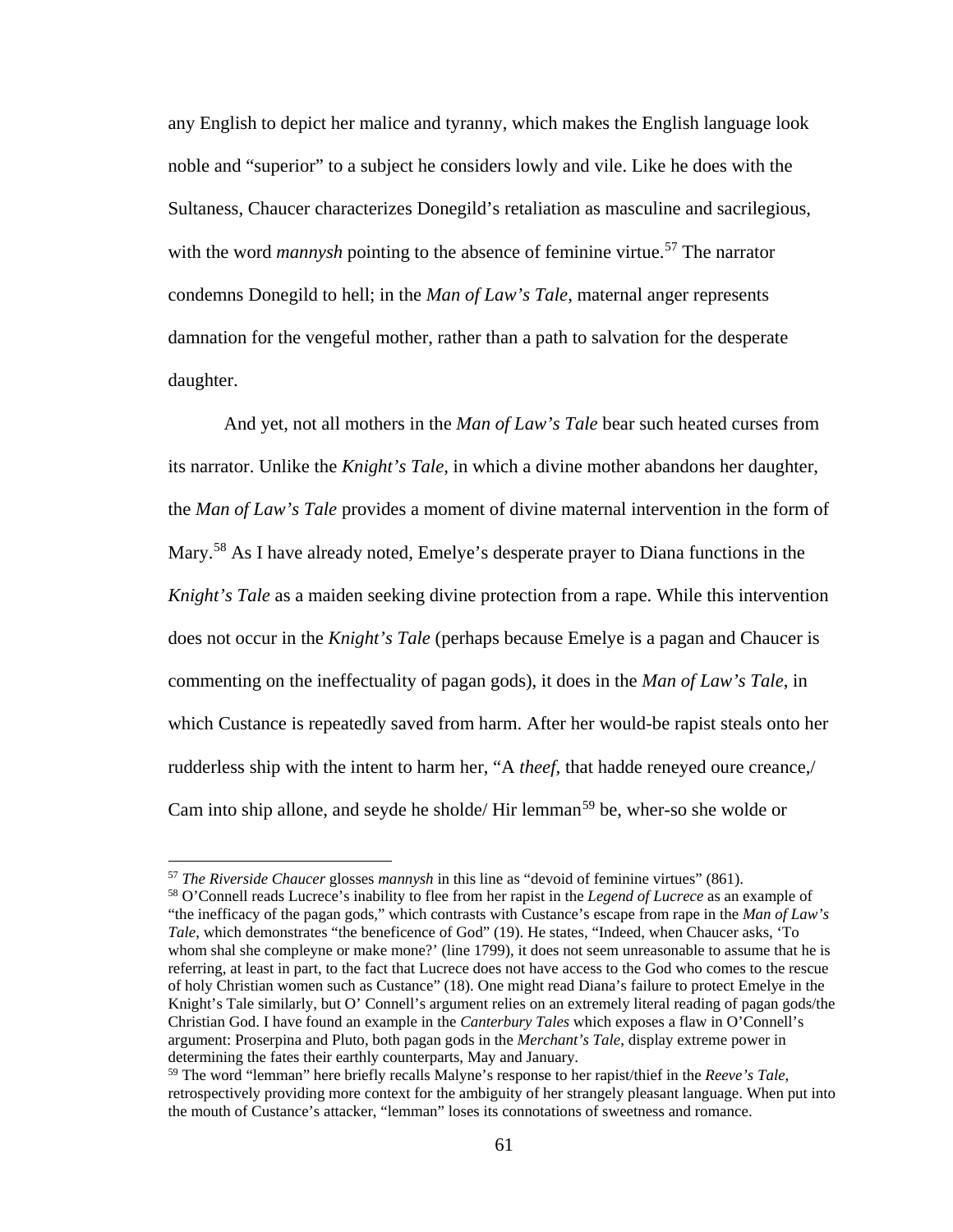any English to depict her malice and tyranny, which makes the English language look noble and "superior" to a subject he considers lowly and vile. Like he does with the Sultaness, Chaucer characterizes Donegild's retaliation as masculine and sacrilegious, with the word *mannysh* pointing to the absence of feminine virtue.[57] The narrator condemns Donegild to hell; in the *Man of Law's Tale*, maternal anger represents damnation for the vengeful mother, rather than a path to salvation for the desperate daughter.

And yet, not all mothers in the *Man of Law's Tale* bear such heated curses from its narrator. Unlike the *Knight's Tale*, in which a divine mother abandons her daughter, the *Man of Law's Tale* provides a moment of divine maternal intervention in the form of Mary.[58] As I have already noted, Emelye's desperate prayer to Diana functions in the *Knight's Tale* as a maiden seeking divine protection from a rape. While this intervention does not occur in the *Knight's Tale* (perhaps because Emelye is a pagan and Chaucer is commenting on the ineffectuality of pagan gods), it does in the *Man of Law's Tale*, in which Custance is repeatedly saved from harm. After her would-be rapist steals onto her rudderless ship with the intent to harm her, "A *theef*, that hadde reneyed oure creance,/ Cam into ship allone, and seyde he sholde/ Hir lemman[59] be, wher-so she wolde or

---

[57] *The Riverside Chaucer* glosses *mannysh* in this line as "devoid of feminine virtues" (861).

[58] O'Connell reads Lucrece's inability to flee from her rapist in the *Legend of Lucrece* as an example of "the inefficacy of the pagan gods," which contrasts with Custance's escape from rape in the *Man of Law's Tale*, which demonstrates "the beneficence of God" (19). He states, "Indeed, when Chaucer asks, 'To whom shal she compleyne or make mone?' (line 1799), it does not seem unreasonable to assume that he is referring, at least in part, to the fact that Lucrece does not have access to the God who comes to the rescue of holy Christian women such as Custance" (18). One might read Diana's failure to protect Emelye in the Knight's Tale similarly, but O' Connell's argument relies on an extremely literal reading of pagan gods/the Christian God. I have found an example in the *Canterbury Tales* which exposes a flaw in O'Connell's argument: Proserpina and Pluto, both pagan gods in the *Merchant's Tale*, display extreme power in determining the fates their earthly counterparts, May and January.

[59] The word "lemman" here briefly recalls Malyne's response to her rapist/thief in the *Reeve's Tale*, retrospectively providing more context for the ambiguity of her strangely pleasant language. When put into the mouth of Custance's attacker, "lemman" loses its connotations of sweetness and romance.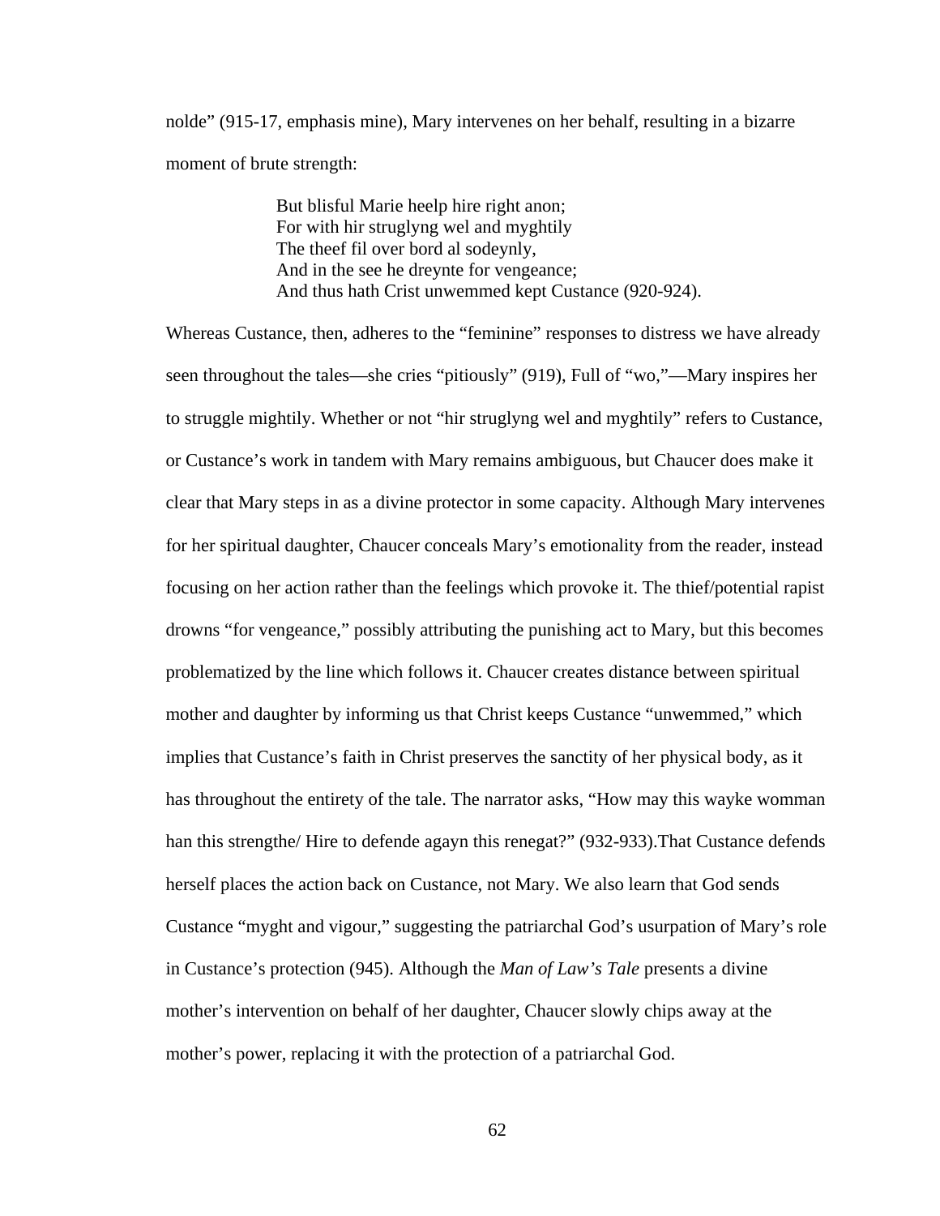nolde" (915-17, emphasis mine), Mary intervenes on her behalf, resulting in a bizarre moment of brute strength:

> But blisful Marie heelp hire right anon;
> For with hir struglyng wel and myghtily
> The theef fil over bord al sodeynly,
> And in the see he dreynte for vengeance;
> And thus hath Crist unwemmed kept Custance (920-924).

Whereas Custance, then, adheres to the "feminine" responses to distress we have already seen throughout the tales—she cries "pitiously" (919), Full of "wo,"—Mary inspires her to struggle mightily. Whether or not "hir struglyng wel and myghtily" refers to Custance, or Custance's work in tandem with Mary remains ambiguous, but Chaucer does make it clear that Mary steps in as a divine protector in some capacity. Although Mary intervenes for her spiritual daughter, Chaucer conceals Mary's emotionality from the reader, instead focusing on her action rather than the feelings which provoke it. The thief/potential rapist drowns "for vengeance," possibly attributing the punishing act to Mary, but this becomes problematized by the line which follows it. Chaucer creates distance between spiritual mother and daughter by informing us that Christ keeps Custance "unwemmed," which implies that Custance's faith in Christ preserves the sanctity of her physical body, as it has throughout the entirety of the tale. The narrator asks, "How may this wayke womman han this strengthe/ Hire to defende agayn this renegat?" (932-933).That Custance defends herself places the action back on Custance, not Mary. We also learn that God sends Custance "myght and vigour," suggesting the patriarchal God's usurpation of Mary's role in Custance's protection (945). Although the *Man of Law's Tale* presents a divine mother's intervention on behalf of her daughter, Chaucer slowly chips away at the mother's power, replacing it with the protection of a patriarchal God.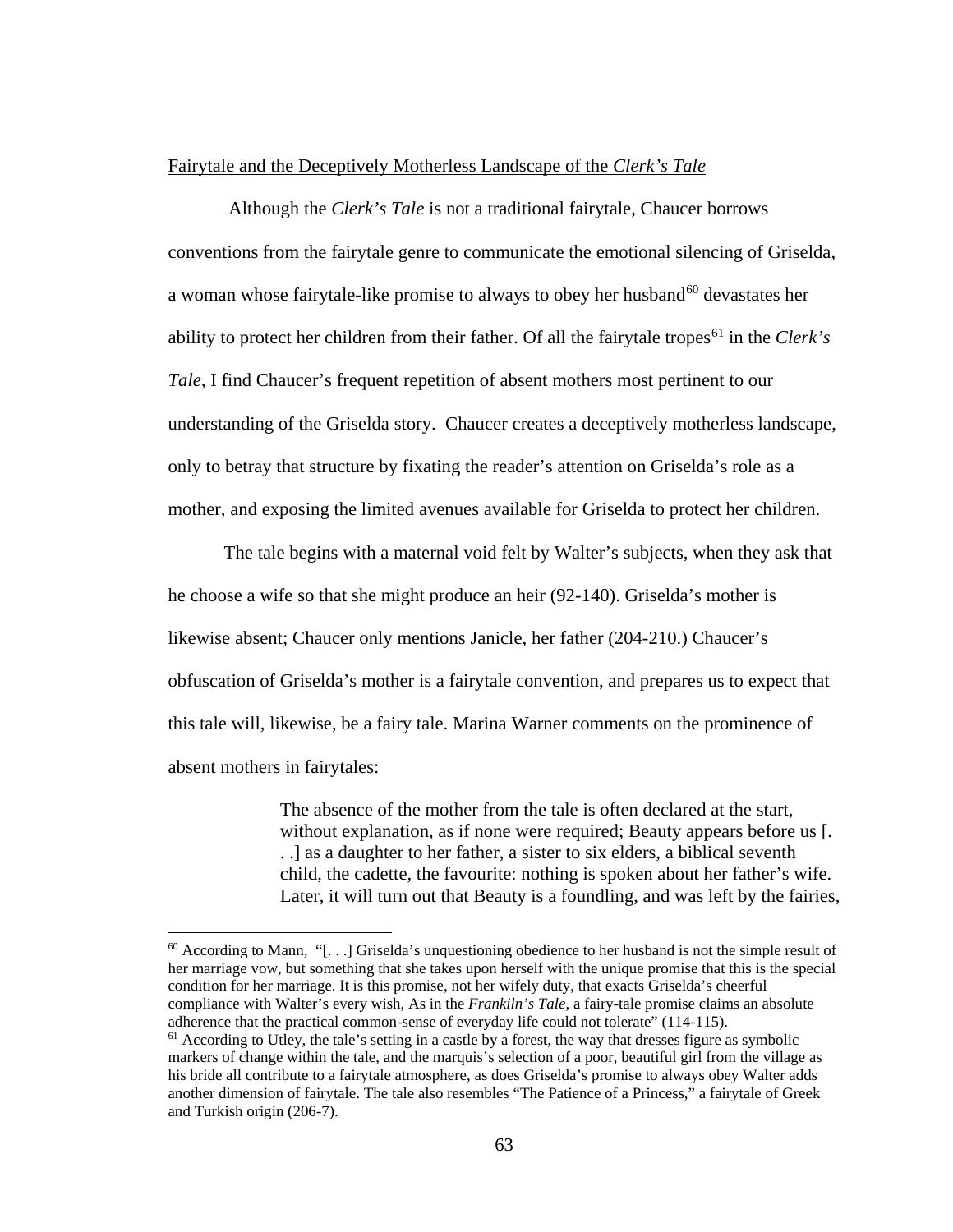Fairytale and the Deceptively Motherless Landscape of the *Clerk's Tale*

Although the *Clerk's Tale* is not a traditional fairytale, Chaucer borrows conventions from the fairytale genre to communicate the emotional silencing of Griselda, a woman whose fairytale-like promise to always to obey her husband[60] devastates her ability to protect her children from their father. Of all the fairytale tropes[61] in the *Clerk's Tale*, I find Chaucer's frequent repetition of absent mothers most pertinent to our understanding of the Griselda story. Chaucer creates a deceptively motherless landscape, only to betray that structure by fixating the reader's attention on Griselda's role as a mother, and exposing the limited avenues available for Griselda to protect her children.

The tale begins with a maternal void felt by Walter's subjects, when they ask that he choose a wife so that she might produce an heir (92-140). Griselda's mother is likewise absent; Chaucer only mentions Janicle, her father (204-210.) Chaucer's obfuscation of Griselda's mother is a fairytale convention, and prepares us to expect that this tale will, likewise, be a fairy tale. Marina Warner comments on the prominence of absent mothers in fairytales:

> The absence of the mother from the tale is often declared at the start, without explanation, as if none were required; Beauty appears before us [. . .] as a daughter to her father, a sister to six elders, a biblical seventh child, the cadette, the favourite: nothing is spoken about her father's wife. Later, it will turn out that Beauty is a foundling, and was left by the fairies,

---

[60] According to Mann, "[. . .] Griselda's unquestioning obedience to her husband is not the simple result of her marriage vow, but something that she takes upon herself with the unique promise that this is the special condition for her marriage. It is this promise, not her wifely duty, that exacts Griselda's cheerful compliance with Walter's every wish, As in the *Frankiln's Tale*, a fairy-tale promise claims an absolute adherence that the practical common-sense of everyday life could not tolerate" (114-115).

[61] According to Utley, the tale's setting in a castle by a forest, the way that dresses figure as symbolic markers of change within the tale, and the marquis's selection of a poor, beautiful girl from the village as his bride all contribute to a fairytale atmosphere, as does Griselda's promise to always obey Walter adds another dimension of fairytale. The tale also resembles "The Patience of a Princess," a fairytale of Greek and Turkish origin (206-7).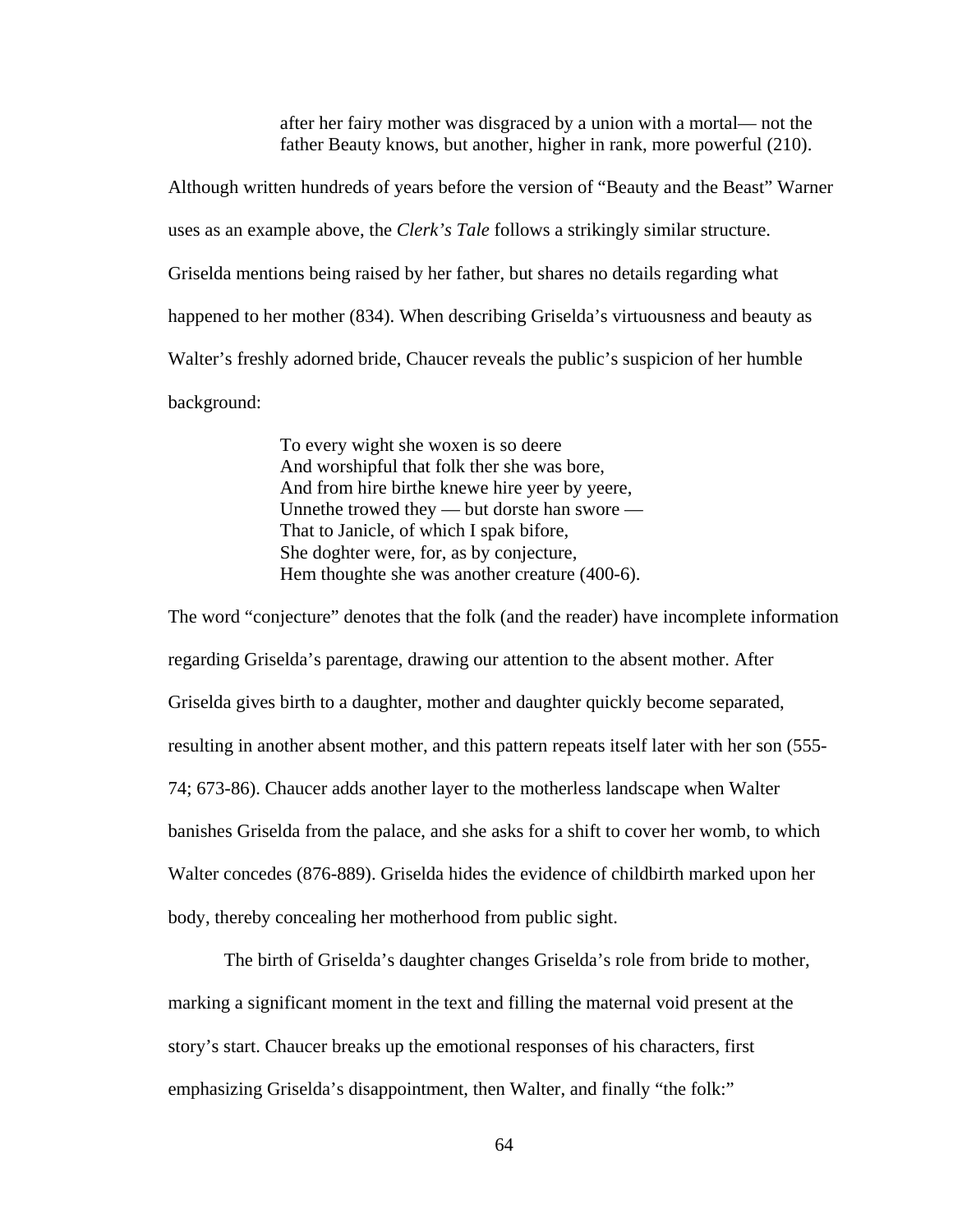> after her fairy mother was disgraced by a union with a mortal— not the father Beauty knows, but another, higher in rank, more powerful (210).

Although written hundreds of years before the version of "Beauty and the Beast" Warner uses as an example above, the *Clerk's Tale* follows a strikingly similar structure. Griselda mentions being raised by her father, but shares no details regarding what happened to her mother (834). When describing Griselda's virtuousness and beauty as Walter's freshly adorned bride, Chaucer reveals the public's suspicion of her humble background:

> To every wight she woxen is so deere
> And worshipful that folk ther she was bore,
> And from hire birthe knewe hire yeer by yeere,
> Unnethe trowed they — but dorste han swore —
> That to Janicle, of which I spak bifore,
> She doghter were, for, as by conjecture,
> Hem thoughte she was another creature (400-6).

The word "conjecture" denotes that the folk (and the reader) have incomplete information regarding Griselda's parentage, drawing our attention to the absent mother. After Griselda gives birth to a daughter, mother and daughter quickly become separated, resulting in another absent mother, and this pattern repeats itself later with her son (555-74; 673-86). Chaucer adds another layer to the motherless landscape when Walter banishes Griselda from the palace, and she asks for a shift to cover her womb, to which Walter concedes (876-889). Griselda hides the evidence of childbirth marked upon her body, thereby concealing her motherhood from public sight.

The birth of Griselda's daughter changes Griselda's role from bride to mother, marking a significant moment in the text and filling the maternal void present at the story's start. Chaucer breaks up the emotional responses of his characters, first emphasizing Griselda's disappointment, then Walter, and finally "the folk:"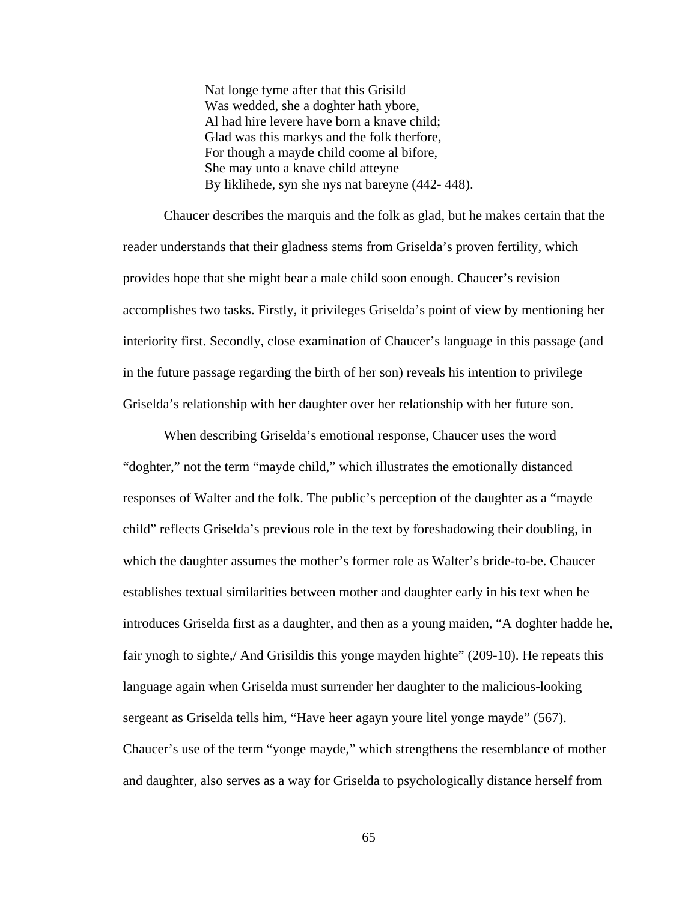> Nat longe tyme after that this Grisild  
> Was wedded, she a doghter hath ybore,  
> Al had hire levere have born a knave child;  
> Glad was this markys and the folk therfore,  
> For though a mayde child coome al bifore,  
> She may unto a knave child atteyne  
> By liklihede, syn she nys nat bareyne (442- 448).

Chaucer describes the marquis and the folk as glad, but he makes certain that the reader understands that their gladness stems from Griselda's proven fertility, which provides hope that she might bear a male child soon enough. Chaucer's revision accomplishes two tasks. Firstly, it privileges Griselda's point of view by mentioning her interiority first. Secondly, close examination of Chaucer's language in this passage (and in the future passage regarding the birth of her son) reveals his intention to privilege Griselda's relationship with her daughter over her relationship with her future son.

When describing Griselda's emotional response, Chaucer uses the word "doghter," not the term "mayde child," which illustrates the emotionally distanced responses of Walter and the folk. The public's perception of the daughter as a "mayde child" reflects Griselda's previous role in the text by foreshadowing their doubling, in which the daughter assumes the mother's former role as Walter's bride-to-be. Chaucer establishes textual similarities between mother and daughter early in his text when he introduces Griselda first as a daughter, and then as a young maiden, "A doghter hadde he, fair ynogh to sighte,/ And Grisildis this yonge mayden highte" (209-10). He repeats this language again when Griselda must surrender her daughter to the malicious-looking sergeant as Griselda tells him, "Have heer agayn youre litel yonge mayde" (567). Chaucer's use of the term "yonge mayde," which strengthens the resemblance of mother and daughter, also serves as a way for Griselda to psychologically distance herself from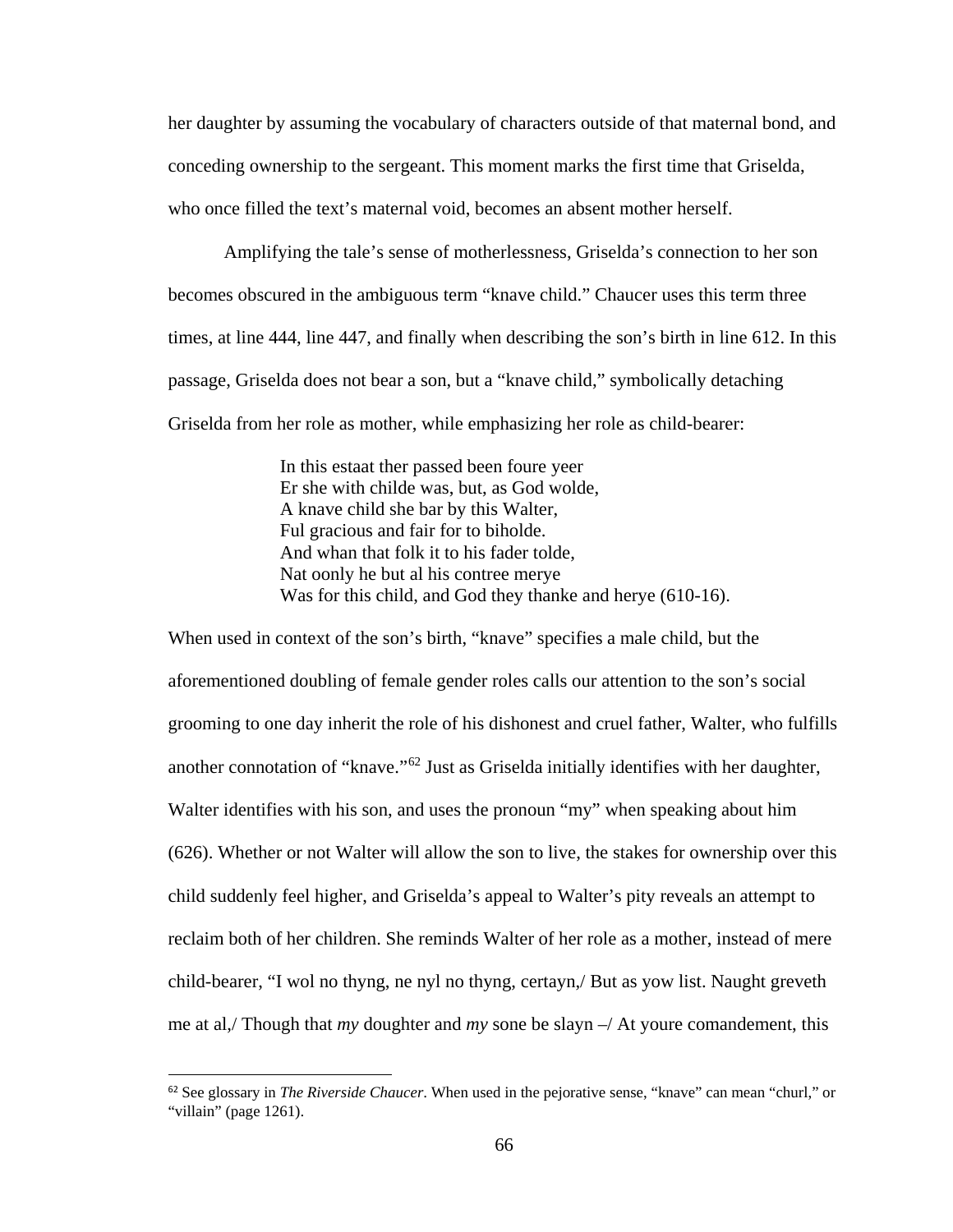her daughter by assuming the vocabulary of characters outside of that maternal bond, and conceding ownership to the sergeant. This moment marks the first time that Griselda, who once filled the text's maternal void, becomes an absent mother herself.

Amplifying the tale's sense of motherlessness, Griselda's connection to her son becomes obscured in the ambiguous term "knave child." Chaucer uses this term three times, at line 444, line 447, and finally when describing the son's birth in line 612. In this passage, Griselda does not bear a son, but a "knave child," symbolically detaching Griselda from her role as mother, while emphasizing her role as child-bearer:

> In this estaat ther passed been foure yeer
> Er she with childe was, but, as God wolde,
> A knave child she bar by this Walter,
> Ful gracious and fair for to biholde.
> And whan that folk it to his fader tolde,
> Nat oonly he but al his contree merye
> Was for this child, and God they thanke and herye (610-16).

When used in context of the son's birth, "knave" specifies a male child, but the aforementioned doubling of female gender roles calls our attention to the son's social grooming to one day inherit the role of his dishonest and cruel father, Walter, who fulfills another connotation of "knave."[62] Just as Griselda initially identifies with her daughter, Walter identifies with his son, and uses the pronoun "my" when speaking about him (626). Whether or not Walter will allow the son to live, the stakes for ownership over this child suddenly feel higher, and Griselda's appeal to Walter's pity reveals an attempt to reclaim both of her children. She reminds Walter of her role as a mother, instead of mere child-bearer, "I wol no thyng, ne nyl no thyng, certayn,/ But as yow list. Naught greveth me at al,/ Though that *my* doughter and *my* sone be slayn –/ At youre comandement, this

---

[62] See glossary in *The Riverside Chaucer*. When used in the pejorative sense, "knave" can mean "churl," or "villain" (page 1261).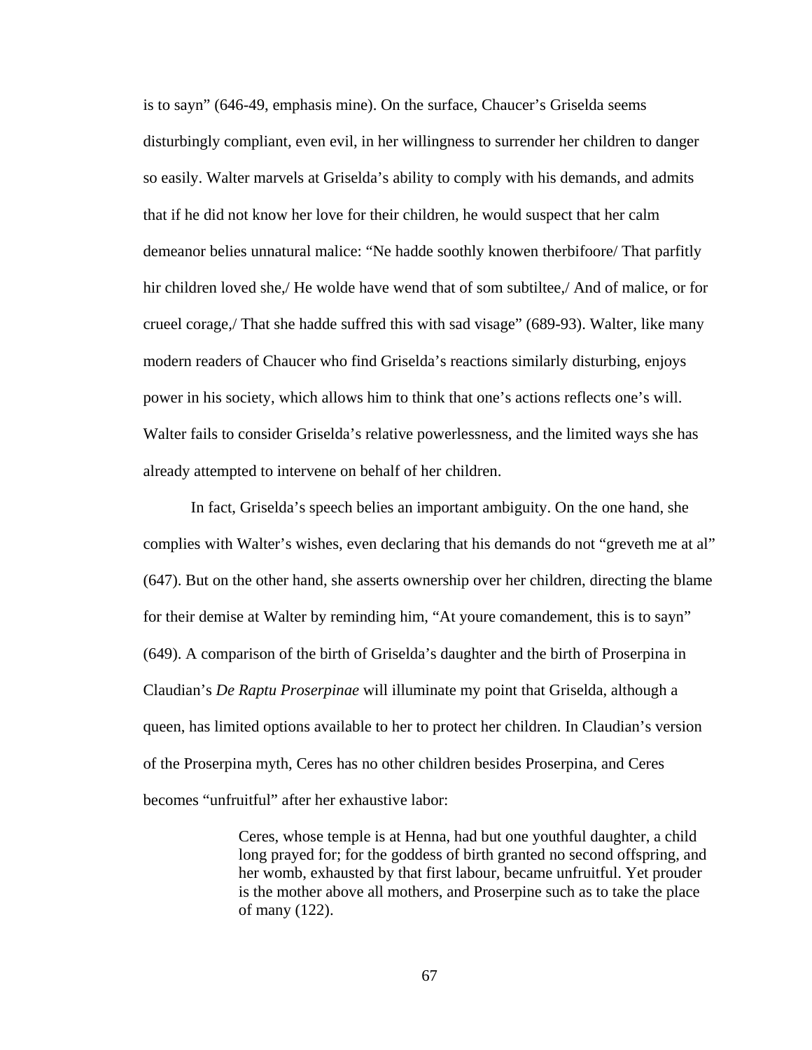is to sayn" (646-49, emphasis mine). On the surface, Chaucer's Griselda seems disturbingly compliant, even evil, in her willingness to surrender her children to danger so easily. Walter marvels at Griselda's ability to comply with his demands, and admits that if he did not know her love for their children, he would suspect that her calm demeanor belies unnatural malice: "Ne hadde soothly knowen therbifoore/ That parfitly hir children loved she,/ He wolde have wend that of som subtiltee,/ And of malice, or for crueel corage,/ That she hadde suffred this with sad visage" (689-93). Walter, like many modern readers of Chaucer who find Griselda's reactions similarly disturbing, enjoys power in his society, which allows him to think that one's actions reflects one's will. Walter fails to consider Griselda's relative powerlessness, and the limited ways she has already attempted to intervene on behalf of her children.

In fact, Griselda's speech belies an important ambiguity. On the one hand, she complies with Walter's wishes, even declaring that his demands do not "greveth me at al" (647). But on the other hand, she asserts ownership over her children, directing the blame for their demise at Walter by reminding him, "At youre comandement, this is to sayn" (649). A comparison of the birth of Griselda's daughter and the birth of Proserpina in Claudian's *De Raptu Proserpinae* will illuminate my point that Griselda, although a queen, has limited options available to her to protect her children. In Claudian's version of the Proserpina myth, Ceres has no other children besides Proserpina, and Ceres becomes "unfruitful" after her exhaustive labor:

> Ceres, whose temple is at Henna, had but one youthful daughter, a child long prayed for; for the goddess of birth granted no second offspring, and her womb, exhausted by that first labour, became unfruitful. Yet prouder is the mother above all mothers, and Proserpine such as to take the place of many (122).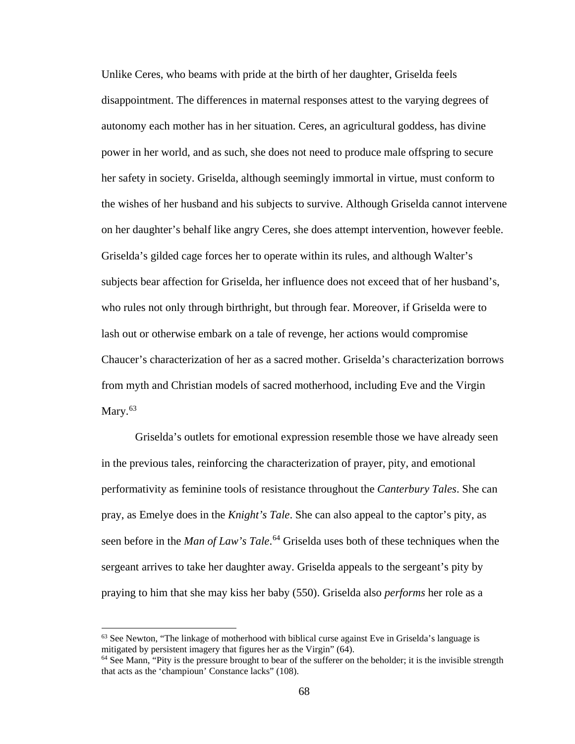Unlike Ceres, who beams with pride at the birth of her daughter, Griselda feels disappointment. The differences in maternal responses attest to the varying degrees of autonomy each mother has in her situation. Ceres, an agricultural goddess, has divine power in her world, and as such, she does not need to produce male offspring to secure her safety in society. Griselda, although seemingly immortal in virtue, must conform to the wishes of her husband and his subjects to survive. Although Griselda cannot intervene on her daughter's behalf like angry Ceres, she does attempt intervention, however feeble. Griselda's gilded cage forces her to operate within its rules, and although Walter's subjects bear affection for Griselda, her influence does not exceed that of her husband's, who rules not only through birthright, but through fear. Moreover, if Griselda were to lash out or otherwise embark on a tale of revenge, her actions would compromise Chaucer's characterization of her as a sacred mother. Griselda's characterization borrows from myth and Christian models of sacred motherhood, including Eve and the Virgin Mary.[63]

Griselda's outlets for emotional expression resemble those we have already seen in the previous tales, reinforcing the characterization of prayer, pity, and emotional performativity as feminine tools of resistance throughout the *Canterbury Tales*. She can pray, as Emelye does in the *Knight's Tale*. She can also appeal to the captor's pity, as seen before in the *Man of Law's Tale*.[64] Griselda uses both of these techniques when the sergeant arrives to take her daughter away. Griselda appeals to the sergeant's pity by praying to him that she may kiss her baby (550). Griselda also *performs* her role as a

---

[63] See Newton, "The linkage of motherhood with biblical curse against Eve in Griselda's language is mitigated by persistent imagery that figures her as the Virgin" (64).

[64] See Mann, "Pity is the pressure brought to bear of the sufferer on the beholder; it is the invisible strength that acts as the 'championn' Constance lacks" (108).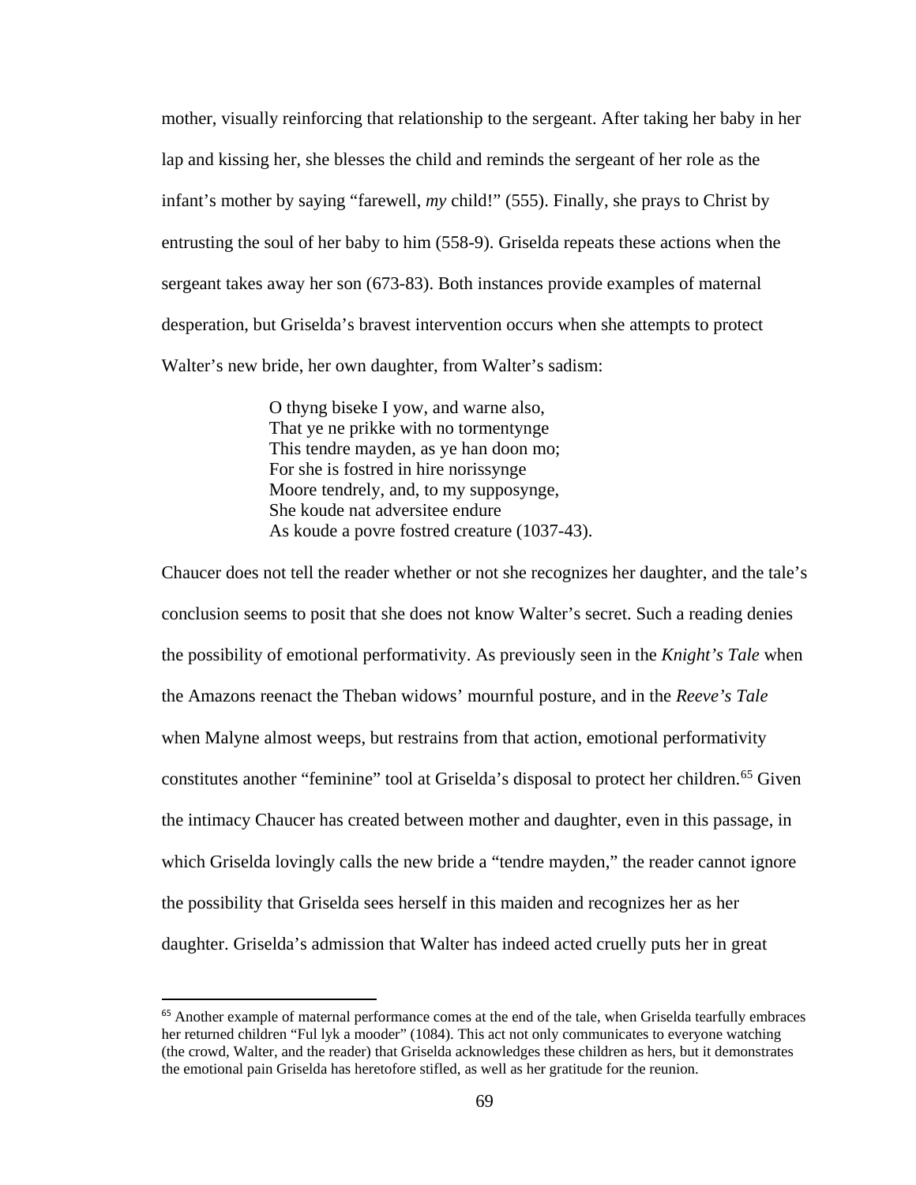mother, visually reinforcing that relationship to the sergeant. After taking her baby in her lap and kissing her, she blesses the child and reminds the sergeant of her role as the infant's mother by saying "farewell, *my* child!" (555). Finally, she prays to Christ by entrusting the soul of her baby to him (558-9). Griselda repeats these actions when the sergeant takes away her son (673-83). Both instances provide examples of maternal desperation, but Griselda's bravest intervention occurs when she attempts to protect Walter's new bride, her own daughter, from Walter's sadism:

> O thyng biseke I yow, and warne also,
> That ye ne prikke with no tormentynge
> This tendre mayden, as ye han doon mo;
> For she is fostred in hire norissynge
> Moore tendrely, and, to my supposynge,
> She koude nat adversitee endure
> As koude a povre fostred creature (1037-43).

Chaucer does not tell the reader whether or not she recognizes her daughter, and the tale's conclusion seems to posit that she does not know Walter's secret. Such a reading denies the possibility of emotional performativity. As previously seen in the *Knight's Tale* when the Amazons reenact the Theban widows' mournful posture, and in the *Reeve's Tale* when Malyne almost weeps, but restrains from that action, emotional performativity constitutes another "feminine" tool at Griselda's disposal to protect her children.[65] Given the intimacy Chaucer has created between mother and daughter, even in this passage, in which Griselda lovingly calls the new bride a "tendre mayden," the reader cannot ignore the possibility that Griselda sees herself in this maiden and recognizes her as her daughter. Griselda's admission that Walter has indeed acted cruelly puts her in great

[65] Another example of maternal performance comes at the end of the tale, when Griselda tearfully embraces her returned children "Ful lyk a mooder" (1084). This act not only communicates to everyone watching (the crowd, Walter, and the reader) that Griselda acknowledges these children as hers, but it demonstrates the emotional pain Griselda has heretofore stifled, as well as her gratitude for the reunion.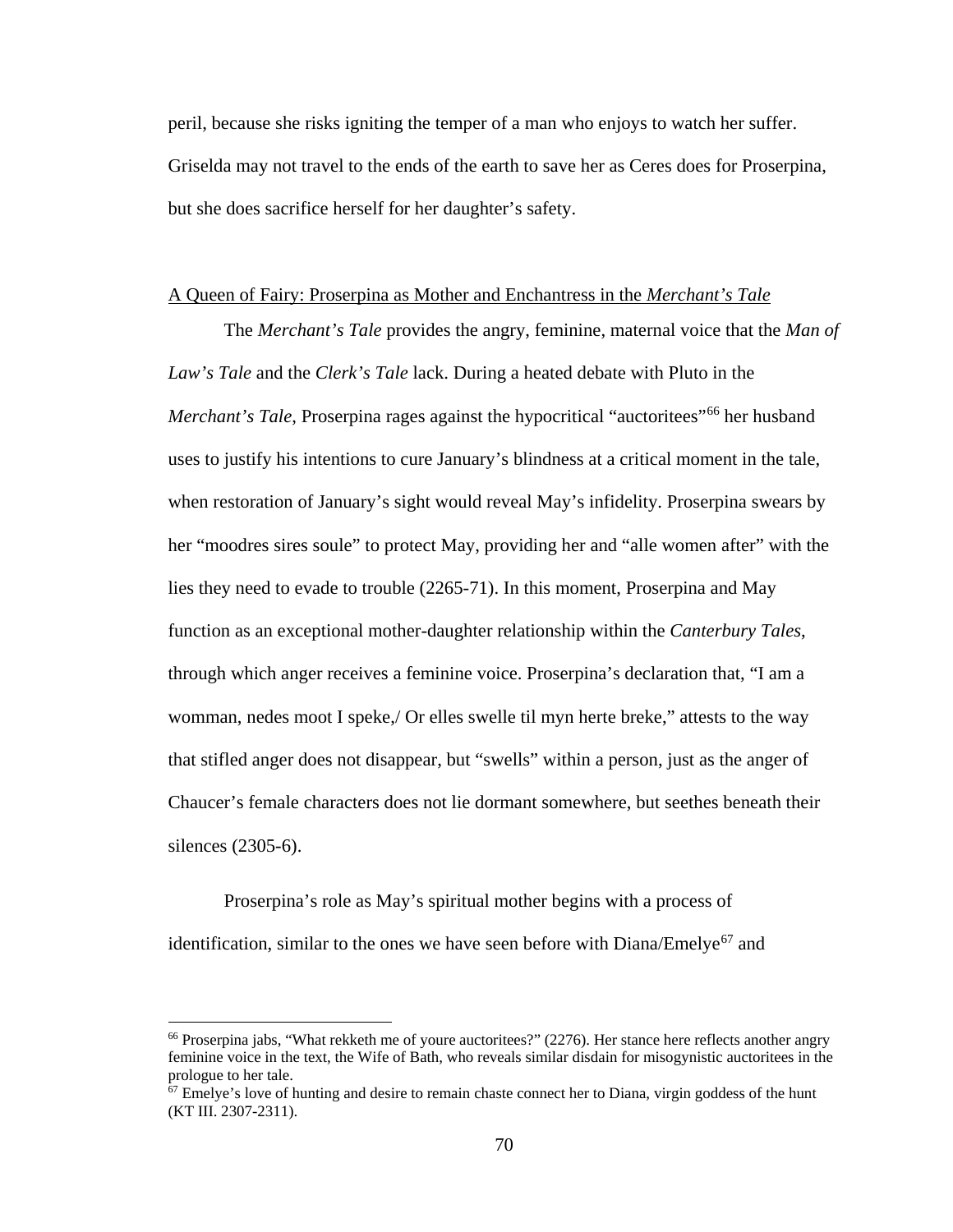peril, because she risks igniting the temper of a man who enjoys to watch her suffer. Griselda may not travel to the ends of the earth to save her as Ceres does for Proserpina, but she does sacrifice herself for her daughter's safety.

## A Queen of Fairy: Proserpina as Mother and Enchantress in the *Merchant's Tale*

The *Merchant's Tale* provides the angry, feminine, maternal voice that the *Man of Law's Tale* and the *Clerk's Tale* lack. During a heated debate with Pluto in the *Merchant's Tale*, Proserpina rages against the hypocritical "auctoritees"[66] her husband uses to justify his intentions to cure January's blindness at a critical moment in the tale, when restoration of January's sight would reveal May's infidelity. Proserpina swears by her "moodres sires soule" to protect May, providing her and "alle women after" with the lies they need to evade to trouble (2265-71). In this moment, Proserpina and May function as an exceptional mother-daughter relationship within the *Canterbury Tales*, through which anger receives a feminine voice. Proserpina's declaration that, "I am a womman, nedes moot I speke,/ Or elles swelle til myn herte breke," attests to the way that stifled anger does not disappear, but "swells" within a person, just as the anger of Chaucer's female characters does not lie dormant somewhere, but seethes beneath their silences (2305-6).

Proserpina's role as May's spiritual mother begins with a process of identification, similar to the ones we have seen before with Diana/Emelye[67] and

[66] Proserpina jabs, "What rekketh me of youre auctoritees?" (2276). Her stance here reflects another angry feminine voice in the text, the Wife of Bath, who reveals similar disdain for misogynistic auctoritees in the prologue to her tale.

[67] Emelye's love of hunting and desire to remain chaste connect her to Diana, virgin goddess of the hunt (KT III. 2307-2311).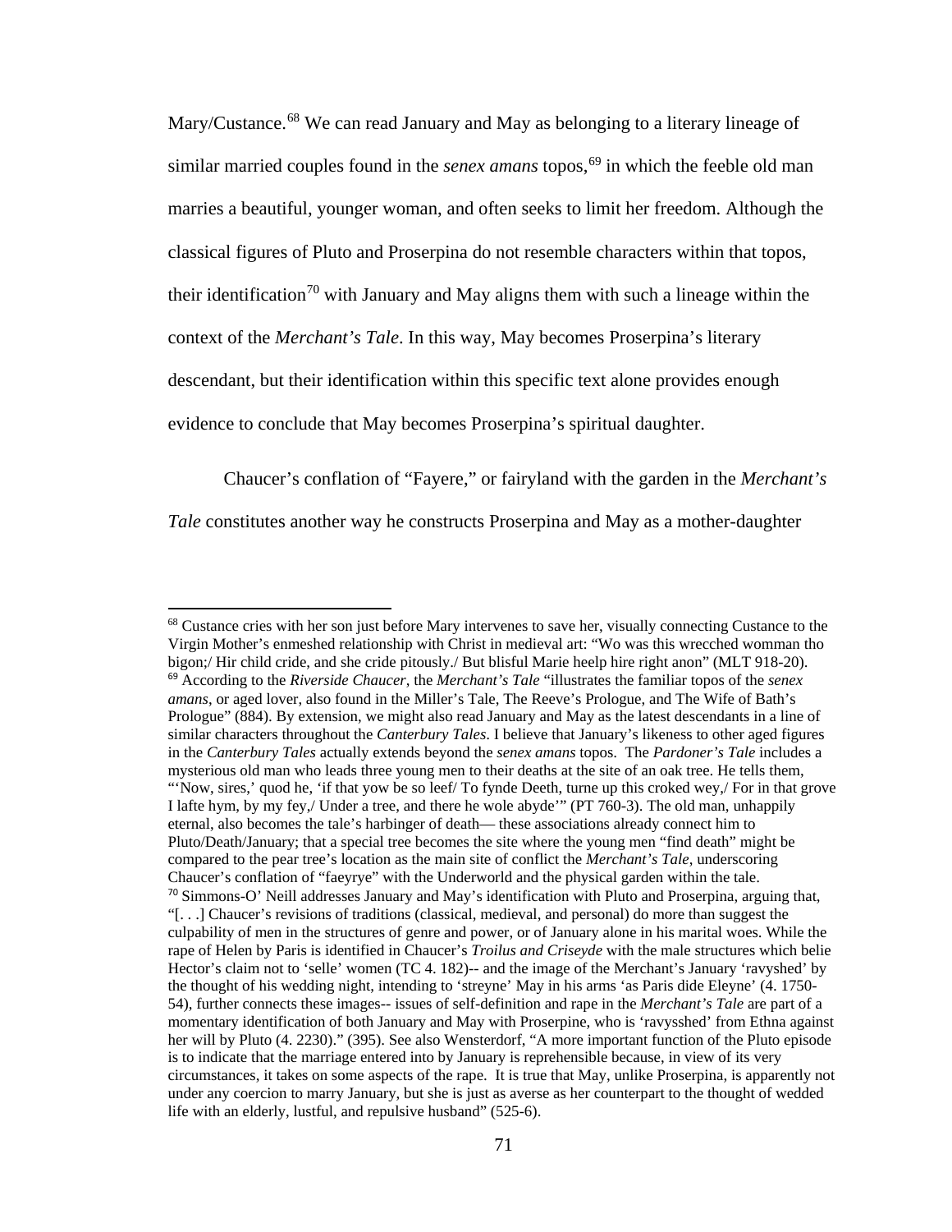Mary/Custance.[68] We can read January and May as belonging to a literary lineage of similar married couples found in the *senex amans* topos,[69] in which the feeble old man marries a beautiful, younger woman, and often seeks to limit her freedom. Although the classical figures of Pluto and Proserpina do not resemble characters within that topos, their identification[70] with January and May aligns them with such a lineage within the context of the *Merchant's Tale*. In this way, May becomes Proserpina's literary descendant, but their identification within this specific text alone provides enough evidence to conclude that May becomes Proserpina's spiritual daughter.

Chaucer's conflation of "Fayere," or fairyland with the garden in the *Merchant's Tale* constitutes another way he constructs Proserpina and May as a mother-daughter

---

[68] Custance cries with her son just before Mary intervenes to save her, visually connecting Custance to the Virgin Mother's enmeshed relationship with Christ in medieval art: "Wo was this wrecched womman tho bigon;/ Hir child cride, and she cride pitously./ But blisful Marie heelp hire right anon" (MLT 918-20).

[69] According to the *Riverside Chaucer*, the *Merchant's Tale* "illustrates the familiar topos of the *senex amans*, or aged lover, also found in the Miller's Tale, The Reeve's Prologue, and The Wife of Bath's Prologue" (884). By extension, we might also read January and May as the latest descendants in a line of similar characters throughout the *Canterbury Tales*. I believe that January's likeness to other aged figures in the *Canterbury Tales* actually extends beyond the *senex amans* topos. The *Pardoner's Tale* includes a mysterious old man who leads three young men to their deaths at the site of an oak tree. He tells them, "'Now, sires,' quod he, 'if that yow be so leef/ To fynde Deeth, turne up this croked wey,/ For in that grove I lafte hym, by my fey,/ Under a tree, and there he wole abyde'" (PT 760-3). The old man, unhappily eternal, also becomes the tale's harbinger of death— these associations already connect him to Pluto/Death/January; that a special tree becomes the site where the young men "find death" might be compared to the pear tree's location as the main site of conflict the *Merchant's Tale*, underscoring Chaucer's conflation of "faeyrye" with the Underworld and the physical garden within the tale.

[70] Simmons-O' Neill addresses January and May's identification with Pluto and Proserpina, arguing that, "[. . .] Chaucer's revisions of traditions (classical, medieval, and personal) do more than suggest the culpability of men in the structures of genre and power, or of January alone in his marital woes. While the rape of Helen by Paris is identified in Chaucer's *Troilus and Criseyde* with the male structures which belie Hector's claim not to 'selle' women (TC 4. 182)-- and the image of the Merchant's January 'ravyshed' by the thought of his wedding night, intending to 'streyne' May in his arms 'as Paris dide Eleyne' (4. 1750-54), further connects these images-- issues of self-definition and rape in the *Merchant's Tale* are part of a momentary identification of both January and May with Proserpine, who is 'ravysshed' from Ethna against her will by Pluto (4. 2230)." (395). See also Wensterdorf, "A more important function of the Pluto episode is to indicate that the marriage entered into by January is reprehensible because, in view of its very circumstances, it takes on some aspects of the rape. It is true that May, unlike Proserpina, is apparently not under any coercion to marry January, but she is just as averse as her counterpart to the thought of wedded life with an elderly, lustful, and repulsive husband" (525-6).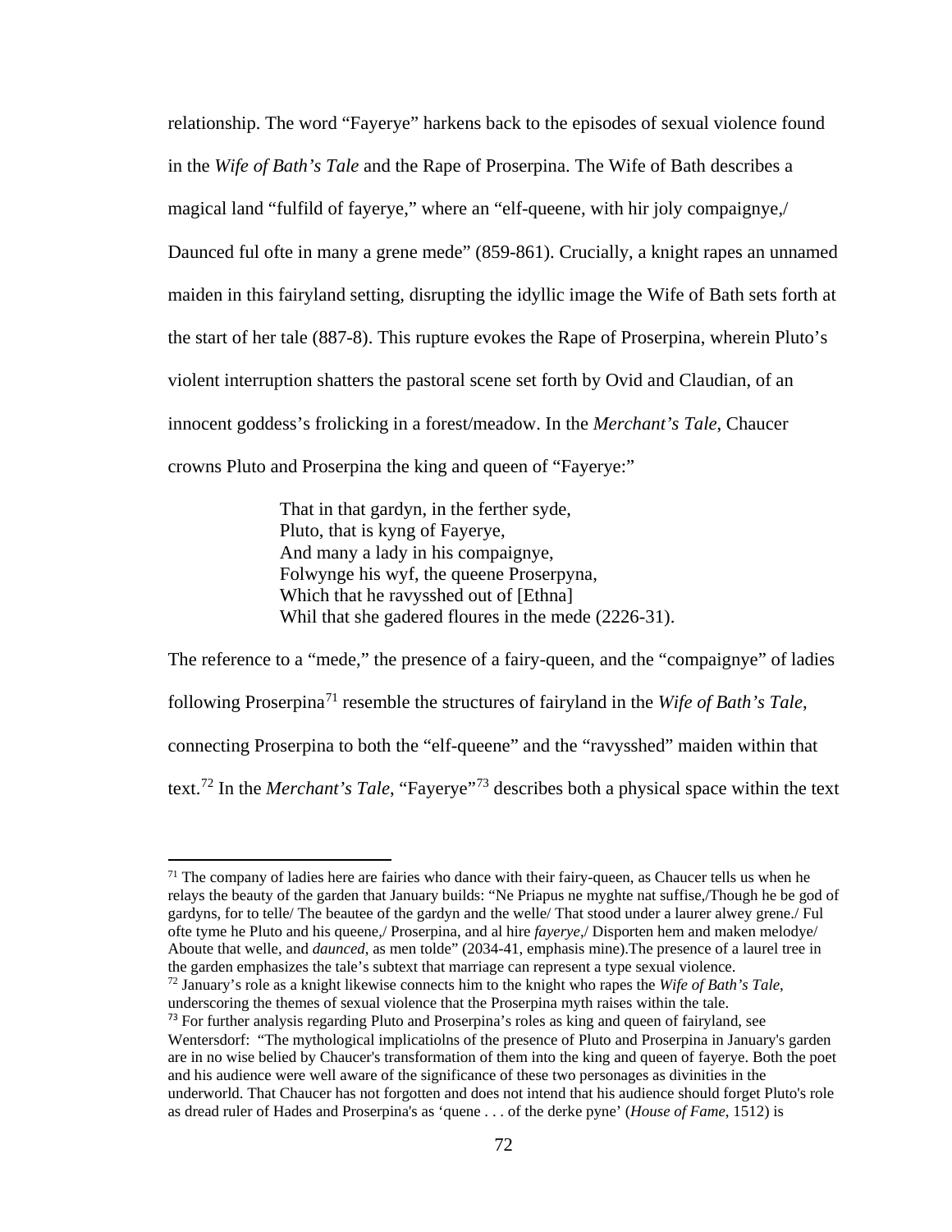relationship. The word "Fayerye" harkens back to the episodes of sexual violence found in the *Wife of Bath's Tale* and the Rape of Proserpina. The Wife of Bath describes a magical land "fulfild of fayerye," where an "elf-queene, with hir joly compaignye,/ Daunced ful ofte in many a grene mede" (859-861). Crucially, a knight rapes an unnamed maiden in this fairyland setting, disrupting the idyllic image the Wife of Bath sets forth at the start of her tale (887-8). This rupture evokes the Rape of Proserpina, wherein Pluto's violent interruption shatters the pastoral scene set forth by Ovid and Claudian, of an innocent goddess's frolicking in a forest/meadow. In the *Merchant's Tale*, Chaucer crowns Pluto and Proserpina the king and queen of "Fayerye:"

> That in that gardyn, in the ferther syde,
> Pluto, that is kyng of Fayerye,
> And many a lady in his compaignye,
> Folwynge his wyf, the queene Proserpyna,
> Which that he ravysshed out of [Ethna]
> Whil that she gadered floures in the mede (2226-31).

The reference to a "mede," the presence of a fairy-queen, and the "compaignye" of ladies following Proserpina[71] resemble the structures of fairyland in the *Wife of Bath's Tale*, connecting Proserpina to both the "elf-queene" and the "ravysshed" maiden within that text.[72] In the *Merchant's Tale*, "Fayerye"[73] describes both a physical space within the text

---

[71] The company of ladies here are fairies who dance with their fairy-queen, as Chaucer tells us when he relays the beauty of the garden that January builds: "Ne Priapus ne myghte nat suffise,/Though he be god of gardyns, for to telle/ The beautee of the gardyn and the welle/ That stood under a laurer alwey grene./ Ful ofte tyme he Pluto and his queene,/ Proserpina, and al hire *fayerye*,/ Disporten hem and maken melodye/ Aboute that welle, and *daunced*, as men tolde" (2034-41, emphasis mine).The presence of a laurel tree in the garden emphasizes the tale's subtext that marriage can represent a type sexual violence.

[72] January's role as a knight likewise connects him to the knight who rapes the *Wife of Bath's Tale*, underscoring the themes of sexual violence that the Proserpina myth raises within the tale.

[73] For further analysis regarding Pluto and Proserpina's roles as king and queen of fairyland, see Wentersdorf: "The mythological implicatiolns of the presence of Pluto and Proserpina in January's garden are in no wise belied by Chaucer's transformation of them into the king and queen of fayerye. Both the poet and his audience were well aware of the significance of these two personages as divinities in the underworld. That Chaucer has not forgotten and does not intend that his audience should forget Pluto's role as dread ruler of Hades and Proserpina's as 'quene . . . of the derke pyne' (*House of Fame*, 1512) is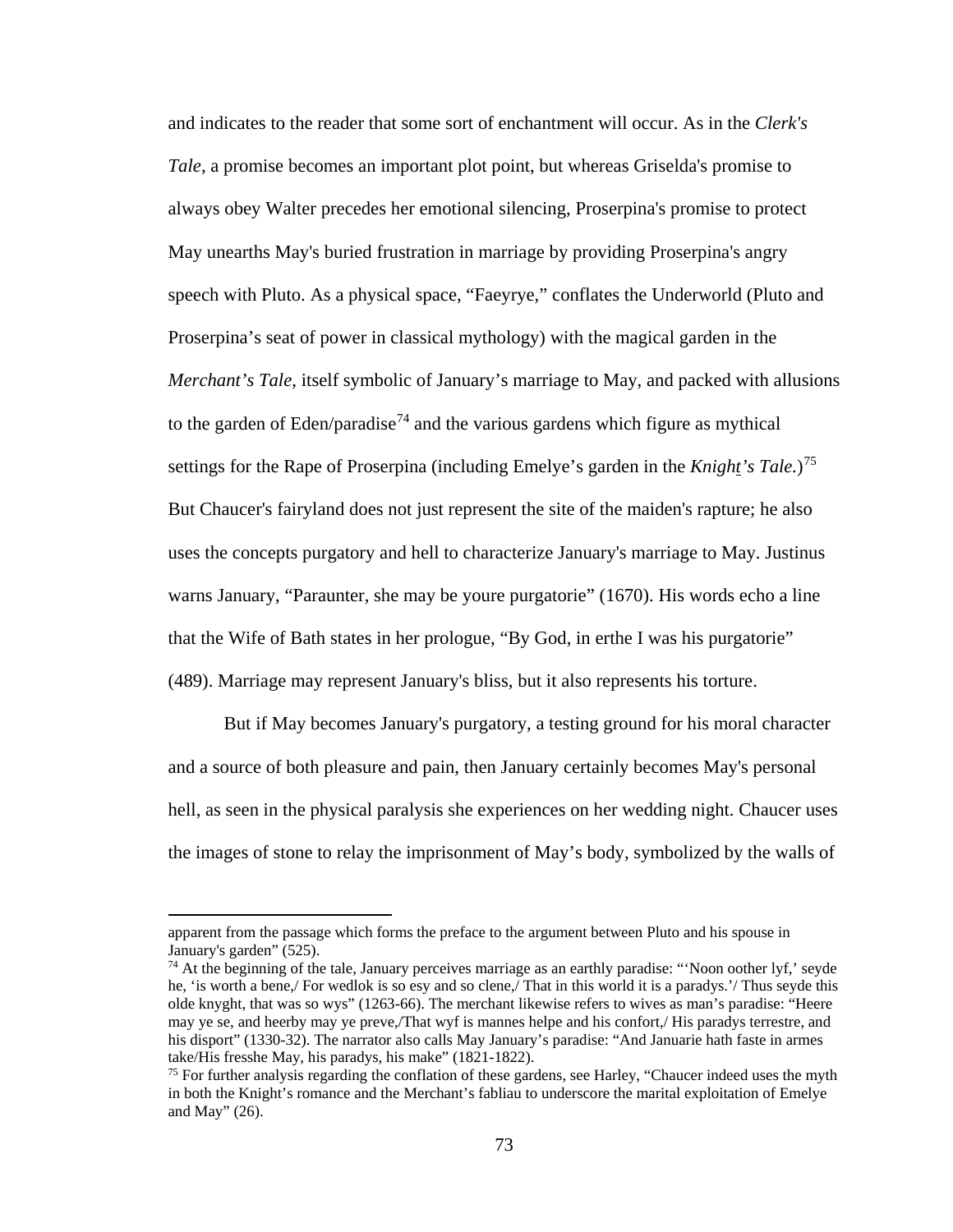and indicates to the reader that some sort of enchantment will occur. As in the *Clerk's Tale*, a promise becomes an important plot point, but whereas Griselda's promise to always obey Walter precedes her emotional silencing, Proserpina's promise to protect May unearths May's buried frustration in marriage by providing Proserpina's angry speech with Pluto. As a physical space, "Faeyrye," conflates the Underworld (Pluto and Proserpina's seat of power in classical mythology) with the magical garden in the *Merchant's Tale*, itself symbolic of January's marriage to May, and packed with allusions to the garden of Eden/paradise[74] and the various gardens which figure as mythical settings for the Rape of Proserpina (including Emelye's garden in the *Knight's Tale.*)[75] But Chaucer's fairyland does not just represent the site of the maiden's rapture; he also uses the concepts purgatory and hell to characterize January's marriage to May. Justinus warns January, "Paraunter, she may be youre purgatorie" (1670). His words echo a line that the Wife of Bath states in her prologue, "By God, in erthe I was his purgatorie" (489). Marriage may represent January's bliss, but it also represents his torture.

But if May becomes January's purgatory, a testing ground for his moral character and a source of both pleasure and pain, then January certainly becomes May's personal hell, as seen in the physical paralysis she experiences on her wedding night. Chaucer uses the images of stone to relay the imprisonment of May's body, symbolized by the walls of

---

apparent from the passage which forms the preface to the argument between Pluto and his spouse in January's garden" (525).

[74] At the beginning of the tale, January perceives marriage as an earthly paradise: "'Noon oother lyf,' seyde he, 'is worth a bene,/ For wedlok is so esy and so clene,/ That in this world it is a paradys.'/ Thus seyde this olde knyght, that was so wys" (1263-66). The merchant likewise refers to wives as man's paradise: "Heere may ye se, and heerby may ye preve,/That wyf is mannes helpe and his confort,/ His paradys terrestre, and his disport" (1330-32). The narrator also calls May January's paradise: "And Januarie hath faste in armes take/His fresshe May, his paradys, his make" (1821-1822).

[75] For further analysis regarding the conflation of these gardens, see Harley, "Chaucer indeed uses the myth in both the Knight's romance and the Merchant's fabliau to underscore the marital exploitation of Emelye and May" (26).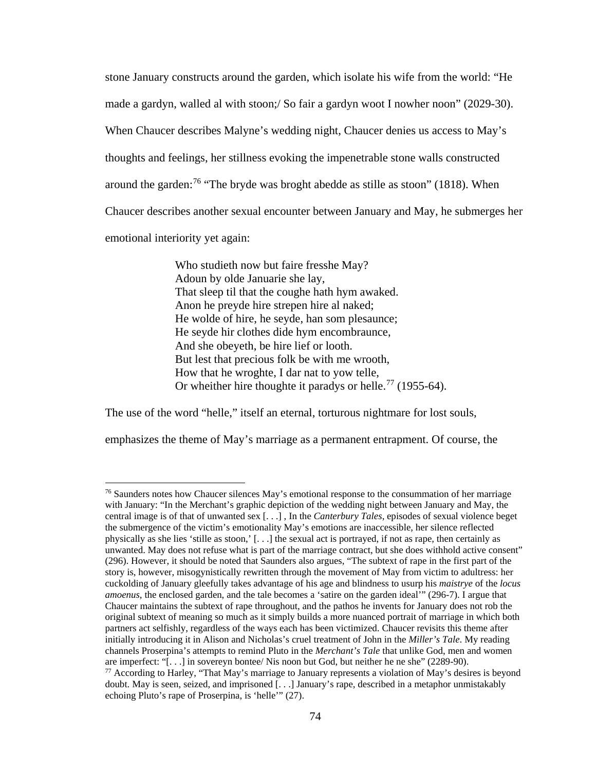stone January constructs around the garden, which isolate his wife from the world: "He made a gardyn, walled al with stoon;/ So fair a gardyn woot I nowher noon" (2029-30). When Chaucer describes Malyne's wedding night, Chaucer denies us access to May's thoughts and feelings, her stillness evoking the impenetrable stone walls constructed around the garden:[76] "The bryde was broght abedde as stille as stoon" (1818). When Chaucer describes another sexual encounter between January and May, he submerges her emotional interiority yet again:

> Who studieth now but faire fresshe May?
> Adoun by olde Januarie she lay,
> That sleep til that the coughe hath hym awaked.
> Anon he preyde hire strepen hire al naked;
> He wolde of hire, he seyde, han som plesaunce;
> He seyde hir clothes dide hym encombraunce,
> And she obeyeth, be hire lief or looth.
> But lest that precious folk be with me wrooth,
> How that he wroghte, I dar nat to yow telle,
> Or wheither hire thoughte it paradys or helle.[77] (1955-64).

The use of the word "helle," itself an eternal, torturous nightmare for lost souls, emphasizes the theme of May's marriage as a permanent entrapment. Of course, the

---

[76] Saunders notes how Chaucer silences May's emotional response to the consummation of her marriage with January: "In the Merchant's graphic depiction of the wedding night between January and May, the central image is of that of unwanted sex [. . .] , In the *Canterbury Tales*, episodes of sexual violence beget the submergence of the victim's emotionality May's emotions are inaccessible, her silence reflected physically as she lies 'stille as stoon,' [. . .] the sexual act is portrayed, if not as rape, then certainly as unwanted. May does not refuse what is part of the marriage contract, but she does withhold active consent" (296). However, it should be noted that Saunders also argues, "The subtext of rape in the first part of the story is, however, misogynistically rewritten through the movement of May from victim to adultress: her cuckolding of January gleefully takes advantage of his age and blindness to usurp his *maistrye* of the *locus amoenus*, the enclosed garden, and the tale becomes a 'satire on the garden ideal'" (296-7). I argue that Chaucer maintains the subtext of rape throughout, and the pathos he invents for January does not rob the original subtext of meaning so much as it simply builds a more nuanced portrait of marriage in which both partners act selfishly, regardless of the ways each has been victimized. Chaucer revisits this theme after initially introducing it in Alison and Nicholas's cruel treatment of John in the *Miller's Tale*. My reading channels Proserpina's attempts to remind Pluto in the *Merchant's Tale* that unlike God, men and women are imperfect: "[. . .] in sovereyn bontee/ Nis noon but God, but neither he ne she" (2289-90).

[77] According to Harley, "That May's marriage to January represents a violation of May's desires is beyond doubt. May is seen, seized, and imprisoned [. . .] January's rape, described in a metaphor unmistakably echoing Pluto's rape of Proserpina, is 'helle'" (27).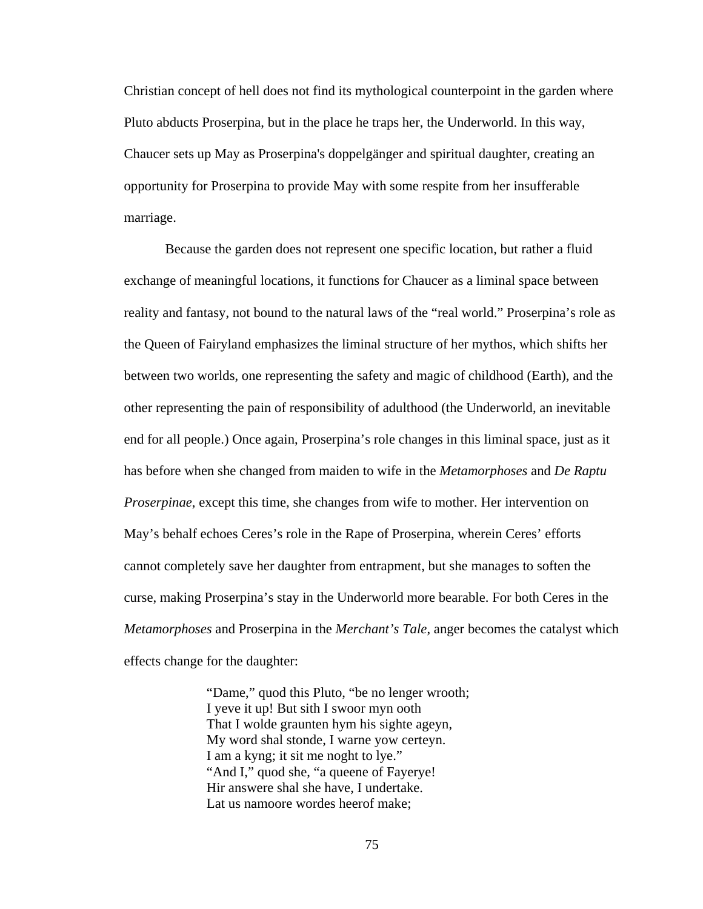Christian concept of hell does not find its mythological counterpoint in the garden where Pluto abducts Proserpina, but in the place he traps her, the Underworld. In this way, Chaucer sets up May as Proserpina's doppelgänger and spiritual daughter, creating an opportunity for Proserpina to provide May with some respite from her insufferable marriage.

Because the garden does not represent one specific location, but rather a fluid exchange of meaningful locations, it functions for Chaucer as a liminal space between reality and fantasy, not bound to the natural laws of the "real world." Proserpina's role as the Queen of Fairyland emphasizes the liminal structure of her mythos, which shifts her between two worlds, one representing the safety and magic of childhood (Earth), and the other representing the pain of responsibility of adulthood (the Underworld, an inevitable end for all people.) Once again, Proserpina's role changes in this liminal space, just as it has before when she changed from maiden to wife in the *Metamorphoses* and *De Raptu Proserpinae*, except this time, she changes from wife to mother. Her intervention on May's behalf echoes Ceres's role in the Rape of Proserpina, wherein Ceres' efforts cannot completely save her daughter from entrapment, but she manages to soften the curse, making Proserpina's stay in the Underworld more bearable. For both Ceres in the *Metamorphoses* and Proserpina in the *Merchant's Tale*, anger becomes the catalyst which effects change for the daughter:

> "Dame," quod this Pluto, "be no lenger wrooth;
> I yeve it up! But sith I swoor myn ooth
> That I wolde graunten hym his sighte ageyn,
> My word shal stonde, I warne yow certeyn.
> I am a kyng; it sit me noght to lye."
> "And I," quod she, "a queene of Fayerye!
> Hir answere shal she have, I undertake.
> Lat us namoore wordes heerof make;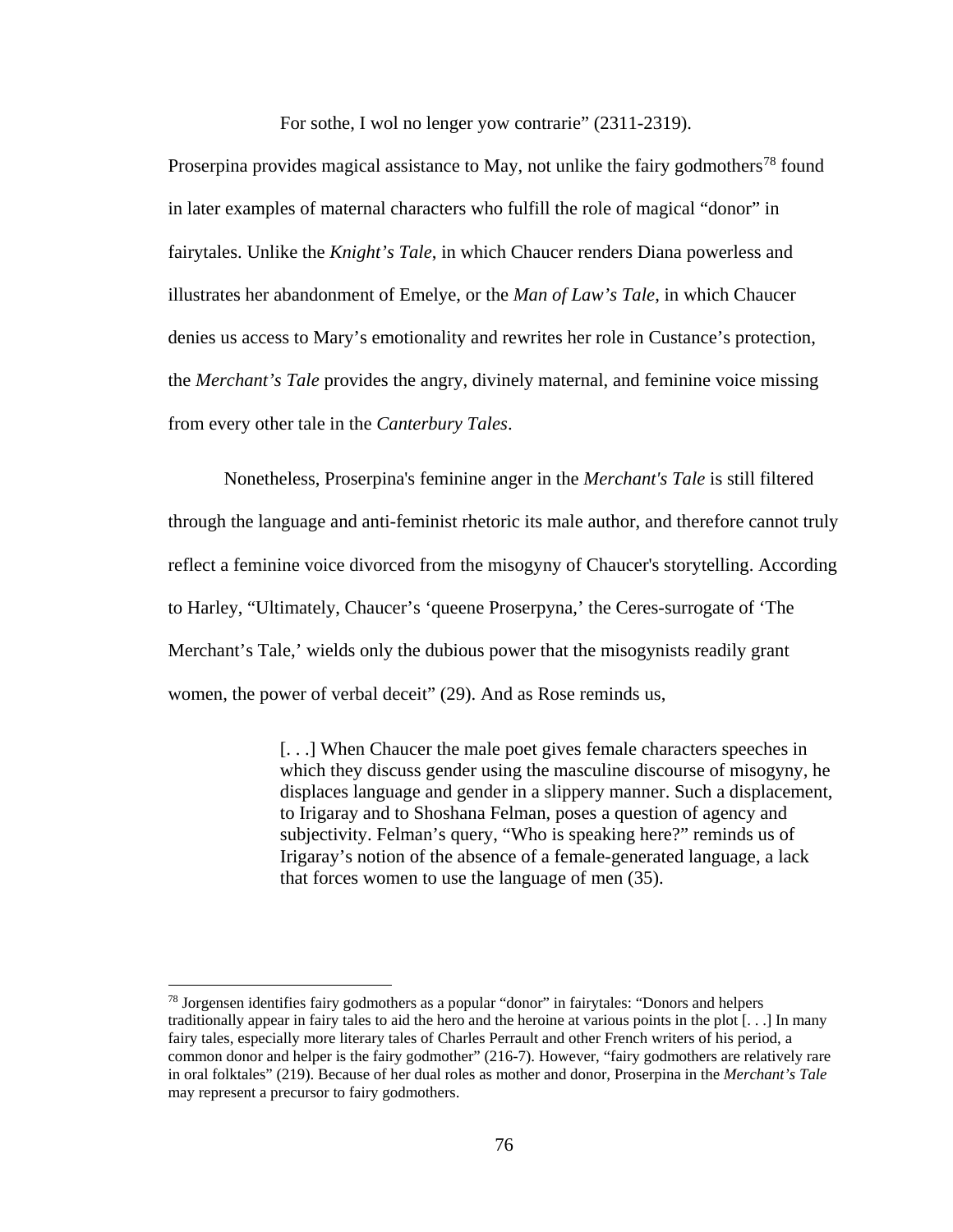For sothe, I wol no lenger yow contrarie" (2311-2319).

Proserpina provides magical assistance to May, not unlike the fairy godmothers[78] found in later examples of maternal characters who fulfill the role of magical "donor" in fairytales. Unlike the *Knight's Tale*, in which Chaucer renders Diana powerless and illustrates her abandonment of Emelye, or the *Man of Law's Tale*, in which Chaucer denies us access to Mary's emotionality and rewrites her role in Custance's protection, the *Merchant's Tale* provides the angry, divinely maternal, and feminine voice missing from every other tale in the *Canterbury Tales*.

Nonetheless, Proserpina's feminine anger in the *Merchant's Tale* is still filtered through the language and anti-feminist rhetoric its male author, and therefore cannot truly reflect a feminine voice divorced from the misogyny of Chaucer's storytelling. According to Harley, "Ultimately, Chaucer's 'queene Proserpyna,' the Ceres-surrogate of 'The Merchant's Tale,' wields only the dubious power that the misogynists readily grant women, the power of verbal deceit" (29). And as Rose reminds us,

> [. . .] When Chaucer the male poet gives female characters speeches in which they discuss gender using the masculine discourse of misogyny, he displaces language and gender in a slippery manner. Such a displacement, to Irigaray and to Shoshana Felman, poses a question of agency and subjectivity. Felman's query, "Who is speaking here?" reminds us of Irigaray's notion of the absence of a female-generated language, a lack that forces women to use the language of men (35).

[78] Jorgensen identifies fairy godmothers as a popular "donor" in fairytales: "Donors and helpers traditionally appear in fairy tales to aid the hero and the heroine at various points in the plot [. . .] In many fairy tales, especially more literary tales of Charles Perrault and other French writers of his period, a common donor and helper is the fairy godmother" (216-7). However, "fairy godmothers are relatively rare in oral folktales" (219). Because of her dual roles as mother and donor, Proserpina in the *Merchant's Tale* may represent a precursor to fairy godmothers.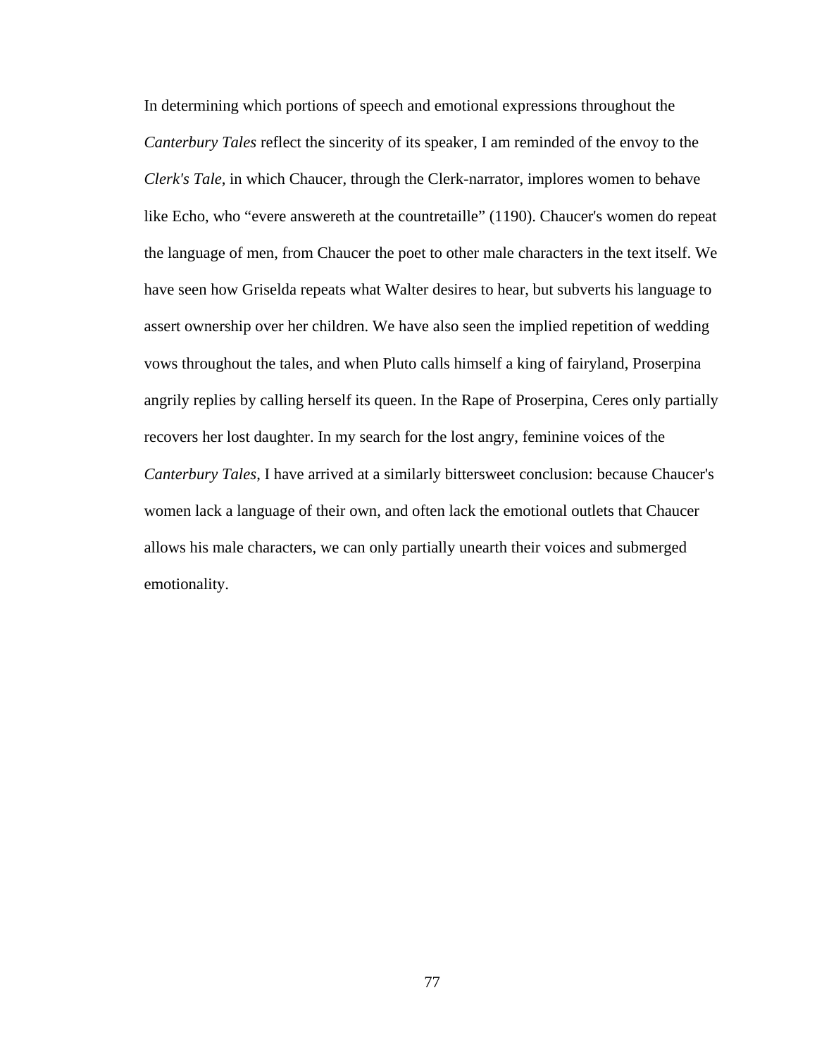In determining which portions of speech and emotional expressions throughout the *Canterbury Tales* reflect the sincerity of its speaker, I am reminded of the envoy to the *Clerk's Tale*, in which Chaucer, through the Clerk-narrator, implores women to behave like Echo, who "evere answereth at the countretaille" (1190). Chaucer's women do repeat the language of men, from Chaucer the poet to other male characters in the text itself. We have seen how Griselda repeats what Walter desires to hear, but subverts his language to assert ownership over her children. We have also seen the implied repetition of wedding vows throughout the tales, and when Pluto calls himself a king of fairyland, Proserpina angrily replies by calling herself its queen. In the Rape of Proserpina, Ceres only partially recovers her lost daughter. In my search for the lost angry, feminine voices of the *Canterbury Tales*, I have arrived at a similarly bittersweet conclusion: because Chaucer's women lack a language of their own, and often lack the emotional outlets that Chaucer allows his male characters, we can only partially unearth their voices and submerged emotionality.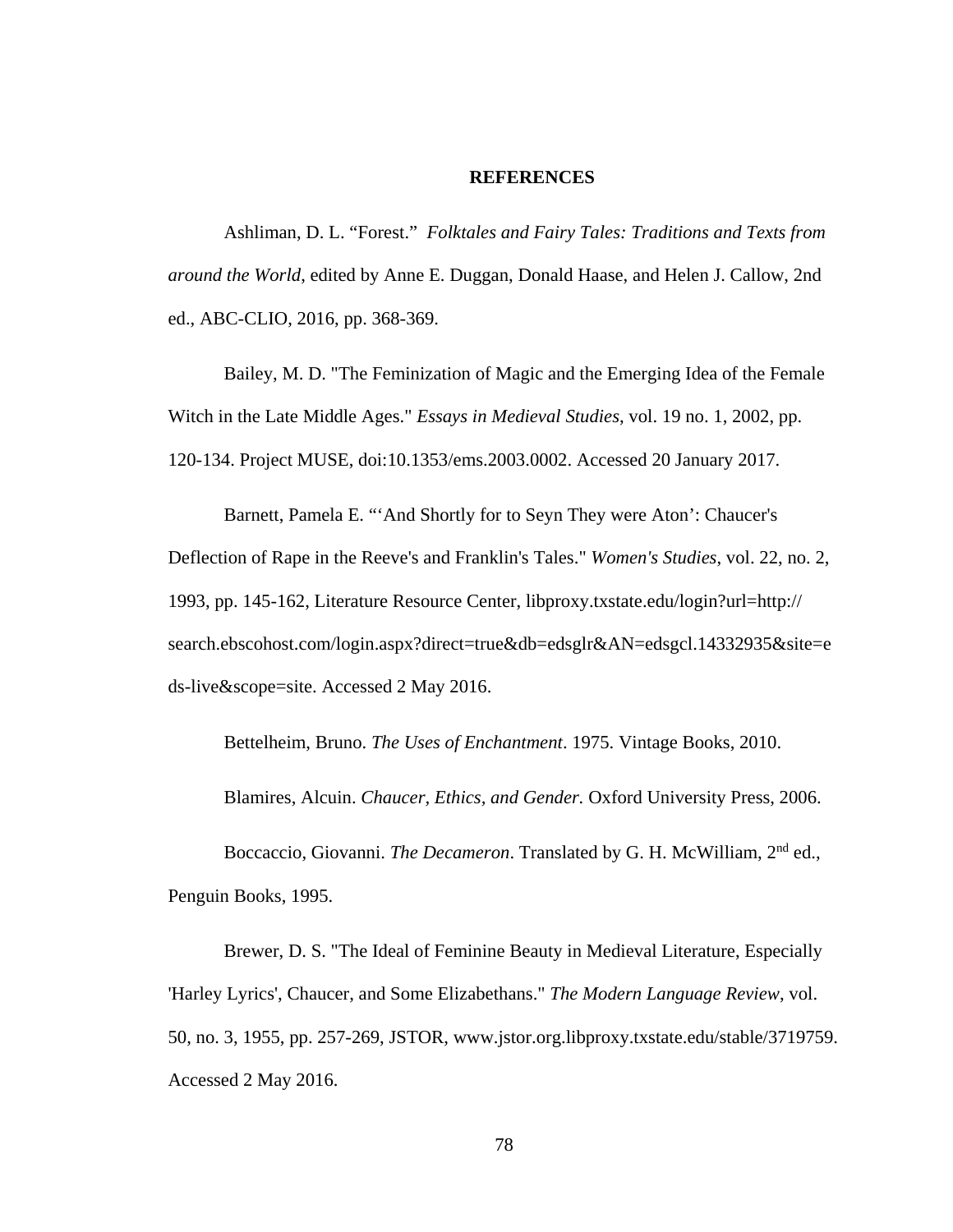# REFERENCES

Ashliman, D. L. "Forest." *Folktales and Fairy Tales: Traditions and Texts from around the World*, edited by Anne E. Duggan, Donald Haase, and Helen J. Callow, 2nd ed., ABC-CLIO, 2016, pp. 368-369.

Bailey, M. D. "The Feminization of Magic and the Emerging Idea of the Female Witch in the Late Middle Ages." *Essays in Medieval Studies*, vol. 19 no. 1, 2002, pp. 120-134. Project MUSE, doi:10.1353/ems.2003.0002. Accessed 20 January 2017.

Barnett, Pamela E. "'And Shortly for to Seyn They were Aton': Chaucer's Deflection of Rape in the Reeve's and Franklin's Tales." *Women's Studies*, vol. 22, no. 2, 1993, pp. 145-162, Literature Resource Center, libproxy.txstate.edu/login?url=http://search.ebscohost.com/login.aspx?direct=true&db=edsglr&AN=edsgcl.14332935&site=eds-live&scope=site. Accessed 2 May 2016.

Bettelheim, Bruno. *The Uses of Enchantment*. 1975. Vintage Books, 2010.

Blamires, Alcuin. *Chaucer, Ethics, and Gender.* Oxford University Press, 2006.

Boccaccio, Giovanni. *The Decameron*. Translated by G. H. McWilliam, 2nd ed., Penguin Books, 1995.

Brewer, D. S. "The Ideal of Feminine Beauty in Medieval Literature, Especially 'Harley Lyrics', Chaucer, and Some Elizabethans." *The Modern Language Review*, vol. 50, no. 3, 1955, pp. 257-269, JSTOR, www.jstor.org.libproxy.txstate.edu/stable/3719759. Accessed 2 May 2016.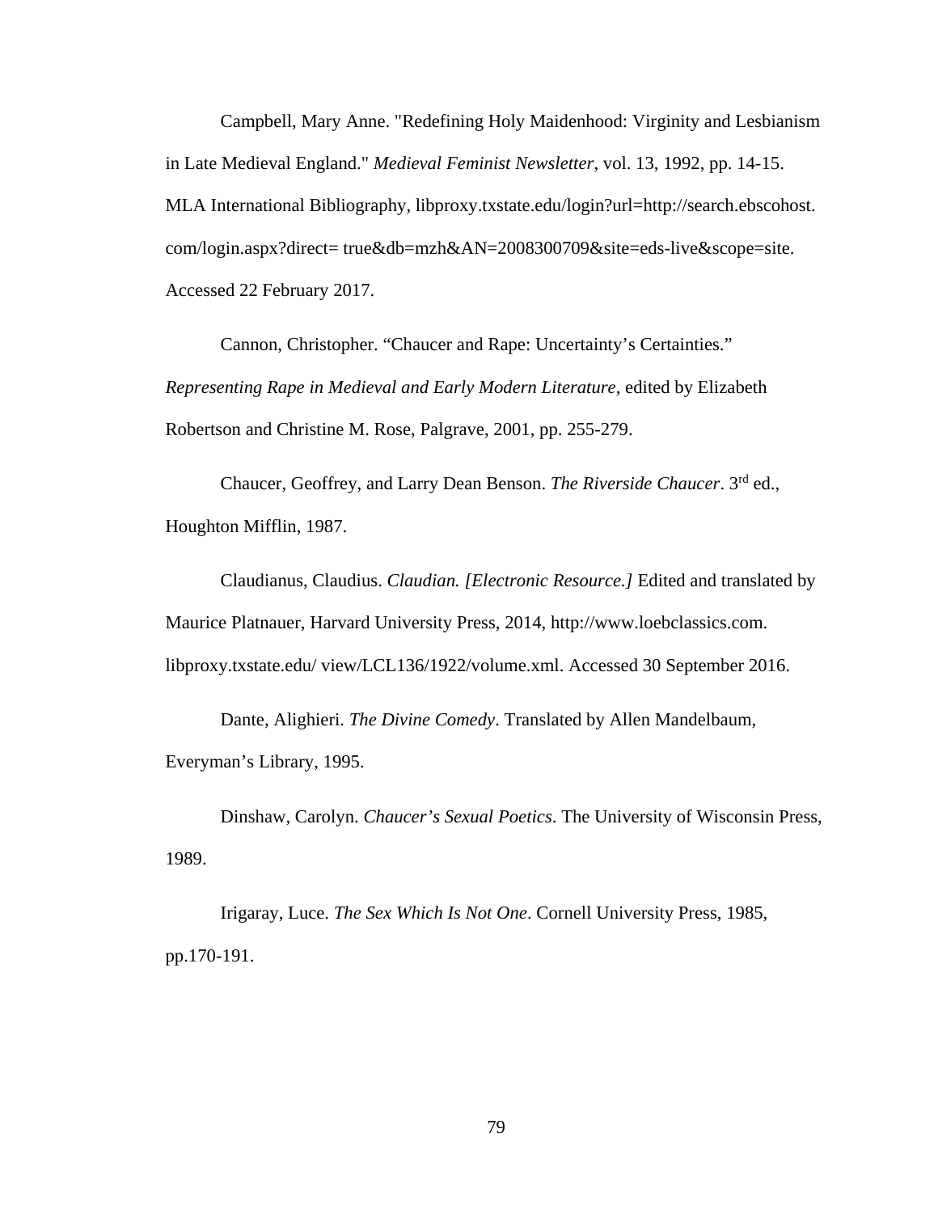Campbell, Mary Anne. "Redefining Holy Maidenhood: Virginity and Lesbianism in Late Medieval England." *Medieval Feminist Newsletter*, vol. 13, 1992, pp. 14-15. MLA International Bibliography, libproxy.txstate.edu/login?url=http://search.ebscohost.com/login.aspx?direct= true&db=mzh&AN=2008300709&site=eds-live&scope=site. Accessed 22 February 2017.

Cannon, Christopher. “Chaucer and Rape: Uncertainty’s Certainties.” *Representing Rape in Medieval and Early Modern Literature*, edited by Elizabeth Robertson and Christine M. Rose, Palgrave, 2001, pp. 255-279.

Chaucer, Geoffrey, and Larry Dean Benson. *The Riverside Chaucer*. 3rd ed., Houghton Mifflin, 1987.

Claudianus, Claudius. *Claudian. [Electronic Resource.]* Edited and translated by Maurice Platnauer, Harvard University Press, 2014, http://www.loebclassics.com.libproxy.txstate.edu/ view/LCL136/1922/volume.xml. Accessed 30 September 2016.

Dante, Alighieri. *The Divine Comedy*. Translated by Allen Mandelbaum, Everyman’s Library, 1995.

Dinshaw, Carolyn. *Chaucer’s Sexual Poetics*. The University of Wisconsin Press, 1989.

Irigaray, Luce. *The Sex Which Is Not One*. Cornell University Press, 1985, pp.170-191.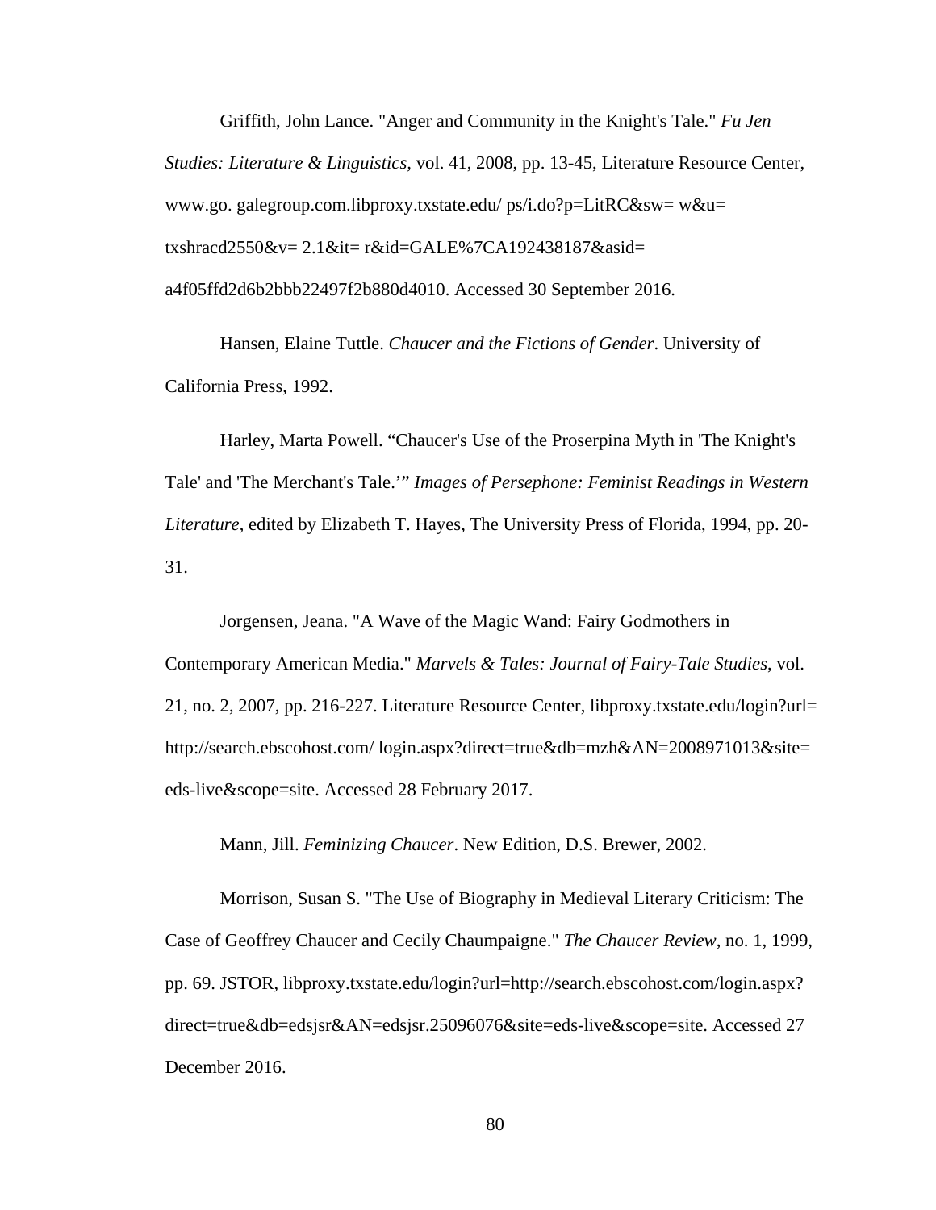Griffith, John Lance. "Anger and Community in the Knight's Tale." *Fu Jen Studies: Literature & Linguistics*, vol. 41, 2008, pp. 13-45, Literature Resource Center, www.go. galegroup.com.libproxy.txstate.edu/ ps/i.do?p=LitRC&sw= w&u= txshracd2550&v= 2.1&it= r&id=GALE%7CA192438187&asid= a4f05ffd2d6b2bbb22497f2b880d4010. Accessed 30 September 2016.

Hansen, Elaine Tuttle. *Chaucer and the Fictions of Gender*. University of California Press, 1992.

Harley, Marta Powell. “Chaucer's Use of the Proserpina Myth in 'The Knight's Tale' and 'The Merchant's Tale.’” *Images of Persephone: Feminist Readings in Western Literature*, edited by Elizabeth T. Hayes, The University Press of Florida, 1994, pp. 20-31.

Jorgensen, Jeana. "A Wave of the Magic Wand: Fairy Godmothers in Contemporary American Media." *Marvels & Tales: Journal of Fairy-Tale Studies*, vol. 21, no. 2, 2007, pp. 216-227. Literature Resource Center, libproxy.txstate.edu/login?url= http://search.ebscohost.com/ login.aspx?direct=true&db=mzh&AN=2008971013&site= eds-live&scope=site. Accessed 28 February 2017.

Mann, Jill. *Feminizing Chaucer*. New Edition, D.S. Brewer, 2002.

Morrison, Susan S. "The Use of Biography in Medieval Literary Criticism: The Case of Geoffrey Chaucer and Cecily Chaumpaigne." *The Chaucer Review*, no. 1, 1999, pp. 69. JSTOR, libproxy.txstate.edu/login?url=http://search.ebscohost.com/login.aspx? direct=true&db=edsjsr&AN=edsjsr.25096076&site=eds-live&scope=site. Accessed 27 December 2016.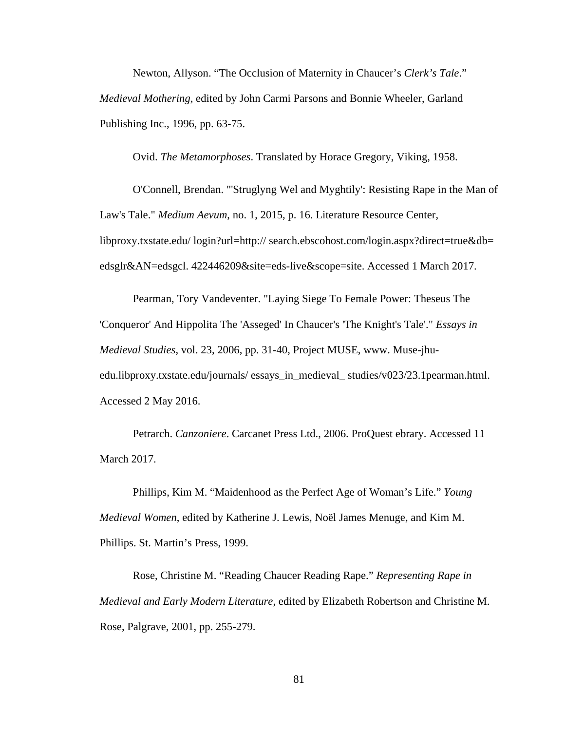Newton, Allyson. "The Occlusion of Maternity in Chaucer's *Clerk's Tale*." *Medieval Mothering*, edited by John Carmi Parsons and Bonnie Wheeler, Garland Publishing Inc., 1996, pp. 63-75.

Ovid. *The Metamorphoses*. Translated by Horace Gregory, Viking, 1958.

O'Connell, Brendan. "'Struglyng Wel and Myghtily': Resisting Rape in the Man of Law's Tale." *Medium Aevum*, no. 1, 2015, p. 16. Literature Resource Center, libproxy.txstate.edu/ login?url=http:// search.ebscohost.com/login.aspx?direct=true&db= edsglr&AN=edsgcl. 422446209&site=eds-live&scope=site. Accessed 1 March 2017.

Pearman, Tory Vandeventer. "Laying Siege To Female Power: Theseus The 'Conqueror' And Hippolita The 'Asseged' In Chaucer's 'The Knight's Tale'." *Essays in Medieval Studies*, vol. 23, 2006, pp. 31-40, Project MUSE, www. Muse-jhu-edu.libproxy.txstate.edu/journals/ essays_in_medieval_ studies/v023/23.1pearman.html. Accessed 2 May 2016.

Petrarch. *Canzoniere*. Carcanet Press Ltd., 2006. ProQuest ebrary. Accessed 11 March 2017.

Phillips, Kim M. "Maidenhood as the Perfect Age of Woman's Life." *Young Medieval Women*, edited by Katherine J. Lewis, Noël James Menuge, and Kim M. Phillips. St. Martin's Press, 1999.

Rose, Christine M. "Reading Chaucer Reading Rape." *Representing Rape in Medieval and Early Modern Literature*, edited by Elizabeth Robertson and Christine M. Rose, Palgrave, 2001, pp. 255-279.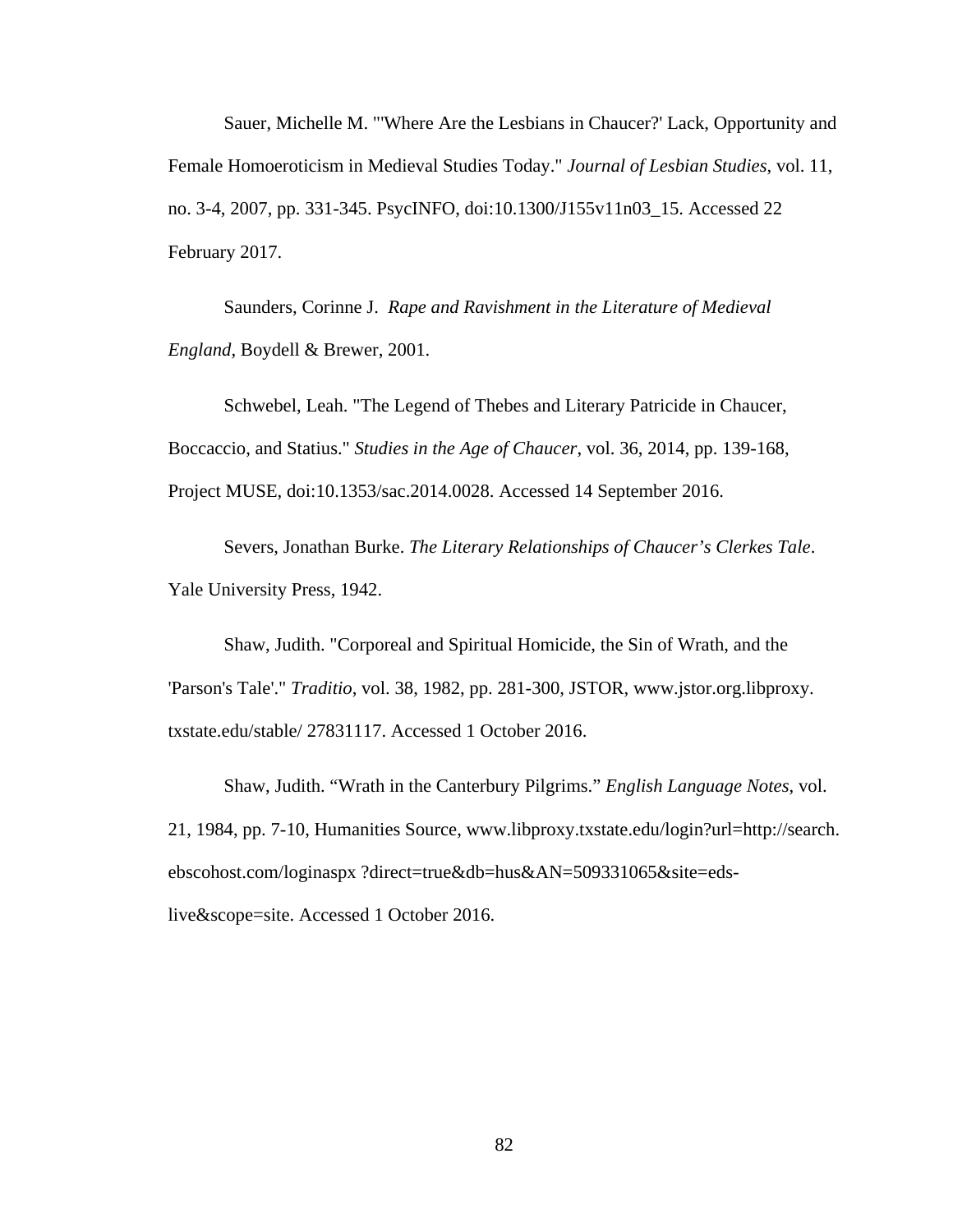Sauer, Michelle M. "'Where Are the Lesbians in Chaucer?' Lack, Opportunity and Female Homoeroticism in Medieval Studies Today." *Journal of Lesbian Studies*, vol. 11, no. 3-4, 2007, pp. 331-345. PsycINFO, doi:10.1300/J155v11n03_15. Accessed 22 February 2017.

Saunders, Corinne J. *Rape and Ravishment in the Literature of Medieval England*, Boydell & Brewer, 2001.

Schwebel, Leah. "The Legend of Thebes and Literary Patricide in Chaucer, Boccaccio, and Statius." *Studies in the Age of Chaucer*, vol. 36, 2014, pp. 139-168, Project MUSE, doi:10.1353/sac.2014.0028. Accessed 14 September 2016.

Severs, Jonathan Burke. *The Literary Relationships of Chaucer's Clerkes Tale*. Yale University Press, 1942.

Shaw, Judith. "Corporeal and Spiritual Homicide, the Sin of Wrath, and the 'Parson's Tale'." *Traditio*, vol. 38, 1982, pp. 281-300, JSTOR, www.jstor.org.libproxy. txstate.edu/stable/ 27831117. Accessed 1 October 2016.

Shaw, Judith. "Wrath in the Canterbury Pilgrims." *English Language Notes*, vol. 21, 1984, pp. 7-10, Humanities Source, www.libproxy.txstate.edu/login?url=http://search. ebscohost.com/loginaspx ?direct=true&db=hus&AN=509331065&site=eds-live&scope=site. Accessed 1 October 2016.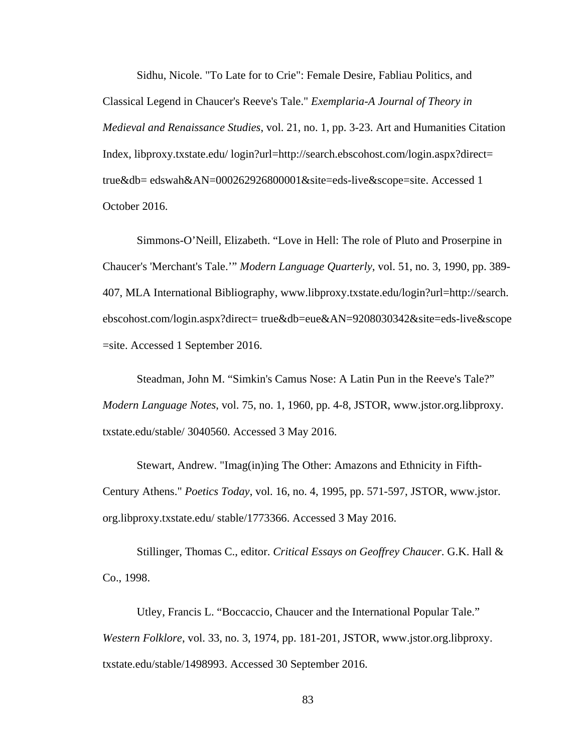Sidhu, Nicole. "To Late for to Crie": Female Desire, Fabliau Politics, and Classical Legend in Chaucer's Reeve's Tale." *Exemplaria-A Journal of Theory in Medieval and Renaissance Studies*, vol. 21, no. 1, pp. 3-23. Art and Humanities Citation Index, libproxy.txstate.edu/ login?url=http://search.ebscohost.com/login.aspx?direct= true&db= edswah&AN=000262926800001&site=eds-live&scope=site. Accessed 1 October 2016.

Simmons-O'Neill, Elizabeth. "Love in Hell: The role of Pluto and Proserpine in Chaucer's 'Merchant's Tale.'" *Modern Language Quarterly*, vol. 51, no. 3, 1990, pp. 389-407, MLA International Bibliography, www.libproxy.txstate.edu/login?url=http://search. ebscohost.com/login.aspx?direct= true&db=eue&AN=9208030342&site=eds-live&scope =site. Accessed 1 September 2016.

Steadman, John M. "Simkin's Camus Nose: A Latin Pun in the Reeve's Tale?" *Modern Language Notes*, vol. 75, no. 1, 1960, pp. 4-8, JSTOR, www.jstor.org.libproxy. txstate.edu/stable/ 3040560. Accessed 3 May 2016.

Stewart, Andrew. "Imag(in)ing The Other: Amazons and Ethnicity in Fifth-Century Athens." *Poetics Today*, vol. 16, no. 4, 1995, pp. 571-597, JSTOR, www.jstor. org.libproxy.txstate.edu/ stable/1773366. Accessed 3 May 2016.

Stillinger, Thomas C., editor. *Critical Essays on Geoffrey Chaucer*. G.K. Hall & Co., 1998.

Utley, Francis L. "Boccaccio, Chaucer and the International Popular Tale." *Western Folklore*, vol. 33, no. 3, 1974, pp. 181-201, JSTOR, www.jstor.org.libproxy. txstate.edu/stable/1498993. Accessed 30 September 2016.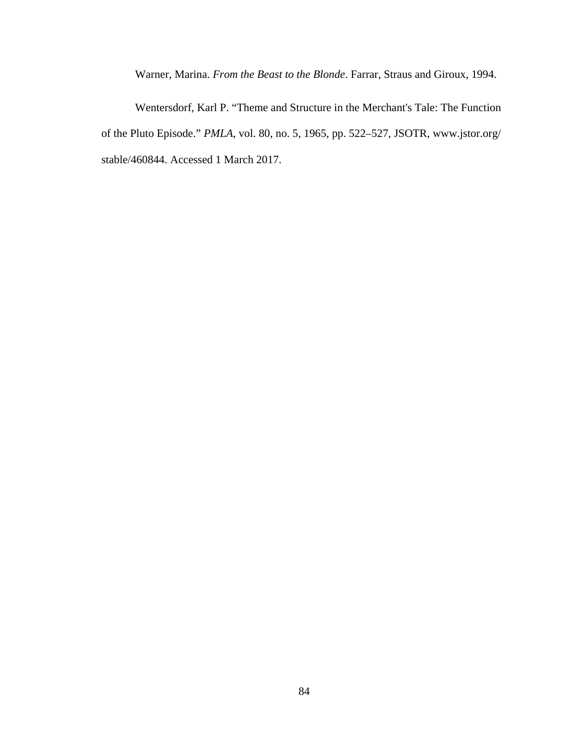Warner, Marina. *From the Beast to the Blonde*. Farrar, Straus and Giroux, 1994.

Wentersdorf, Karl P. "Theme and Structure in the Merchant's Tale: The Function of the Pluto Episode." *PMLA*, vol. 80, no. 5, 1965, pp. 522–527, JSOTR, www.jstor.org/stable/460844. Accessed 1 March 2017.